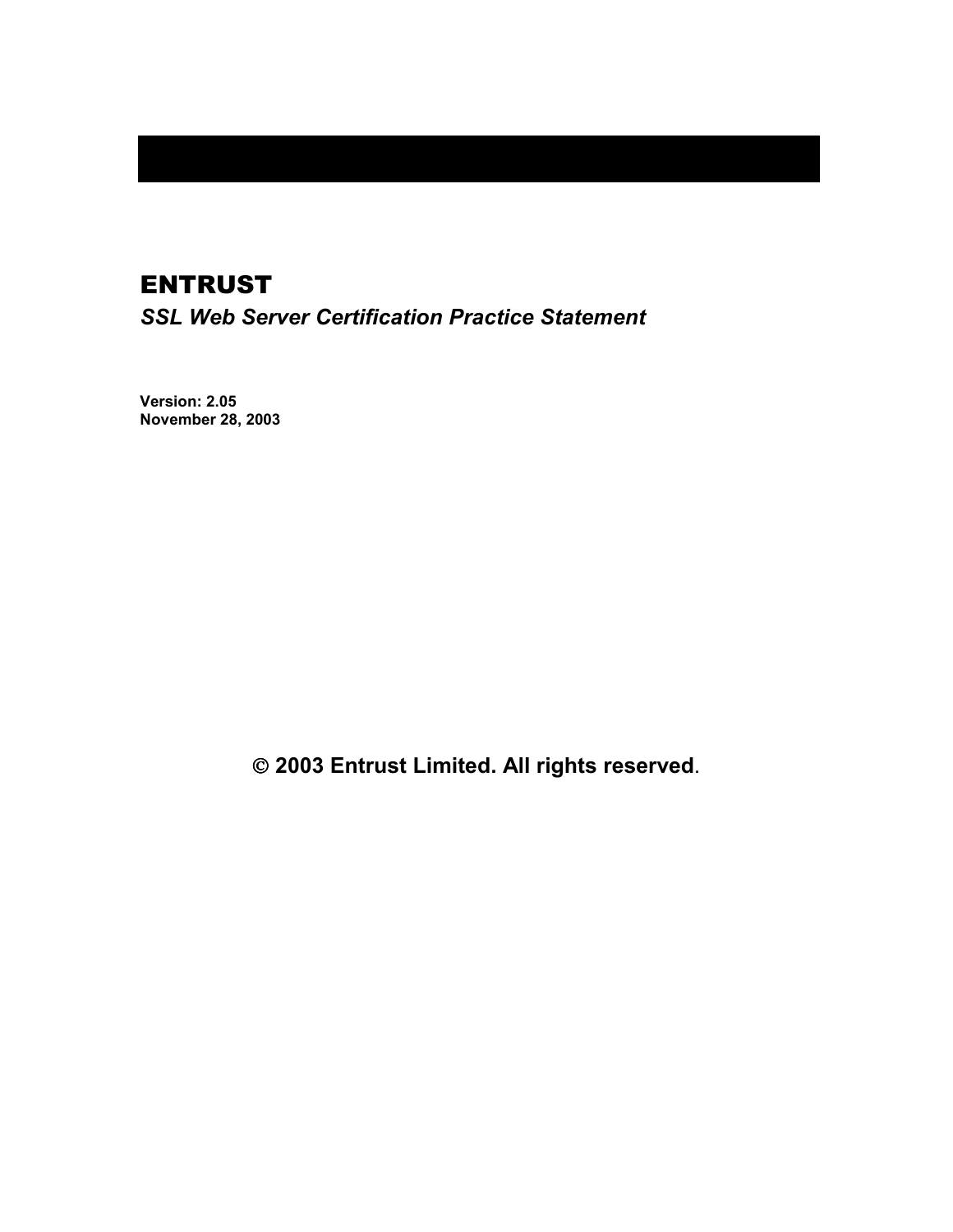# ENTRUST

## *SSL Web Server Certification Practice Statement*

**Version: 2.05**
**November 28, 2003**

**© 2003 Entrust Limited. All rights reserved**.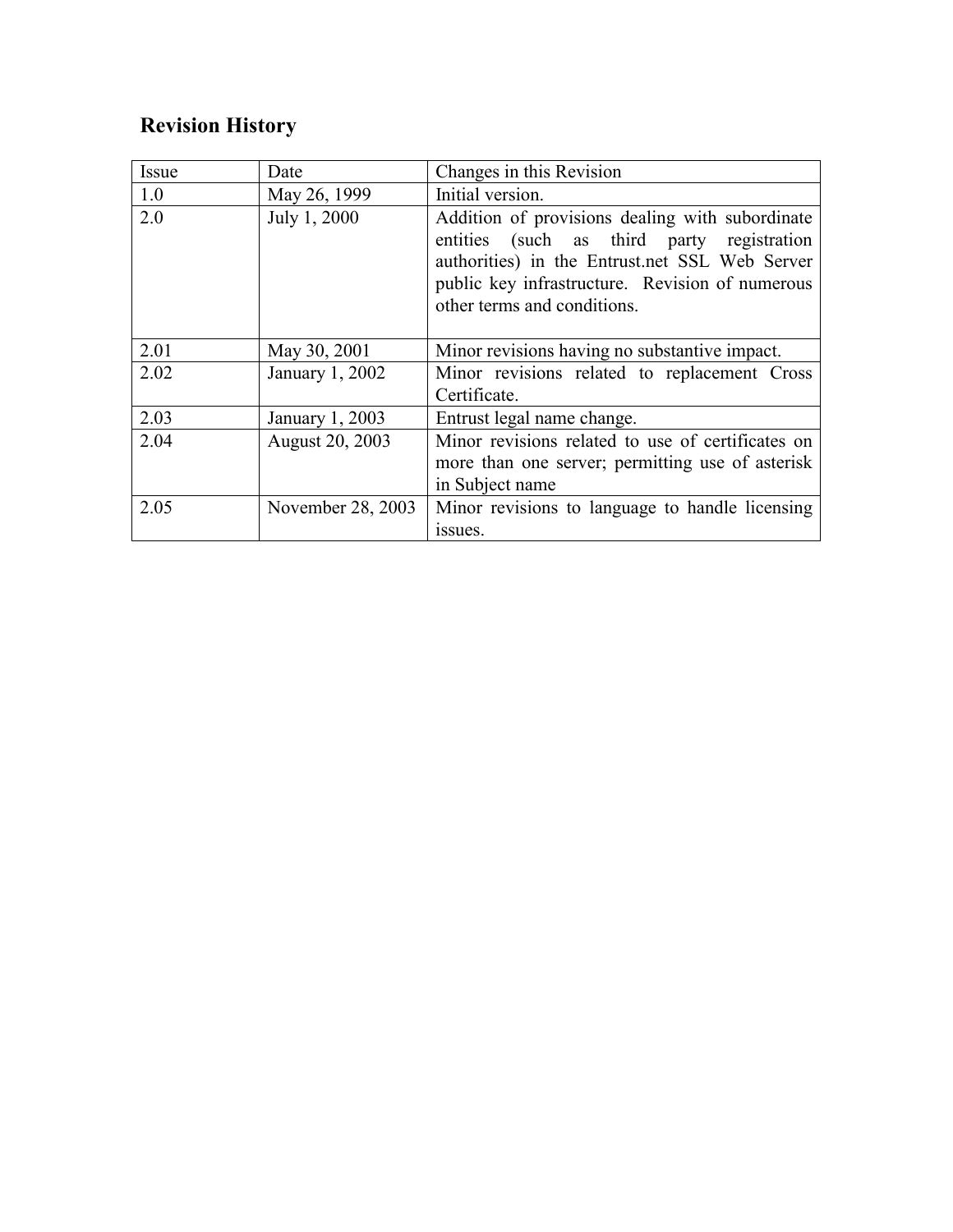## Revision History

| Issue | Date | Changes in this Revision |
|---|---|---|
| 1.0 | May 26, 1999 | Initial version. |
| 2.0 | July 1, 2000 | Addition of provisions dealing with subordinate entities (such as third party registration authorities) in the Entrust.net SSL Web Server public key infrastructure. Revision of numerous other terms and conditions. |
| 2.01 | May 30, 2001 | Minor revisions having no substantive impact. |
| 2.02 | January 1, 2002 | Minor revisions related to replacement Cross Certificate. |
| 2.03 | January 1, 2003 | Entrust legal name change. |
| 2.04 | August 20, 2003 | Minor revisions related to use of certificates on more than one server; permitting use of asterisk in Subject name |
| 2.05 | November 28, 2003 | Minor revisions to language to handle licensing issues. |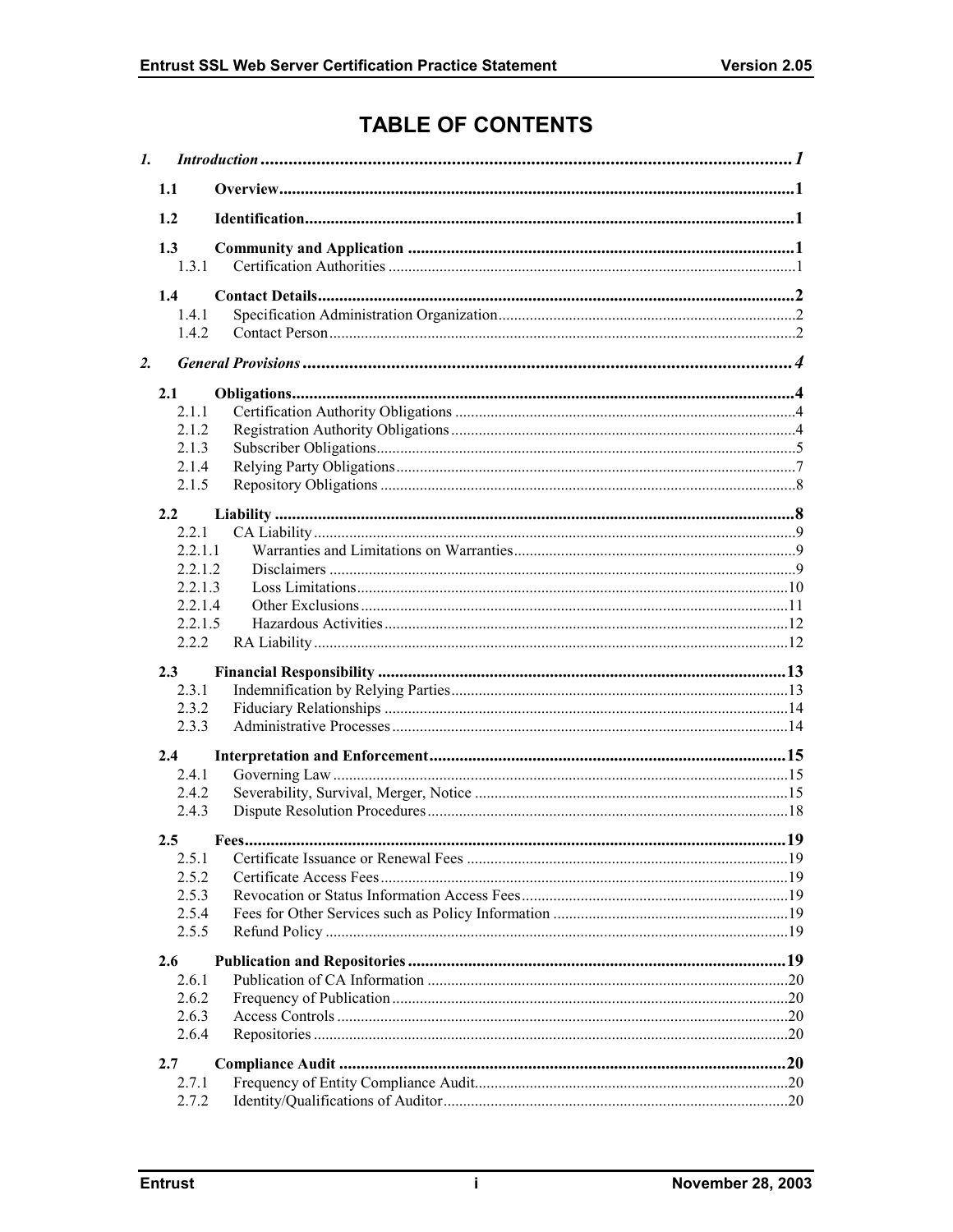# TABLE OF CONTENTS

1. *Introduction* ........................................ *1*
   - 1.1 **Overview** ........................................ **1**
   - 1.2 **Identification** ........................................ **1**
   - 1.3 **Community and Application** ........................................ **1**
     - 1.3.1 Certification Authorities ........................................ 1
   - 1.4 **Contact Details** ........................................ **2**
     - 1.4.1 Specification Administration Organization ........................................ 2
     - 1.4.2 Contact Person ........................................ 2
2. *General Provisions* ........................................ *4*
   - 2.1 **Obligations** ........................................ **4**
     - 2.1.1 Certification Authority Obligations ........................................ 4
     - 2.1.2 Registration Authority Obligations ........................................ 4
     - 2.1.3 Subscriber Obligations ........................................ 5
     - 2.1.4 Relying Party Obligations ........................................ 7
     - 2.1.5 Repository Obligations ........................................ 8
   - 2.2 **Liability** ........................................ **8**
     - 2.2.1 CA Liability ........................................ 9
       - 2.2.1.1 Warranties and Limitations on Warranties ........................................ 9
       - 2.2.1.2 Disclaimers ........................................ 9
       - 2.2.1.3 Loss Limitations ........................................ 10
       - 2.2.1.4 Other Exclusions ........................................ 11
       - 2.2.1.5 Hazardous Activities ........................................ 12
     - 2.2.2 RA Liability ........................................ 12
   - 2.3 **Financial Responsibility** ........................................ **13**
     - 2.3.1 Indemnification by Relying Parties ........................................ 13
     - 2.3.2 Fiduciary Relationships ........................................ 14
     - 2.3.3 Administrative Processes ........................................ 14
   - 2.4 **Interpretation and Enforcement** ........................................ **15**
     - 2.4.1 Governing Law ........................................ 15
     - 2.4.2 Severability, Survival, Merger, Notice ........................................ 15
     - 2.4.3 Dispute Resolution Procedures ........................................ 18
   - 2.5 **Fees** ........................................ **19**
     - 2.5.1 Certificate Issuance or Renewal Fees ........................................ 19
     - 2.5.2 Certificate Access Fees ........................................ 19
     - 2.5.3 Revocation or Status Information Access Fees ........................................ 19
     - 2.5.4 Fees for Other Services such as Policy Information ........................................ 19
     - 2.5.5 Refund Policy ........................................ 19
   - 2.6 **Publication and Repositories** ........................................ **19**
     - 2.6.1 Publication of CA Information ........................................ 20
     - 2.6.2 Frequency of Publication ........................................ 20
     - 2.6.3 Access Controls ........................................ 20
     - 2.6.4 Repositories ........................................ 20
   - 2.7 **Compliance Audit** ........................................ **20**
     - 2.7.1 Frequency of Entity Compliance Audit ........................................ 20
     - 2.7.2 Identity/Qualifications of Auditor ........................................ 20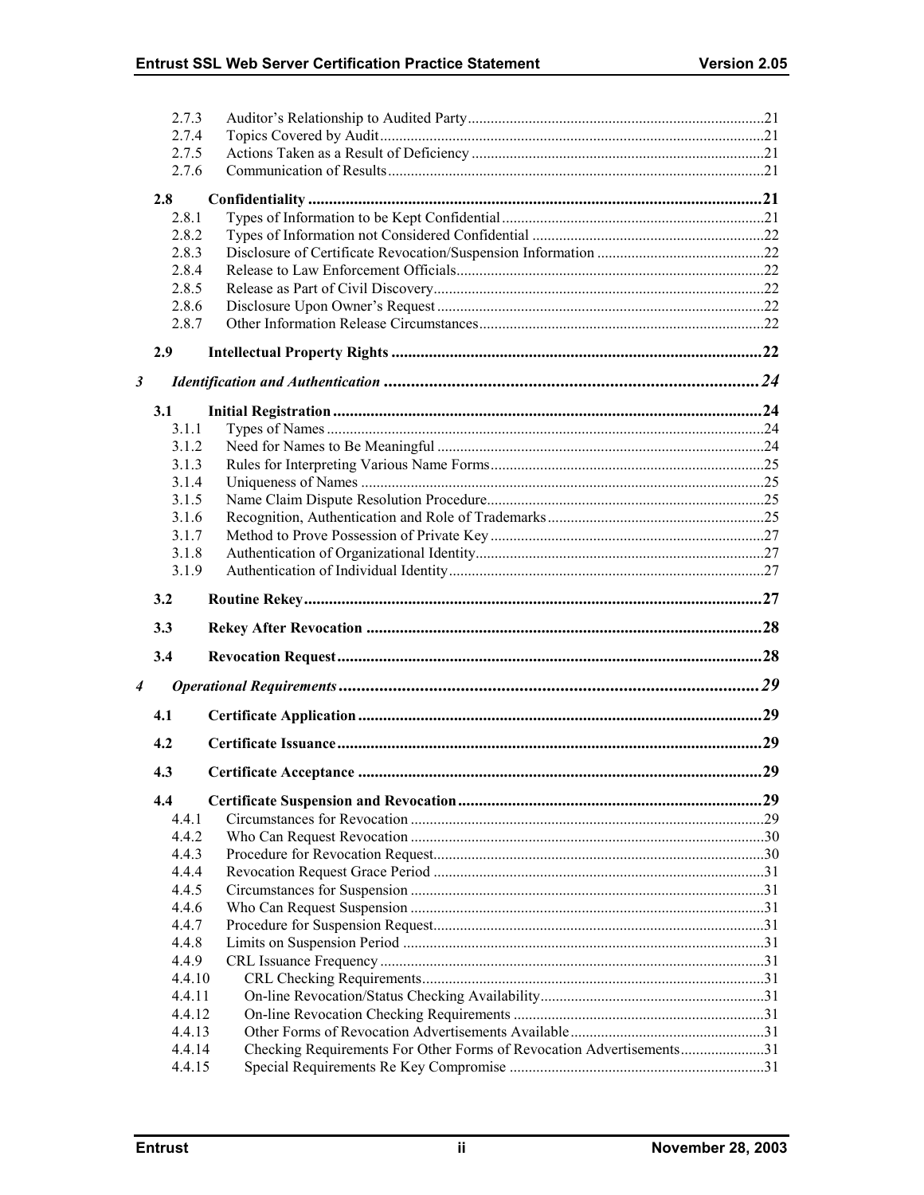2.7.3 Auditor's Relationship to Audited Party ..... 21
2.7.4 Topics Covered by Audit ..... 21
2.7.5 Actions Taken as a Result of Deficiency ..... 21
2.7.6 Communication of Results ..... 21

**2.8 Confidentiality ..... 21**

2.8.1 Types of Information to be Kept Confidential ..... 21
2.8.2 Types of Information not Considered Confidential ..... 22
2.8.3 Disclosure of Certificate Revocation/Suspension Information ..... 22
2.8.4 Release to Law Enforcement Officials ..... 22
2.8.5 Release as Part of Civil Discovery ..... 22
2.8.6 Disclosure Upon Owner's Request ..... 22
2.8.7 Other Information Release Circumstances ..... 22

**2.9 Intellectual Property Rights ..... 22**

***3 Identification and Authentication ..... 24***

**3.1 Initial Registration ..... 24**

3.1.1 Types of Names ..... 24
3.1.2 Need for Names to Be Meaningful ..... 24
3.1.3 Rules for Interpreting Various Name Forms ..... 25
3.1.4 Uniqueness of Names ..... 25
3.1.5 Name Claim Dispute Resolution Procedure ..... 25
3.1.6 Recognition, Authentication and Role of Trademarks ..... 25
3.1.7 Method to Prove Possession of Private Key ..... 27
3.1.8 Authentication of Organizational Identity ..... 27
3.1.9 Authentication of Individual Identity ..... 27

**3.2 Routine Rekey ..... 27**

**3.3 Rekey After Revocation ..... 28**

**3.4 Revocation Request ..... 28**

***4 Operational Requirements ..... 29***

**4.1 Certificate Application ..... 29**

**4.2 Certificate Issuance ..... 29**

**4.3 Certificate Acceptance ..... 29**

**4.4 Certificate Suspension and Revocation ..... 29**

4.4.1 Circumstances for Revocation ..... 29
4.4.2 Who Can Request Revocation ..... 30
4.4.3 Procedure for Revocation Request ..... 30
4.4.4 Revocation Request Grace Period ..... 31
4.4.5 Circumstances for Suspension ..... 31
4.4.6 Who Can Request Suspension ..... 31
4.4.7 Procedure for Suspension Request ..... 31
4.4.8 Limits on Suspension Period ..... 31
4.4.9 CRL Issuance Frequency ..... 31
4.4.10 CRL Checking Requirements ..... 31
4.4.11 On-line Revocation/Status Checking Availability ..... 31
4.4.12 On-line Revocation Checking Requirements ..... 31
4.4.13 Other Forms of Revocation Advertisements Available ..... 31
4.4.14 Checking Requirements For Other Forms of Revocation Advertisements ..... 31
4.4.15 Special Requirements Re Key Compromise ..... 31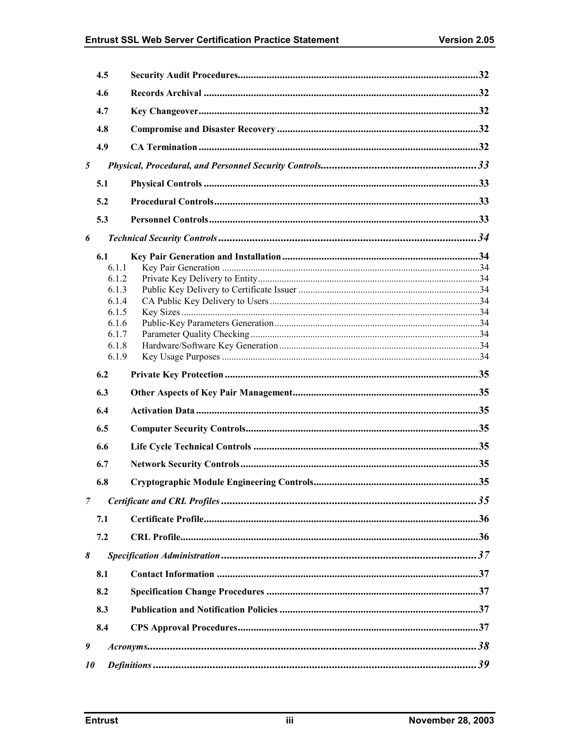| | | |
|---|---|---|
| **4.5** | **Security Audit Procedures** | **32** |
| **4.6** | **Records Archival** | **32** |
| **4.7** | **Key Changeover** | **32** |
| **4.8** | **Compromise and Disaster Recovery** | **32** |
| **4.9** | **CA Termination** | **32** |
| ***5*** | ***Physical, Procedural, and Personnel Security Controls*** | ***33*** |
| **5.1** | **Physical Controls** | **33** |
| **5.2** | **Procedural Controls** | **33** |
| **5.3** | **Personnel Controls** | **33** |
| ***6*** | ***Technical Security Controls*** | ***34*** |
| **6.1** | **Key Pair Generation and Installation** | **34** |
| 6.1.1 | Key Pair Generation | 34 |
| 6.1.2 | Private Key Delivery to Entity | 34 |
| 6.1.3 | Public Key Delivery to Certificate Issuer | 34 |
| 6.1.4 | CA Public Key Delivery to Users | 34 |
| 6.1.5 | Key Sizes | 34 |
| 6.1.6 | Public-Key Parameters Generation | 34 |
| 6.1.7 | Parameter Quality Checking | 34 |
| 6.1.8 | Hardware/Software Key Generation | 34 |
| 6.1.9 | Key Usage Purposes | 34 |
| **6.2** | **Private Key Protection** | **35** |
| **6.3** | **Other Aspects of Key Pair Management** | **35** |
| **6.4** | **Activation Data** | **35** |
| **6.5** | **Computer Security Controls** | **35** |
| **6.6** | **Life Cycle Technical Controls** | **35** |
| **6.7** | **Network Security Controls** | **35** |
| **6.8** | **Cryptographic Module Engineering Controls** | **35** |
| ***7*** | ***Certificate and CRL Profiles*** | ***35*** |
| **7.1** | **Certificate Profile** | **36** |
| **7.2** | **CRL Profile** | **36** |
| ***8*** | ***Specification Administration*** | ***37*** |
| **8.1** | **Contact Information** | **37** |
| **8.2** | **Specification Change Procedures** | **37** |
| **8.3** | **Publication and Notification Policies** | **37** |
| **8.4** | **CPS Approval Procedures** | **37** |
| ***9*** | ***Acronyms*** | ***38*** |
| ***10*** | ***Definitions*** | ***39*** |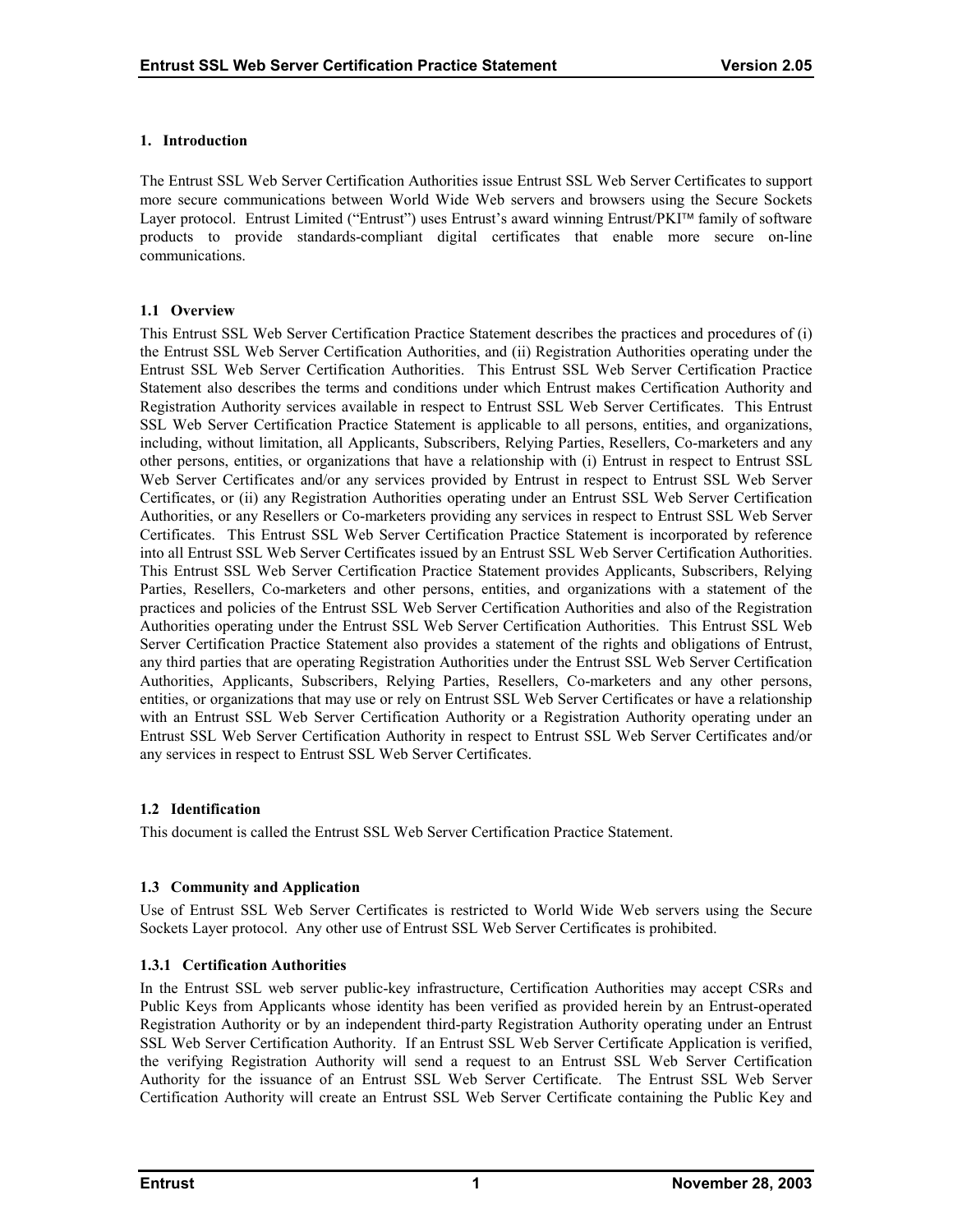## 1. Introduction

The Entrust SSL Web Server Certification Authorities issue Entrust SSL Web Server Certificates to support more secure communications between World Wide Web servers and browsers using the Secure Sockets Layer protocol. Entrust Limited ("Entrust") uses Entrust's award winning Entrust/PKI™ family of software products to provide standards-compliant digital certificates that enable more secure on-line communications.

### 1.1 Overview

This Entrust SSL Web Server Certification Practice Statement describes the practices and procedures of (i) the Entrust SSL Web Server Certification Authorities, and (ii) Registration Authorities operating under the Entrust SSL Web Server Certification Authorities. This Entrust SSL Web Server Certification Practice Statement also describes the terms and conditions under which Entrust makes Certification Authority and Registration Authority services available in respect to Entrust SSL Web Server Certificates. This Entrust SSL Web Server Certification Practice Statement is applicable to all persons, entities, and organizations, including, without limitation, all Applicants, Subscribers, Relying Parties, Resellers, Co-marketers and any other persons, entities, or organizations that have a relationship with (i) Entrust in respect to Entrust SSL Web Server Certificates and/or any services provided by Entrust in respect to Entrust SSL Web Server Certificates, or (ii) any Registration Authorities operating under an Entrust SSL Web Server Certification Authorities, or any Resellers or Co-marketers providing any services in respect to Entrust SSL Web Server Certificates. This Entrust SSL Web Server Certification Practice Statement is incorporated by reference into all Entrust SSL Web Server Certificates issued by an Entrust SSL Web Server Certification Authorities. This Entrust SSL Web Server Certification Practice Statement provides Applicants, Subscribers, Relying Parties, Resellers, Co-marketers and other persons, entities, and organizations with a statement of the practices and policies of the Entrust SSL Web Server Certification Authorities and also of the Registration Authorities operating under the Entrust SSL Web Server Certification Authorities. This Entrust SSL Web Server Certification Practice Statement also provides a statement of the rights and obligations of Entrust, any third parties that are operating Registration Authorities under the Entrust SSL Web Server Certification Authorities, Applicants, Subscribers, Relying Parties, Resellers, Co-marketers and any other persons, entities, or organizations that may use or rely on Entrust SSL Web Server Certificates or have a relationship with an Entrust SSL Web Server Certification Authority or a Registration Authority operating under an Entrust SSL Web Server Certification Authority in respect to Entrust SSL Web Server Certificates and/or any services in respect to Entrust SSL Web Server Certificates.

### 1.2 Identification

This document is called the Entrust SSL Web Server Certification Practice Statement.

### 1.3 Community and Application

Use of Entrust SSL Web Server Certificates is restricted to World Wide Web servers using the Secure Sockets Layer protocol. Any other use of Entrust SSL Web Server Certificates is prohibited.

#### 1.3.1 Certification Authorities

In the Entrust SSL web server public-key infrastructure, Certification Authorities may accept CSRs and Public Keys from Applicants whose identity has been verified as provided herein by an Entrust-operated Registration Authority or by an independent third-party Registration Authority operating under an Entrust SSL Web Server Certification Authority. If an Entrust SSL Web Server Certificate Application is verified, the verifying Registration Authority will send a request to an Entrust SSL Web Server Certification Authority for the issuance of an Entrust SSL Web Server Certificate. The Entrust SSL Web Server Certification Authority will create an Entrust SSL Web Server Certificate containing the Public Key and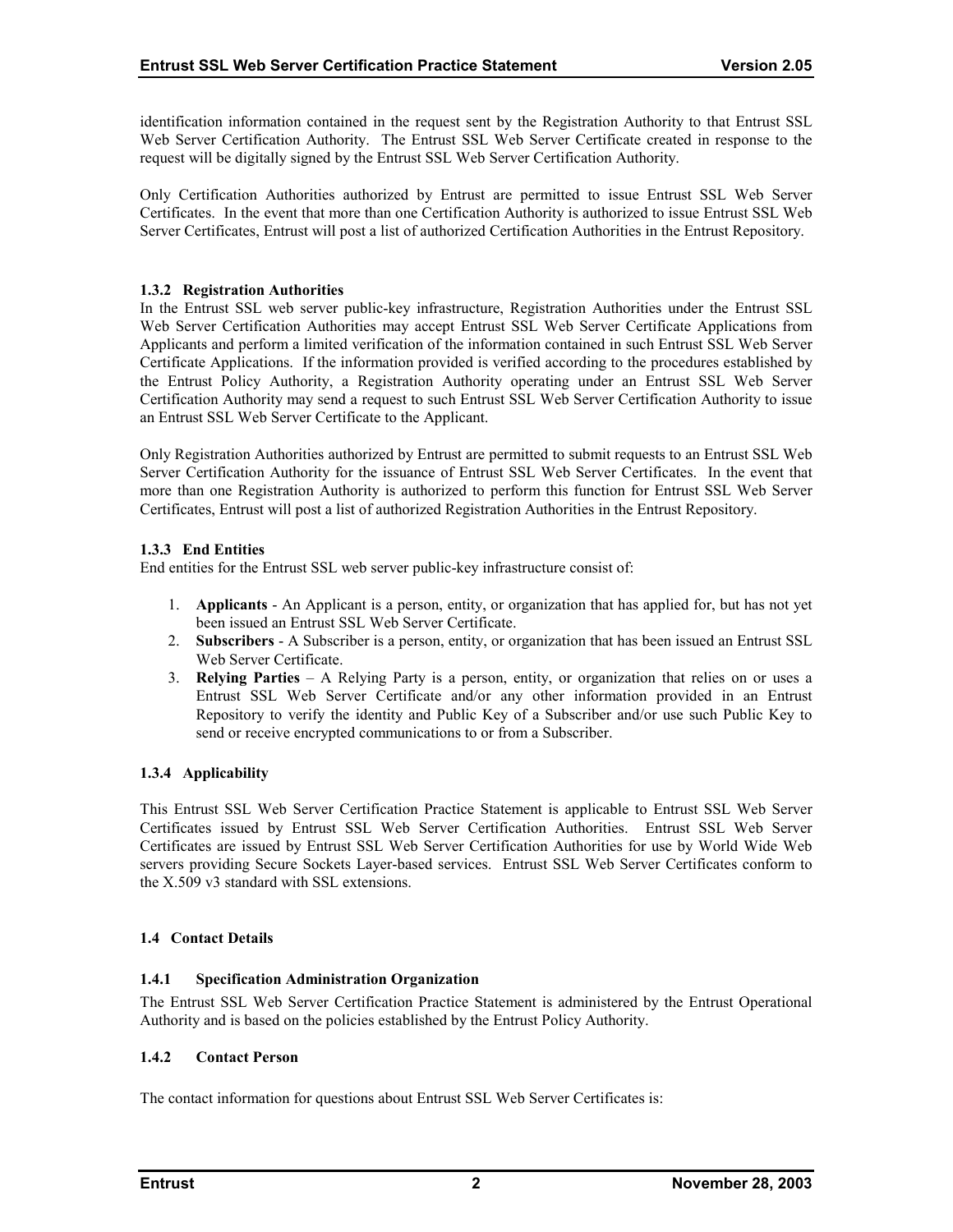identification information contained in the request sent by the Registration Authority to that Entrust SSL Web Server Certification Authority. The Entrust SSL Web Server Certificate created in response to the request will be digitally signed by the Entrust SSL Web Server Certification Authority.

Only Certification Authorities authorized by Entrust are permitted to issue Entrust SSL Web Server Certificates. In the event that more than one Certification Authority is authorized to issue Entrust SSL Web Server Certificates, Entrust will post a list of authorized Certification Authorities in the Entrust Repository.

#### 1.3.2 Registration Authorities

In the Entrust SSL web server public-key infrastructure, Registration Authorities under the Entrust SSL Web Server Certification Authorities may accept Entrust SSL Web Server Certificate Applications from Applicants and perform a limited verification of the information contained in such Entrust SSL Web Server Certificate Applications. If the information provided is verified according to the procedures established by the Entrust Policy Authority, a Registration Authority operating under an Entrust SSL Web Server Certification Authority may send a request to such Entrust SSL Web Server Certification Authority to issue an Entrust SSL Web Server Certificate to the Applicant.

Only Registration Authorities authorized by Entrust are permitted to submit requests to an Entrust SSL Web Server Certification Authority for the issuance of Entrust SSL Web Server Certificates. In the event that more than one Registration Authority is authorized to perform this function for Entrust SSL Web Server Certificates, Entrust will post a list of authorized Registration Authorities in the Entrust Repository.

#### 1.3.3 End Entities

End entities for the Entrust SSL web server public-key infrastructure consist of:

1. **Applicants** - An Applicant is a person, entity, or organization that has applied for, but has not yet been issued an Entrust SSL Web Server Certificate.
2. **Subscribers** - A Subscriber is a person, entity, or organization that has been issued an Entrust SSL Web Server Certificate.
3. **Relying Parties** – A Relying Party is a person, entity, or organization that relies on or uses a Entrust SSL Web Server Certificate and/or any other information provided in an Entrust Repository to verify the identity and Public Key of a Subscriber and/or use such Public Key to send or receive encrypted communications to or from a Subscriber.

#### 1.3.4 Applicability

This Entrust SSL Web Server Certification Practice Statement is applicable to Entrust SSL Web Server Certificates issued by Entrust SSL Web Server Certification Authorities. Entrust SSL Web Server Certificates are issued by Entrust SSL Web Server Certification Authorities for use by World Wide Web servers providing Secure Sockets Layer-based services. Entrust SSL Web Server Certificates conform to the X.509 v3 standard with SSL extensions.

### 1.4 Contact Details

#### 1.4.1 Specification Administration Organization

The Entrust SSL Web Server Certification Practice Statement is administered by the Entrust Operational Authority and is based on the policies established by the Entrust Policy Authority.

#### 1.4.2 Contact Person

The contact information for questions about Entrust SSL Web Server Certificates is: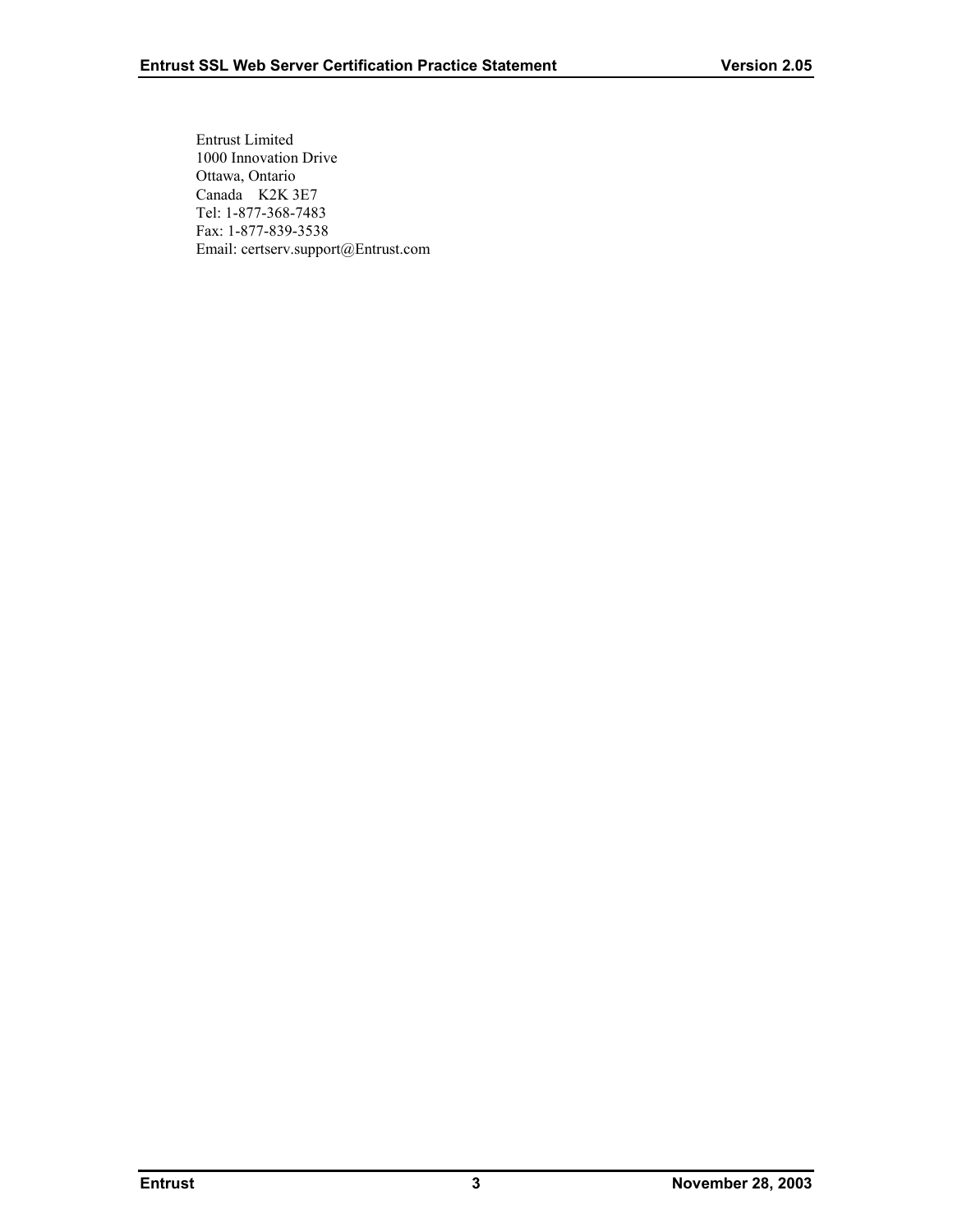Entrust Limited  
1000 Innovation Drive  
Ottawa, Ontario  
Canada K2K 3E7  
Tel: 1-877-368-7483  
Fax: 1-877-839-3538  
Email: certserv.support@Entrust.com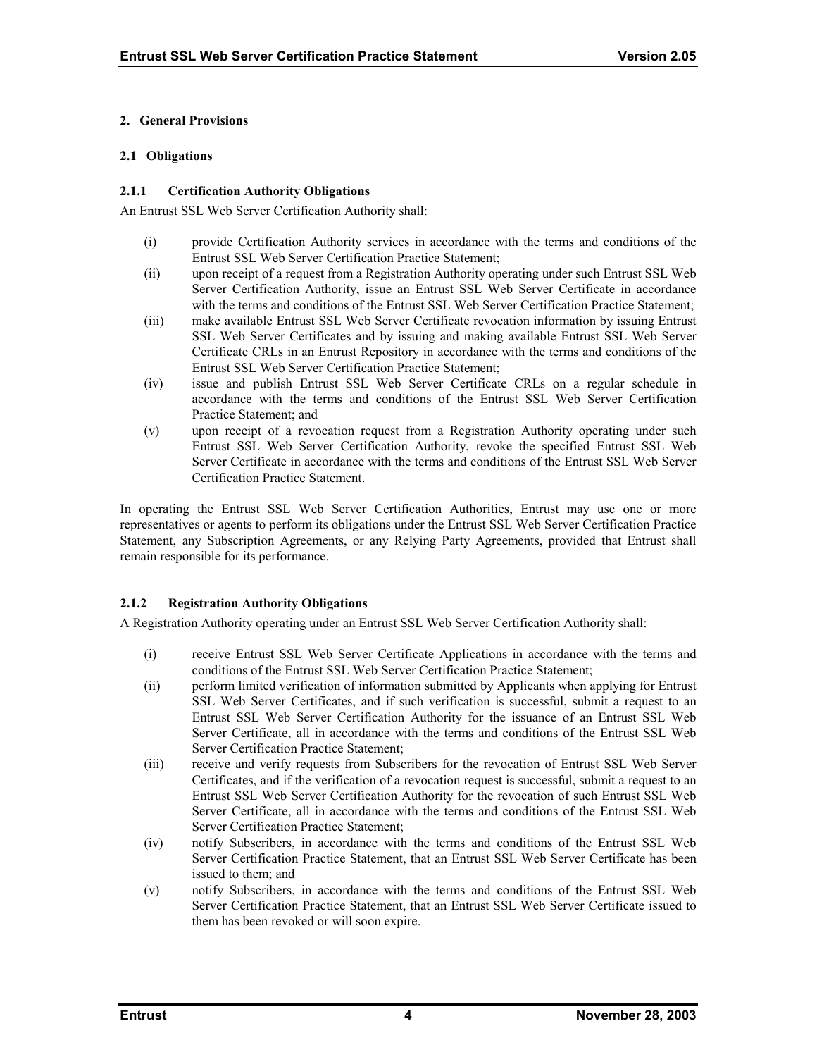# 2. General Provisions

## 2.1 Obligations

### 2.1.1 Certification Authority Obligations

An Entrust SSL Web Server Certification Authority shall:

(i) provide Certification Authority services in accordance with the terms and conditions of the Entrust SSL Web Server Certification Practice Statement;

(ii) upon receipt of a request from a Registration Authority operating under such Entrust SSL Web Server Certification Authority, issue an Entrust SSL Web Server Certificate in accordance with the terms and conditions of the Entrust SSL Web Server Certification Practice Statement;

(iii) make available Entrust SSL Web Server Certificate revocation information by issuing Entrust SSL Web Server Certificates and by issuing and making available Entrust SSL Web Server Certificate CRLs in an Entrust Repository in accordance with the terms and conditions of the Entrust SSL Web Server Certification Practice Statement;

(iv) issue and publish Entrust SSL Web Server Certificate CRLs on a regular schedule in accordance with the terms and conditions of the Entrust SSL Web Server Certification Practice Statement; and

(v) upon receipt of a revocation request from a Registration Authority operating under such Entrust SSL Web Server Certification Authority, revoke the specified Entrust SSL Web Server Certificate in accordance with the terms and conditions of the Entrust SSL Web Server Certification Practice Statement.

In operating the Entrust SSL Web Server Certification Authorities, Entrust may use one or more representatives or agents to perform its obligations under the Entrust SSL Web Server Certification Practice Statement, any Subscription Agreements, or any Relying Party Agreements, provided that Entrust shall remain responsible for its performance.

### 2.1.2 Registration Authority Obligations

A Registration Authority operating under an Entrust SSL Web Server Certification Authority shall:

(i) receive Entrust SSL Web Server Certificate Applications in accordance with the terms and conditions of the Entrust SSL Web Server Certification Practice Statement;

(ii) perform limited verification of information submitted by Applicants when applying for Entrust SSL Web Server Certificates, and if such verification is successful, submit a request to an Entrust SSL Web Server Certification Authority for the issuance of an Entrust SSL Web Server Certificate, all in accordance with the terms and conditions of the Entrust SSL Web Server Certification Practice Statement;

(iii) receive and verify requests from Subscribers for the revocation of Entrust SSL Web Server Certificates, and if the verification of a revocation request is successful, submit a request to an Entrust SSL Web Server Certification Authority for the revocation of such Entrust SSL Web Server Certificate, all in accordance with the terms and conditions of the Entrust SSL Web Server Certification Practice Statement;

(iv) notify Subscribers, in accordance with the terms and conditions of the Entrust SSL Web Server Certification Practice Statement, that an Entrust SSL Web Server Certificate has been issued to them; and

(v) notify Subscribers, in accordance with the terms and conditions of the Entrust SSL Web Server Certification Practice Statement, that an Entrust SSL Web Server Certificate issued to them has been revoked or will soon expire.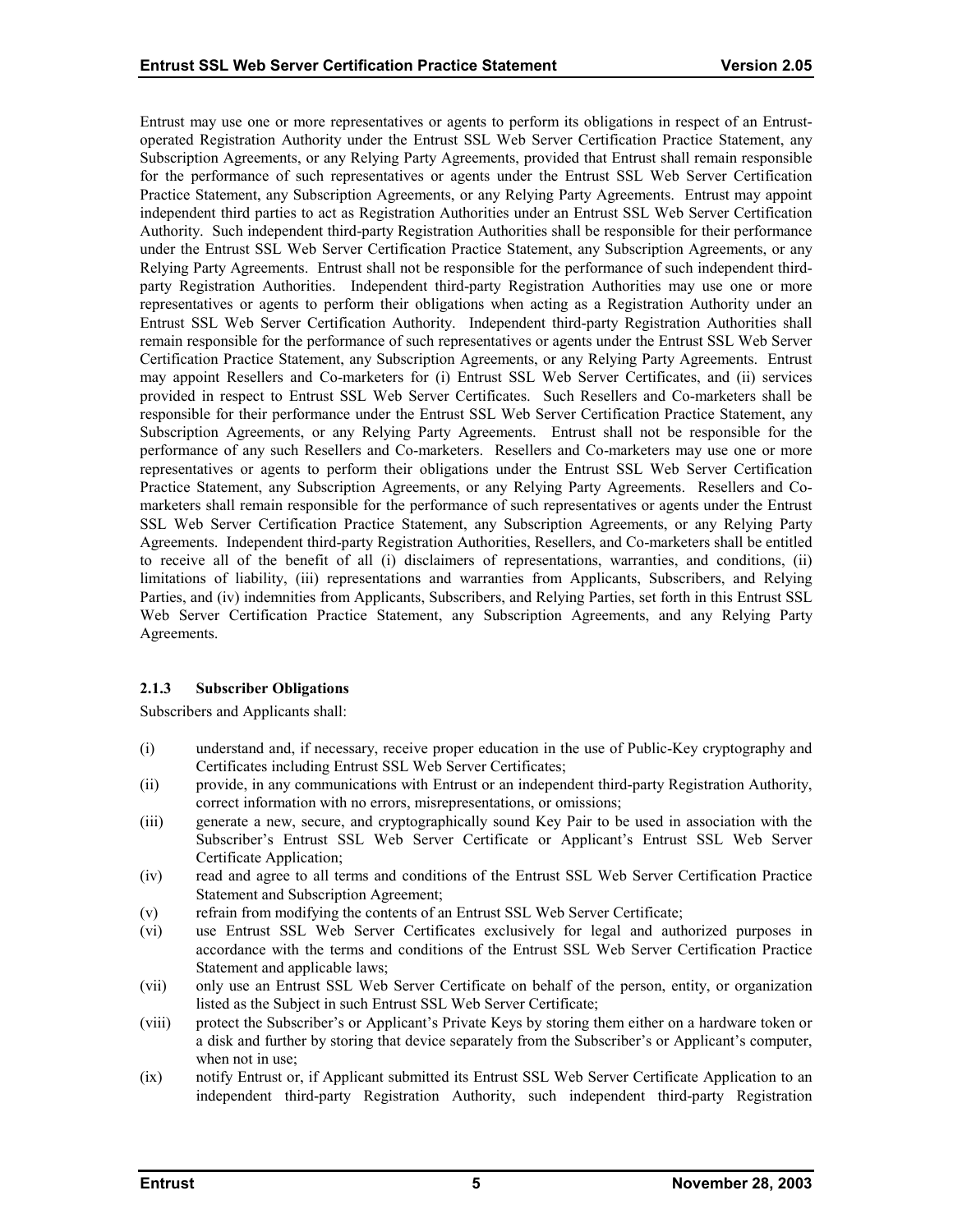Entrust may use one or more representatives or agents to perform its obligations in respect of an Entrust-operated Registration Authority under the Entrust SSL Web Server Certification Practice Statement, any Subscription Agreements, or any Relying Party Agreements, provided that Entrust shall remain responsible for the performance of such representatives or agents under the Entrust SSL Web Server Certification Practice Statement, any Subscription Agreements, or any Relying Party Agreements. Entrust may appoint independent third parties to act as Registration Authorities under an Entrust SSL Web Server Certification Authority. Such independent third-party Registration Authorities shall be responsible for their performance under the Entrust SSL Web Server Certification Practice Statement, any Subscription Agreements, or any Relying Party Agreements. Entrust shall not be responsible for the performance of such independent third-party Registration Authorities. Independent third-party Registration Authorities may use one or more representatives or agents to perform their obligations when acting as a Registration Authority under an Entrust SSL Web Server Certification Authority. Independent third-party Registration Authorities shall remain responsible for the performance of such representatives or agents under the Entrust SSL Web Server Certification Practice Statement, any Subscription Agreements, or any Relying Party Agreements. Entrust may appoint Resellers and Co-marketers for (i) Entrust SSL Web Server Certificates, and (ii) services provided in respect to Entrust SSL Web Server Certificates. Such Resellers and Co-marketers shall be responsible for their performance under the Entrust SSL Web Server Certification Practice Statement, any Subscription Agreements, or any Relying Party Agreements. Entrust shall not be responsible for the performance of any such Resellers and Co-marketers. Resellers and Co-marketers may use one or more representatives or agents to perform their obligations under the Entrust SSL Web Server Certification Practice Statement, any Subscription Agreements, or any Relying Party Agreements. Resellers and Co-marketers shall remain responsible for the performance of such representatives or agents under the Entrust SSL Web Server Certification Practice Statement, any Subscription Agreements, or any Relying Party Agreements. Independent third-party Registration Authorities, Resellers, and Co-marketers shall be entitled to receive all of the benefit of all (i) disclaimers of representations, warranties, and conditions, (ii) limitations of liability, (iii) representations and warranties from Applicants, Subscribers, and Relying Parties, and (iv) indemnities from Applicants, Subscribers, and Relying Parties, set forth in this Entrust SSL Web Server Certification Practice Statement, any Subscription Agreements, and any Relying Party Agreements.

#### 2.1.3 Subscriber Obligations

Subscribers and Applicants shall:

(i) understand and, if necessary, receive proper education in the use of Public-Key cryptography and Certificates including Entrust SSL Web Server Certificates;

(ii) provide, in any communications with Entrust or an independent third-party Registration Authority, correct information with no errors, misrepresentations, or omissions;

(iii) generate a new, secure, and cryptographically sound Key Pair to be used in association with the Subscriber's Entrust SSL Web Server Certificate or Applicant's Entrust SSL Web Server Certificate Application;

(iv) read and agree to all terms and conditions of the Entrust SSL Web Server Certification Practice Statement and Subscription Agreement;

(v) refrain from modifying the contents of an Entrust SSL Web Server Certificate;

(vi) use Entrust SSL Web Server Certificates exclusively for legal and authorized purposes in accordance with the terms and conditions of the Entrust SSL Web Server Certification Practice Statement and applicable laws;

(vii) only use an Entrust SSL Web Server Certificate on behalf of the person, entity, or organization listed as the Subject in such Entrust SSL Web Server Certificate;

(viii) protect the Subscriber's or Applicant's Private Keys by storing them either on a hardware token or a disk and further by storing that device separately from the Subscriber's or Applicant's computer, when not in use;

(ix) notify Entrust or, if Applicant submitted its Entrust SSL Web Server Certificate Application to an independent third-party Registration Authority, such independent third-party Registration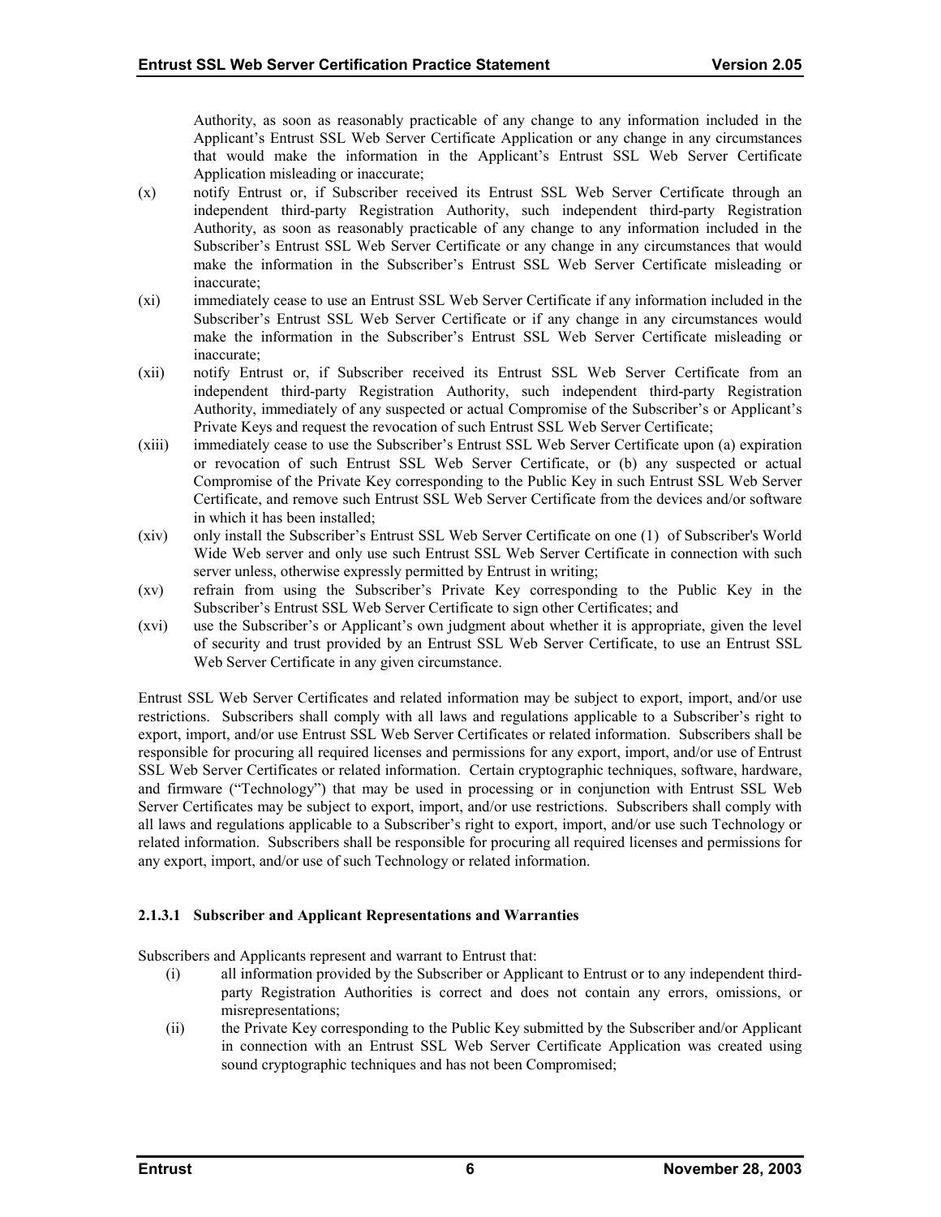Authority, as soon as reasonably practicable of any change to any information included in the Applicant's Entrust SSL Web Server Certificate Application or any change in any circumstances that would make the information in the Applicant's Entrust SSL Web Server Certificate Application misleading or inaccurate;

(x) notify Entrust or, if Subscriber received its Entrust SSL Web Server Certificate through an independent third-party Registration Authority, such independent third-party Registration Authority, as soon as reasonably practicable of any change to any information included in the Subscriber's Entrust SSL Web Server Certificate or any change in any circumstances that would make the information in the Subscriber's Entrust SSL Web Server Certificate misleading or inaccurate;

(xi) immediately cease to use an Entrust SSL Web Server Certificate if any information included in the Subscriber's Entrust SSL Web Server Certificate or if any change in any circumstances would make the information in the Subscriber's Entrust SSL Web Server Certificate misleading or inaccurate;

(xii) notify Entrust or, if Subscriber received its Entrust SSL Web Server Certificate from an independent third-party Registration Authority, such independent third-party Registration Authority, immediately of any suspected or actual Compromise of the Subscriber's or Applicant's Private Keys and request the revocation of such Entrust SSL Web Server Certificate;

(xiii) immediately cease to use the Subscriber's Entrust SSL Web Server Certificate upon (a) expiration or revocation of such Entrust SSL Web Server Certificate, or (b) any suspected or actual Compromise of the Private Key corresponding to the Public Key in such Entrust SSL Web Server Certificate, and remove such Entrust SSL Web Server Certificate from the devices and/or software in which it has been installed;

(xiv) only install the Subscriber's Entrust SSL Web Server Certificate on one (1) of Subscriber's World Wide Web server and only use such Entrust SSL Web Server Certificate in connection with such server unless, otherwise expressly permitted by Entrust in writing;

(xv) refrain from using the Subscriber's Private Key corresponding to the Public Key in the Subscriber's Entrust SSL Web Server Certificate to sign other Certificates; and

(xvi) use the Subscriber's or Applicant's own judgment about whether it is appropriate, given the level of security and trust provided by an Entrust SSL Web Server Certificate, to use an Entrust SSL Web Server Certificate in any given circumstance.

Entrust SSL Web Server Certificates and related information may be subject to export, import, and/or use restrictions. Subscribers shall comply with all laws and regulations applicable to a Subscriber's right to export, import, and/or use Entrust SSL Web Server Certificates or related information. Subscribers shall be responsible for procuring all required licenses and permissions for any export, import, and/or use of Entrust SSL Web Server Certificates or related information. Certain cryptographic techniques, software, hardware, and firmware ("Technology") that may be used in processing or in conjunction with Entrust SSL Web Server Certificates may be subject to export, import, and/or use restrictions. Subscribers shall comply with all laws and regulations applicable to a Subscriber's right to export, import, and/or use such Technology or related information. Subscribers shall be responsible for procuring all required licenses and permissions for any export, import, and/or use of such Technology or related information.

#### 2.1.3.1 Subscriber and Applicant Representations and Warranties

Subscribers and Applicants represent and warrant to Entrust that:

(i) all information provided by the Subscriber or Applicant to Entrust or to any independent third-party Registration Authorities is correct and does not contain any errors, omissions, or misrepresentations;

(ii) the Private Key corresponding to the Public Key submitted by the Subscriber and/or Applicant in connection with an Entrust SSL Web Server Certificate Application was created using sound cryptographic techniques and has not been Compromised;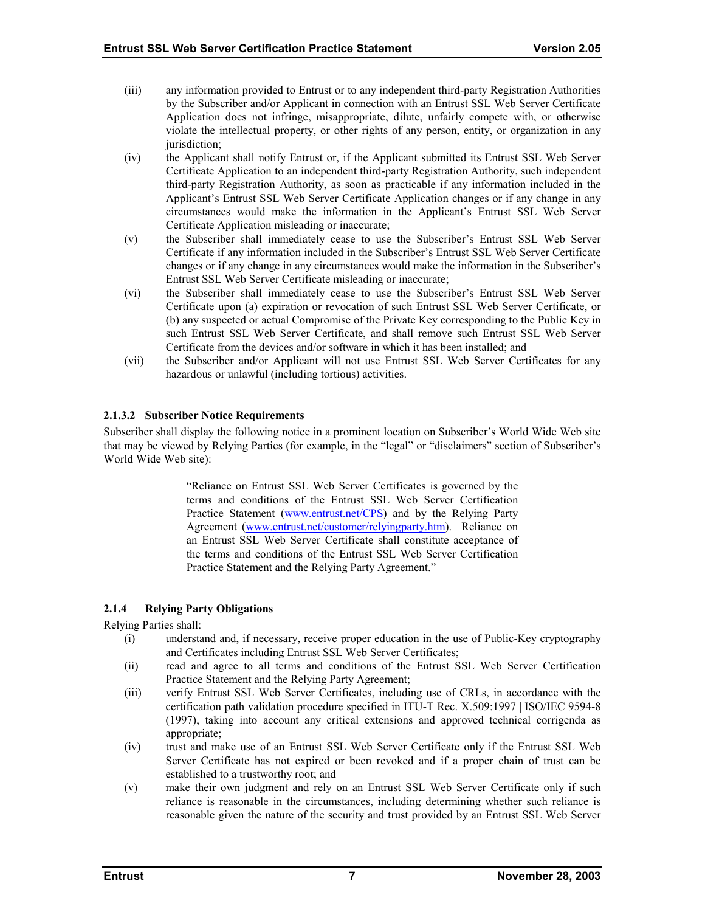(iii) any information provided to Entrust or to any independent third-party Registration Authorities by the Subscriber and/or Applicant in connection with an Entrust SSL Web Server Certificate Application does not infringe, misappropriate, dilute, unfairly compete with, or otherwise violate the intellectual property, or other rights of any person, entity, or organization in any jurisdiction;

(iv) the Applicant shall notify Entrust or, if the Applicant submitted its Entrust SSL Web Server Certificate Application to an independent third-party Registration Authority, such independent third-party Registration Authority, as soon as practicable if any information included in the Applicant's Entrust SSL Web Server Certificate Application changes or if any change in any circumstances would make the information in the Applicant's Entrust SSL Web Server Certificate Application misleading or inaccurate;

(v) the Subscriber shall immediately cease to use the Subscriber's Entrust SSL Web Server Certificate if any information included in the Subscriber's Entrust SSL Web Server Certificate changes or if any change in any circumstances would make the information in the Subscriber's Entrust SSL Web Server Certificate misleading or inaccurate;

(vi) the Subscriber shall immediately cease to use the Subscriber's Entrust SSL Web Server Certificate upon (a) expiration or revocation of such Entrust SSL Web Server Certificate, or (b) any suspected or actual Compromise of the Private Key corresponding to the Public Key in such Entrust SSL Web Server Certificate, and shall remove such Entrust SSL Web Server Certificate from the devices and/or software in which it has been installed; and

(vii) the Subscriber and/or Applicant will not use Entrust SSL Web Server Certificates for any hazardous or unlawful (including tortious) activities.

#### 2.1.3.2 Subscriber Notice Requirements

Subscriber shall display the following notice in a prominent location on Subscriber's World Wide Web site that may be viewed by Relying Parties (for example, in the "legal" or "disclaimers" section of Subscriber's World Wide Web site):

> "Reliance on Entrust SSL Web Server Certificates is governed by the terms and conditions of the Entrust SSL Web Server Certification Practice Statement (www.entrust.net/CPS) and by the Relying Party Agreement (www.entrust.net/customer/relyingparty.htm). Reliance on an Entrust SSL Web Server Certificate shall constitute acceptance of the terms and conditions of the Entrust SSL Web Server Certification Practice Statement and the Relying Party Agreement."

### 2.1.4 Relying Party Obligations

Relying Parties shall:

(i) understand and, if necessary, receive proper education in the use of Public-Key cryptography and Certificates including Entrust SSL Web Server Certificates;

(ii) read and agree to all terms and conditions of the Entrust SSL Web Server Certification Practice Statement and the Relying Party Agreement;

(iii) verify Entrust SSL Web Server Certificates, including use of CRLs, in accordance with the certification path validation procedure specified in ITU-T Rec. X.509:1997 | ISO/IEC 9594-8 (1997), taking into account any critical extensions and approved technical corrigenda as appropriate;

(iv) trust and make use of an Entrust SSL Web Server Certificate only if the Entrust SSL Web Server Certificate has not expired or been revoked and if a proper chain of trust can be established to a trustworthy root; and

(v) make their own judgment and rely on an Entrust SSL Web Server Certificate only if such reliance is reasonable in the circumstances, including determining whether such reliance is reasonable given the nature of the security and trust provided by an Entrust SSL Web Server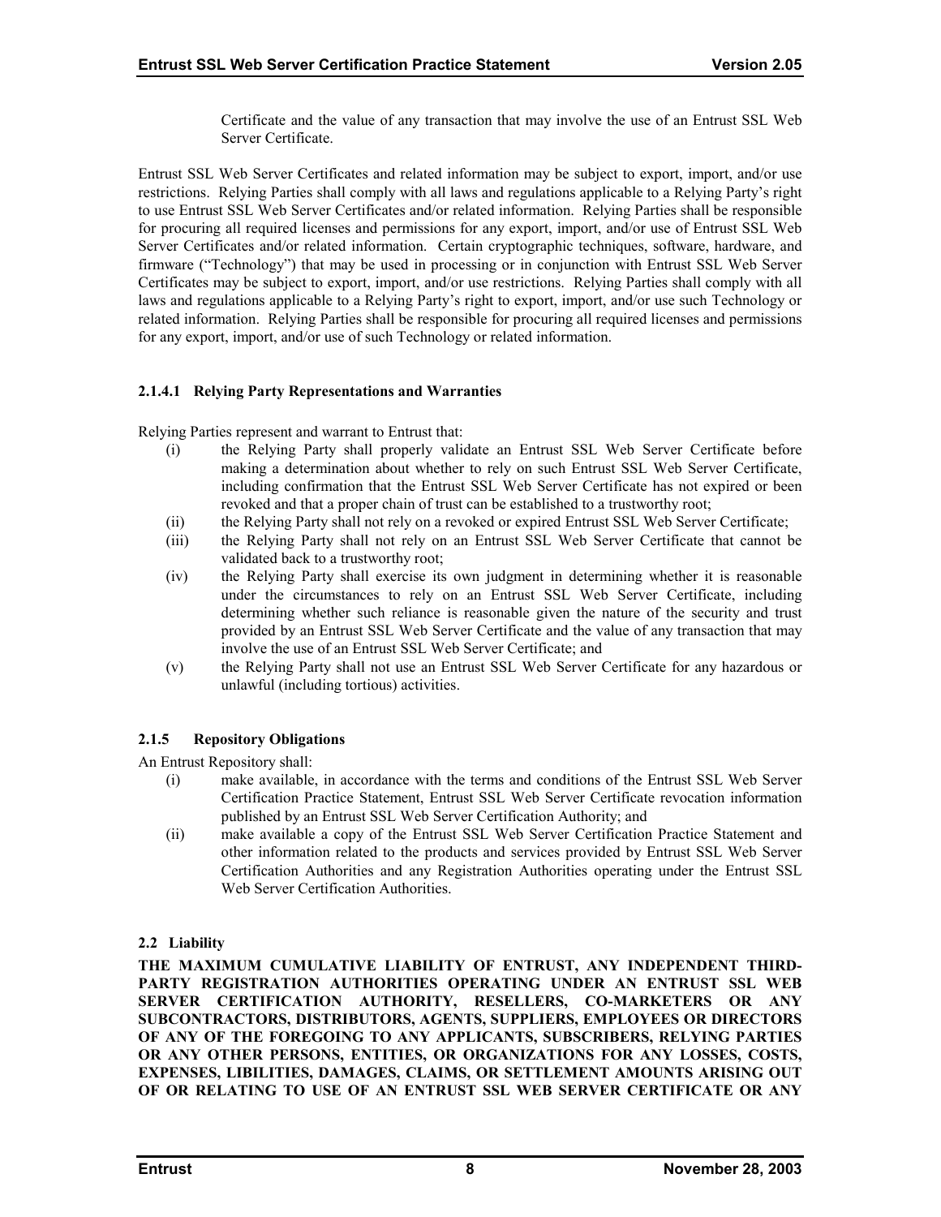Certificate and the value of any transaction that may involve the use of an Entrust SSL Web Server Certificate.

Entrust SSL Web Server Certificates and related information may be subject to export, import, and/or use restrictions. Relying Parties shall comply with all laws and regulations applicable to a Relying Party's right to use Entrust SSL Web Server Certificates and/or related information. Relying Parties shall be responsible for procuring all required licenses and permissions for any export, import, and/or use of Entrust SSL Web Server Certificates and/or related information. Certain cryptographic techniques, software, hardware, and firmware ("Technology") that may be used in processing or in conjunction with Entrust SSL Web Server Certificates may be subject to export, import, and/or use restrictions. Relying Parties shall comply with all laws and regulations applicable to a Relying Party's right to export, import, and/or use such Technology or related information. Relying Parties shall be responsible for procuring all required licenses and permissions for any export, import, and/or use of such Technology or related information.

#### 2.1.4.1 Relying Party Representations and Warranties

Relying Parties represent and warrant to Entrust that:

(i) the Relying Party shall properly validate an Entrust SSL Web Server Certificate before making a determination about whether to rely on such Entrust SSL Web Server Certificate, including confirmation that the Entrust SSL Web Server Certificate has not expired or been revoked and that a proper chain of trust can be established to a trustworthy root;

(ii) the Relying Party shall not rely on a revoked or expired Entrust SSL Web Server Certificate;

(iii) the Relying Party shall not rely on an Entrust SSL Web Server Certificate that cannot be validated back to a trustworthy root;

(iv) the Relying Party shall exercise its own judgment in determining whether it is reasonable under the circumstances to rely on an Entrust SSL Web Server Certificate, including determining whether such reliance is reasonable given the nature of the security and trust provided by an Entrust SSL Web Server Certificate and the value of any transaction that may involve the use of an Entrust SSL Web Server Certificate; and

(v) the Relying Party shall not use an Entrust SSL Web Server Certificate for any hazardous or unlawful (including tortious) activities.

### 2.1.5 Repository Obligations

An Entrust Repository shall:

(i) make available, in accordance with the terms and conditions of the Entrust SSL Web Server Certification Practice Statement, Entrust SSL Web Server Certificate revocation information published by an Entrust SSL Web Server Certification Authority; and

(ii) make available a copy of the Entrust SSL Web Server Certification Practice Statement and other information related to the products and services provided by Entrust SSL Web Server Certification Authorities and any Registration Authorities operating under the Entrust SSL Web Server Certification Authorities.

## 2.2 Liability

**THE MAXIMUM CUMULATIVE LIABILITY OF ENTRUST, ANY INDEPENDENT THIRD-PARTY REGISTRATION AUTHORITIES OPERATING UNDER AN ENTRUST SSL WEB SERVER CERTIFICATION AUTHORITY, RESELLERS, CO-MARKETERS OR ANY SUBCONTRACTORS, DISTRIBUTORS, AGENTS, SUPPLIERS, EMPLOYEES OR DIRECTORS OF ANY OF THE FOREGOING TO ANY APPLICANTS, SUBSCRIBERS, RELYING PARTIES OR ANY OTHER PERSONS, ENTITIES, OR ORGANIZATIONS FOR ANY LOSSES, COSTS, EXPENSES, LIABILITIES, DAMAGES, CLAIMS, OR SETTLEMENT AMOUNTS ARISING OUT OF OR RELATING TO USE OF AN ENTRUST SSL WEB SERVER CERTIFICATE OR ANY**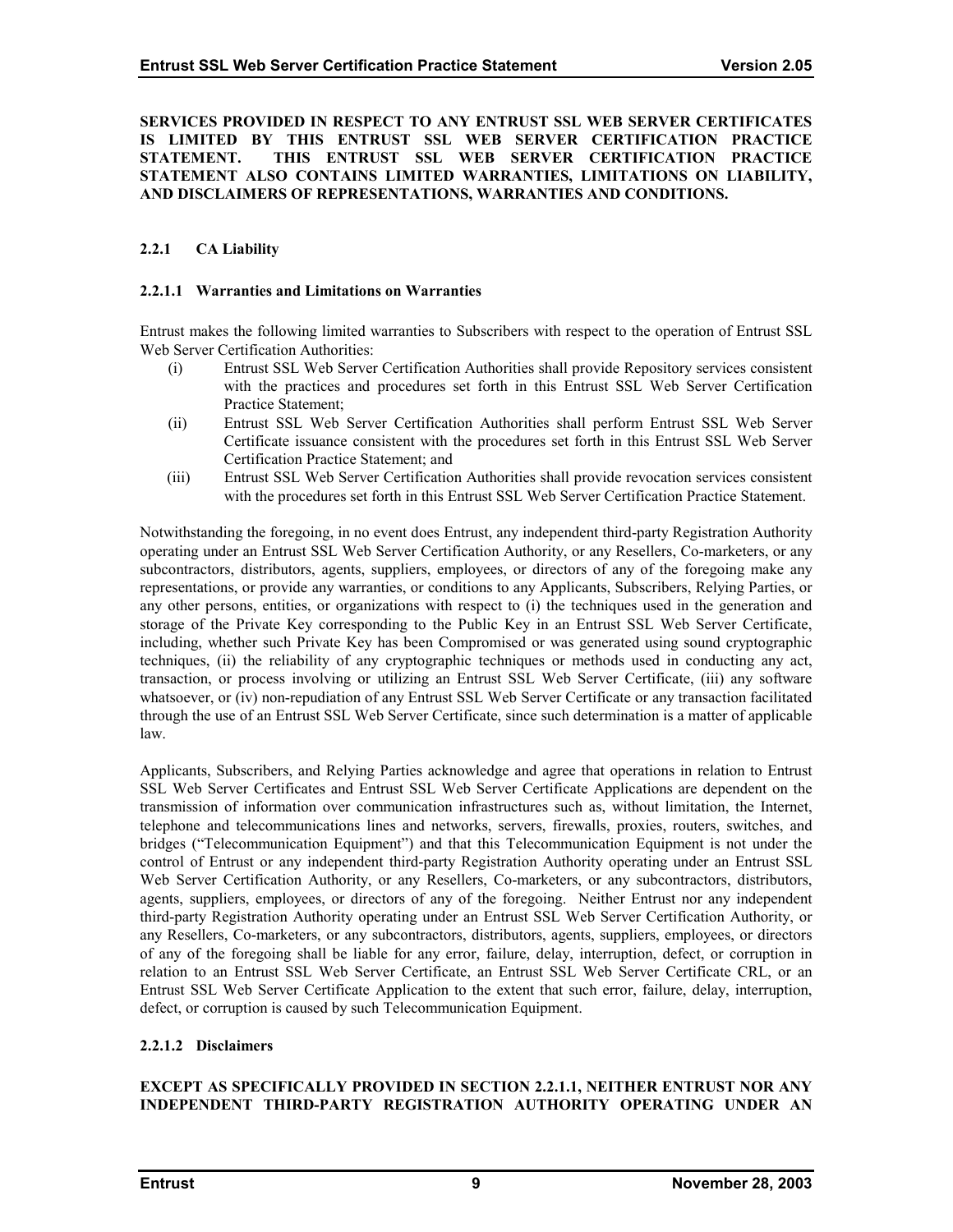**SERVICES PROVIDED IN RESPECT TO ANY ENTRUST SSL WEB SERVER CERTIFICATES IS LIMITED BY THIS ENTRUST SSL WEB SERVER CERTIFICATION PRACTICE STATEMENT. THIS ENTRUST SSL WEB SERVER CERTIFICATION PRACTICE STATEMENT ALSO CONTAINS LIMITED WARRANTIES, LIMITATIONS ON LIABILITY, AND DISCLAIMERS OF REPRESENTATIONS, WARRANTIES AND CONDITIONS.**

### 2.2.1 CA Liability

#### 2.2.1.1 Warranties and Limitations on Warranties

Entrust makes the following limited warranties to Subscribers with respect to the operation of Entrust SSL Web Server Certification Authorities:

(i) Entrust SSL Web Server Certification Authorities shall provide Repository services consistent with the practices and procedures set forth in this Entrust SSL Web Server Certification Practice Statement;

(ii) Entrust SSL Web Server Certification Authorities shall perform Entrust SSL Web Server Certificate issuance consistent with the procedures set forth in this Entrust SSL Web Server Certification Practice Statement; and

(iii) Entrust SSL Web Server Certification Authorities shall provide revocation services consistent with the procedures set forth in this Entrust SSL Web Server Certification Practice Statement.

Notwithstanding the foregoing, in no event does Entrust, any independent third-party Registration Authority operating under an Entrust SSL Web Server Certification Authority, or any Resellers, Co-marketers, or any subcontractors, distributors, agents, suppliers, employees, or directors of any of the foregoing make any representations, or provide any warranties, or conditions to any Applicants, Subscribers, Relying Parties, or any other persons, entities, or organizations with respect to (i) the techniques used in the generation and storage of the Private Key corresponding to the Public Key in an Entrust SSL Web Server Certificate, including, whether such Private Key has been Compromised or was generated using sound cryptographic techniques, (ii) the reliability of any cryptographic techniques or methods used in conducting any act, transaction, or process involving or utilizing an Entrust SSL Web Server Certificate, (iii) any software whatsoever, or (iv) non-repudiation of any Entrust SSL Web Server Certificate or any transaction facilitated through the use of an Entrust SSL Web Server Certificate, since such determination is a matter of applicable law.

Applicants, Subscribers, and Relying Parties acknowledge and agree that operations in relation to Entrust SSL Web Server Certificates and Entrust SSL Web Server Certificate Applications are dependent on the transmission of information over communication infrastructures such as, without limitation, the Internet, telephone and telecommunications lines and networks, servers, firewalls, proxies, routers, switches, and bridges ("Telecommunication Equipment") and that this Telecommunication Equipment is not under the control of Entrust or any independent third-party Registration Authority operating under an Entrust SSL Web Server Certification Authority, or any Resellers, Co-marketers, or any subcontractors, distributors, agents, suppliers, employees, or directors of any of the foregoing. Neither Entrust nor any independent third-party Registration Authority operating under an Entrust SSL Web Server Certification Authority, or any Resellers, Co-marketers, or any subcontractors, distributors, agents, suppliers, employees, or directors of any of the foregoing shall be liable for any error, failure, delay, interruption, defect, or corruption in relation to an Entrust SSL Web Server Certificate, an Entrust SSL Web Server Certificate CRL, or an Entrust SSL Web Server Certificate Application to the extent that such error, failure, delay, interruption, defect, or corruption is caused by such Telecommunication Equipment.

#### 2.2.1.2 Disclaimers

**EXCEPT AS SPECIFICALLY PROVIDED IN SECTION 2.2.1.1, NEITHER ENTRUST NOR ANY INDEPENDENT THIRD-PARTY REGISTRATION AUTHORITY OPERATING UNDER AN**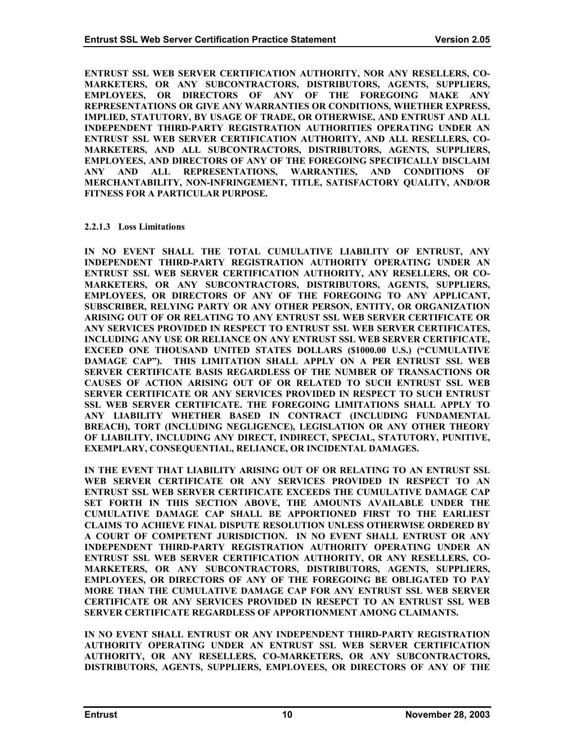**ENTRUST SSL WEB SERVER CERTIFICATION AUTHORITY, NOR ANY RESELLERS, CO-MARKETERS, OR ANY SUBCONTRACTORS, DISTRIBUTORS, AGENTS, SUPPLIERS, EMPLOYEES, OR DIRECTORS OF ANY OF THE FOREGOING MAKE ANY REPRESENTATIONS OR GIVE ANY WARRANTIES OR CONDITIONS, WHETHER EXPRESS, IMPLIED, STATUTORY, BY USAGE OF TRADE, OR OTHERWISE, AND ENTRUST AND ALL INDEPENDENT THIRD-PARTY REGISTRATION AUTHORITIES OPERATING UNDER AN ENTRUST SSL WEB SERVER CERTIFICATION AUTHORITY, AND ALL RESELLERS, CO-MARKETERS, AND ALL SUBCONTRACTORS, DISTRIBUTORS, AGENTS, SUPPLIERS, EMPLOYEES, AND DIRECTORS OF ANY OF THE FOREGOING SPECIFICALLY DISCLAIM ANY AND ALL REPRESENTATIONS, WARRANTIES, AND CONDITIONS OF MERCHANTABILITY, NON-INFRINGEMENT, TITLE, SATISFACTORY QUALITY, AND/OR FITNESS FOR A PARTICULAR PURPOSE.**

#### 2.2.1.3 Loss Limitations

**IN NO EVENT SHALL THE TOTAL CUMULATIVE LIABILITY OF ENTRUST, ANY INDEPENDENT THIRD-PARTY REGISTRATION AUTHORITY OPERATING UNDER AN ENTRUST SSL WEB SERVER CERTIFICATION AUTHORITY, ANY RESELLERS, OR CO-MARKETERS, OR ANY SUBCONTRACTORS, DISTRIBUTORS, AGENTS, SUPPLIERS, EMPLOYEES, OR DIRECTORS OF ANY OF THE FOREGOING TO ANY APPLICANT, SUBSCRIBER, RELYING PARTY OR ANY OTHER PERSON, ENTITY, OR ORGANIZATION ARISING OUT OF OR RELATING TO ANY ENTRUST SSL WEB SERVER CERTIFICATE OR ANY SERVICES PROVIDED IN RESPECT TO ENTRUST SSL WEB SERVER CERTIFICATES, INCLUDING ANY USE OR RELIANCE ON ANY ENTRUST SSL WEB SERVER CERTIFICATE, EXCEED ONE THOUSAND UNITED STATES DOLLARS ($1000.00 U.S.) ("CUMULATIVE DAMAGE CAP"). THIS LIMITATION SHALL APPLY ON A PER ENTRUST SSL WEB SERVER CERTIFICATE BASIS REGARDLESS OF THE NUMBER OF TRANSACTIONS OR CAUSES OF ACTION ARISING OUT OF OR RELATED TO SUCH ENTRUST SSL WEB SERVER CERTIFICATE OR ANY SERVICES PROVIDED IN RESPECT TO SUCH ENTRUST SSL WEB SERVER CERTIFICATE. THE FOREGOING LIMITATIONS SHALL APPLY TO ANY LIABILITY WHETHER BASED IN CONTRACT (INCLUDING FUNDAMENTAL BREACH), TORT (INCLUDING NEGLIGENCE), LEGISLATION OR ANY OTHER THEORY OF LIABILITY, INCLUDING ANY DIRECT, INDIRECT, SPECIAL, STATUTORY, PUNITIVE, EXEMPLARY, CONSEQUENTIAL, RELIANCE, OR INCIDENTAL DAMAGES.**

**IN THE EVENT THAT LIABILITY ARISING OUT OF OR RELATING TO AN ENTRUST SSL WEB SERVER CERTIFICATE OR ANY SERVICES PROVIDED IN RESPECT TO AN ENTRUST SSL WEB SERVER CERTIFICATE EXCEEDS THE CUMULATIVE DAMAGE CAP SET FORTH IN THIS SECTION ABOVE, THE AMOUNTS AVAILABLE UNDER THE CUMULATIVE DAMAGE CAP SHALL BE APPORTIONED FIRST TO THE EARLIEST CLAIMS TO ACHIEVE FINAL DISPUTE RESOLUTION UNLESS OTHERWISE ORDERED BY A COURT OF COMPETENT JURISDICTION. IN NO EVENT SHALL ENTRUST OR ANY INDEPENDENT THIRD-PARTY REGISTRATION AUTHORITY OPERATING UNDER AN ENTRUST SSL WEB SERVER CERTIFICATION AUTHORITY, OR ANY RESELLERS, CO-MARKETERS, OR ANY SUBCONTRACTORS, DISTRIBUTORS, AGENTS, SUPPLIERS, EMPLOYEES, OR DIRECTORS OF ANY OF THE FOREGOING BE OBLIGATED TO PAY MORE THAN THE CUMULATIVE DAMAGE CAP FOR ANY ENTRUST SSL WEB SERVER CERTIFICATE OR ANY SERVICES PROVIDED IN RESEPCT TO AN ENTRUST SSL WEB SERVER CERTIFICATE REGARDLESS OF APPORTIONMENT AMONG CLAIMANTS.**

**IN NO EVENT SHALL ENTRUST OR ANY INDEPENDENT THIRD-PARTY REGISTRATION AUTHORITY OPERATING UNDER AN ENTRUST SSL WEB SERVER CERTIFICATION AUTHORITY, OR ANY RESELLERS, CO-MARKETERS, OR ANY SUBCONTRACTORS, DISTRIBUTORS, AGENTS, SUPPLIERS, EMPLOYEES, OR DIRECTORS OF ANY OF THE**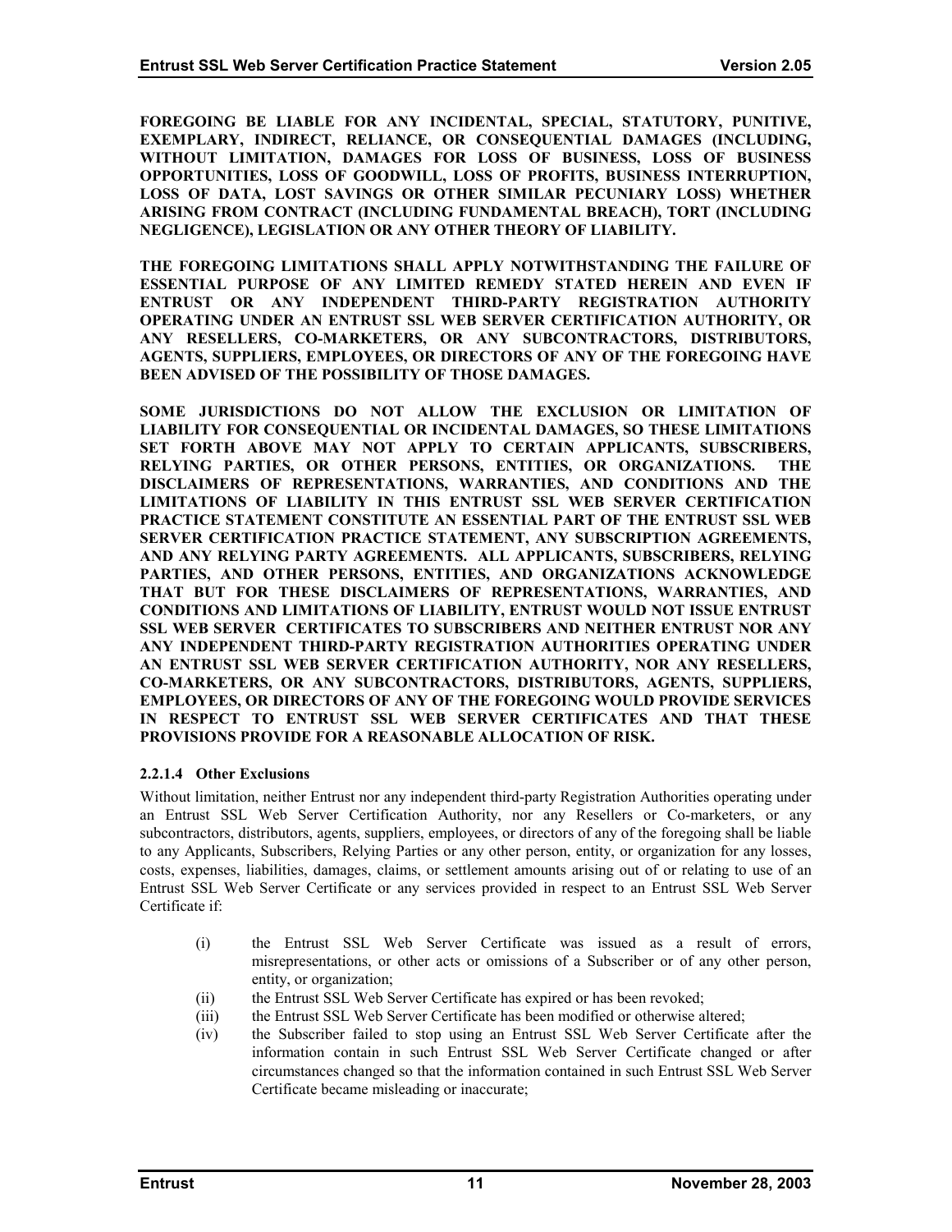**FOREGOING BE LIABLE FOR ANY INCIDENTAL, SPECIAL, STATUTORY, PUNITIVE, EXEMPLARY, INDIRECT, RELIANCE, OR CONSEQUENTIAL DAMAGES (INCLUDING, WITHOUT LIMITATION, DAMAGES FOR LOSS OF BUSINESS, LOSS OF BUSINESS OPPORTUNITIES, LOSS OF GOODWILL, LOSS OF PROFITS, BUSINESS INTERRUPTION, LOSS OF DATA, LOST SAVINGS OR OTHER SIMILAR PECUNIARY LOSS) WHETHER ARISING FROM CONTRACT (INCLUDING FUNDAMENTAL BREACH), TORT (INCLUDING NEGLIGENCE), LEGISLATION OR ANY OTHER THEORY OF LIABILITY.**

**THE FOREGOING LIMITATIONS SHALL APPLY NOTWITHSTANDING THE FAILURE OF ESSENTIAL PURPOSE OF ANY LIMITED REMEDY STATED HEREIN AND EVEN IF ENTRUST OR ANY INDEPENDENT THIRD-PARTY REGISTRATION AUTHORITY OPERATING UNDER AN ENTRUST SSL WEB SERVER CERTIFICATION AUTHORITY, OR ANY RESELLERS, CO-MARKETERS, OR ANY SUBCONTRACTORS, DISTRIBUTORS, AGENTS, SUPPLIERS, EMPLOYEES, OR DIRECTORS OF ANY OF THE FOREGOING HAVE BEEN ADVISED OF THE POSSIBILITY OF THOSE DAMAGES.**

**SOME JURISDICTIONS DO NOT ALLOW THE EXCLUSION OR LIMITATION OF LIABILITY FOR CONSEQUENTIAL OR INCIDENTAL DAMAGES, SO THESE LIMITATIONS SET FORTH ABOVE MAY NOT APPLY TO CERTAIN APPLICANTS, SUBSCRIBERS, RELYING PARTIES, OR OTHER PERSONS, ENTITIES, OR ORGANIZATIONS. THE DISCLAIMERS OF REPRESENTATIONS, WARRANTIES, AND CONDITIONS AND THE LIMITATIONS OF LIABILITY IN THIS ENTRUST SSL WEB SERVER CERTIFICATION PRACTICE STATEMENT CONSTITUTE AN ESSENTIAL PART OF THE ENTRUST SSL WEB SERVER CERTIFICATION PRACTICE STATEMENT, ANY SUBSCRIPTION AGREEMENTS, AND ANY RELYING PARTY AGREEMENTS. ALL APPLICANTS, SUBSCRIBERS, RELYING PARTIES, AND OTHER PERSONS, ENTITIES, AND ORGANIZATIONS ACKNOWLEDGE THAT BUT FOR THESE DISCLAIMERS OF REPRESENTATIONS, WARRANTIES, AND CONDITIONS AND LIMITATIONS OF LIABILITY, ENTRUST WOULD NOT ISSUE ENTRUST SSL WEB SERVER CERTIFICATES TO SUBSCRIBERS AND NEITHER ENTRUST NOR ANY ANY INDEPENDENT THIRD-PARTY REGISTRATION AUTHORITIES OPERATING UNDER AN ENTRUST SSL WEB SERVER CERTIFICATION AUTHORITY, NOR ANY RESELLERS, CO-MARKETERS, OR ANY SUBCONTRACTORS, DISTRIBUTORS, AGENTS, SUPPLIERS, EMPLOYEES, OR DIRECTORS OF ANY OF THE FOREGOING WOULD PROVIDE SERVICES IN RESPECT TO ENTRUST SSL WEB SERVER CERTIFICATES AND THAT THESE PROVISIONS PROVIDE FOR A REASONABLE ALLOCATION OF RISK.**

#### 2.2.1.4 Other Exclusions

Without limitation, neither Entrust nor any independent third-party Registration Authorities operating under an Entrust SSL Web Server Certification Authority, nor any Resellers or Co-marketers, or any subcontractors, distributors, agents, suppliers, employees, or directors of any of the foregoing shall be liable to any Applicants, Subscribers, Relying Parties or any other person, entity, or organization for any losses, costs, expenses, liabilities, damages, claims, or settlement amounts arising out of or relating to use of an Entrust SSL Web Server Certificate or any services provided in respect to an Entrust SSL Web Server Certificate if:

(i) the Entrust SSL Web Server Certificate was issued as a result of errors, misrepresentations, or other acts or omissions of a Subscriber or of any other person, entity, or organization;

(ii) the Entrust SSL Web Server Certificate has expired or has been revoked;

(iii) the Entrust SSL Web Server Certificate has been modified or otherwise altered;

(iv) the Subscriber failed to stop using an Entrust SSL Web Server Certificate after the information contain in such Entrust SSL Web Server Certificate changed or after circumstances changed so that the information contained in such Entrust SSL Web Server Certificate became misleading or inaccurate;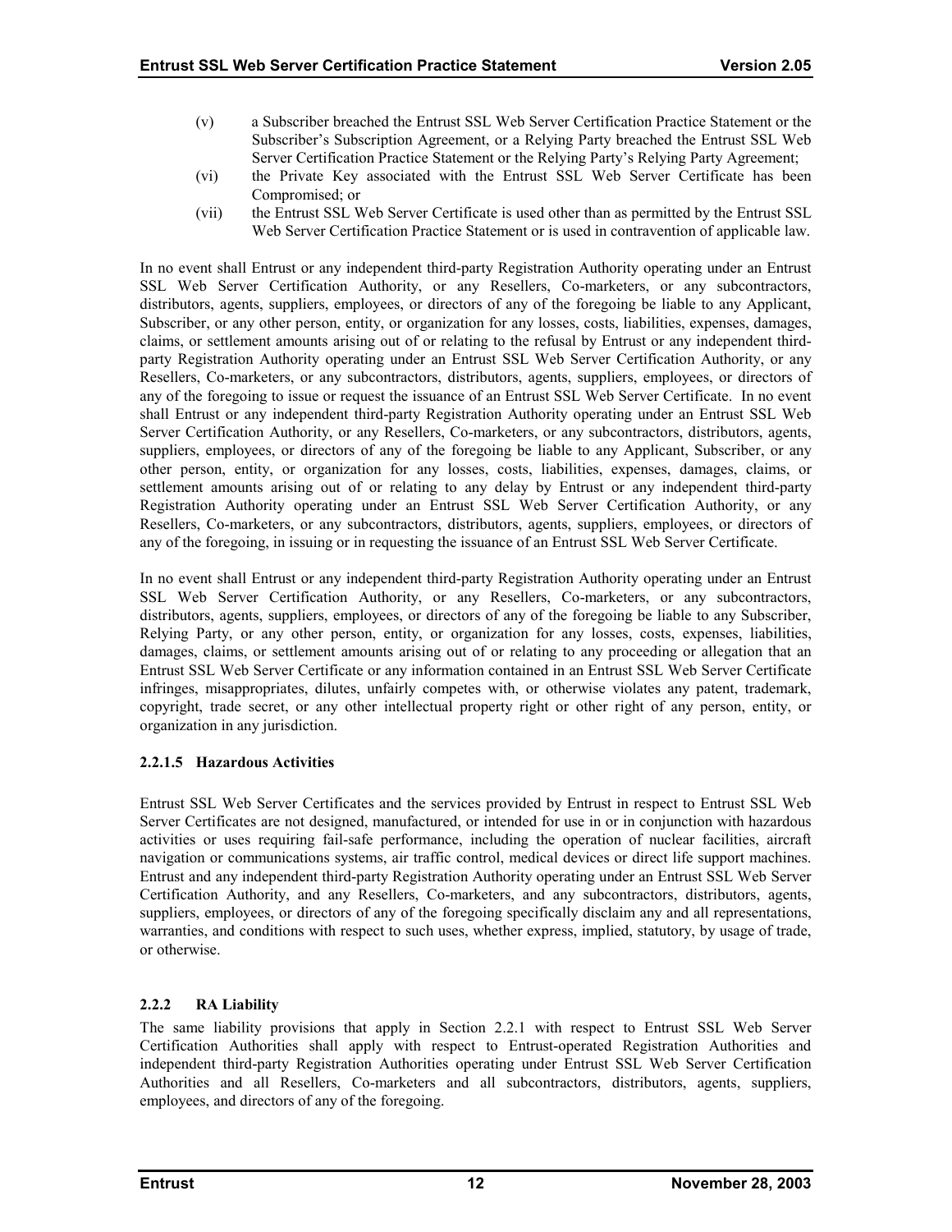(v) a Subscriber breached the Entrust SSL Web Server Certification Practice Statement or the Subscriber's Subscription Agreement, or a Relying Party breached the Entrust SSL Web Server Certification Practice Statement or the Relying Party's Relying Party Agreement;

(vi) the Private Key associated with the Entrust SSL Web Server Certificate has been Compromised; or

(vii) the Entrust SSL Web Server Certificate is used other than as permitted by the Entrust SSL Web Server Certification Practice Statement or is used in contravention of applicable law.

In no event shall Entrust or any independent third-party Registration Authority operating under an Entrust SSL Web Server Certification Authority, or any Resellers, Co-marketers, or any subcontractors, distributors, agents, suppliers, employees, or directors of any of the foregoing be liable to any Applicant, Subscriber, or any other person, entity, or organization for any losses, costs, liabilities, expenses, damages, claims, or settlement amounts arising out of or relating to the refusal by Entrust or any independent third-party Registration Authority operating under an Entrust SSL Web Server Certification Authority, or any Resellers, Co-marketers, or any subcontractors, distributors, agents, suppliers, employees, or directors of any of the foregoing to issue or request the issuance of an Entrust SSL Web Server Certificate. In no event shall Entrust or any independent third-party Registration Authority operating under an Entrust SSL Web Server Certification Authority, or any Resellers, Co-marketers, or any subcontractors, distributors, agents, suppliers, employees, or directors of any of the foregoing be liable to any Applicant, Subscriber, or any other person, entity, or organization for any losses, costs, liabilities, expenses, damages, claims, or settlement amounts arising out of or relating to any delay by Entrust or any independent third-party Registration Authority operating under an Entrust SSL Web Server Certification Authority, or any Resellers, Co-marketers, or any subcontractors, distributors, agents, suppliers, employees, or directors of any of the foregoing, in issuing or in requesting the issuance of an Entrust SSL Web Server Certificate.

In no event shall Entrust or any independent third-party Registration Authority operating under an Entrust SSL Web Server Certification Authority, or any Resellers, Co-marketers, or any subcontractors, distributors, agents, suppliers, employees, or directors of any of the foregoing be liable to any Subscriber, Relying Party, or any other person, entity, or organization for any losses, costs, expenses, liabilities, damages, claims, or settlement amounts arising out of or relating to any proceeding or allegation that an Entrust SSL Web Server Certificate or any information contained in an Entrust SSL Web Server Certificate infringes, misappropriates, dilutes, unfairly competes with, or otherwise violates any patent, trademark, copyright, trade secret, or any other intellectual property right or other right of any person, entity, or organization in any jurisdiction.

#### 2.2.1.5 Hazardous Activities

Entrust SSL Web Server Certificates and the services provided by Entrust in respect to Entrust SSL Web Server Certificates are not designed, manufactured, or intended for use in or in conjunction with hazardous activities or uses requiring fail-safe performance, including the operation of nuclear facilities, aircraft navigation or communications systems, air traffic control, medical devices or direct life support machines. Entrust and any independent third-party Registration Authority operating under an Entrust SSL Web Server Certification Authority, and any Resellers, Co-marketers, and any subcontractors, distributors, agents, suppliers, employees, or directors of any of the foregoing specifically disclaim any and all representations, warranties, and conditions with respect to such uses, whether express, implied, statutory, by usage of trade, or otherwise.

### 2.2.2 RA Liability

The same liability provisions that apply in Section 2.2.1 with respect to Entrust SSL Web Server Certification Authorities shall apply with respect to Entrust-operated Registration Authorities and independent third-party Registration Authorities operating under Entrust SSL Web Server Certification Authorities and all Resellers, Co-marketers and all subcontractors, distributors, agents, suppliers, employees, and directors of any of the foregoing.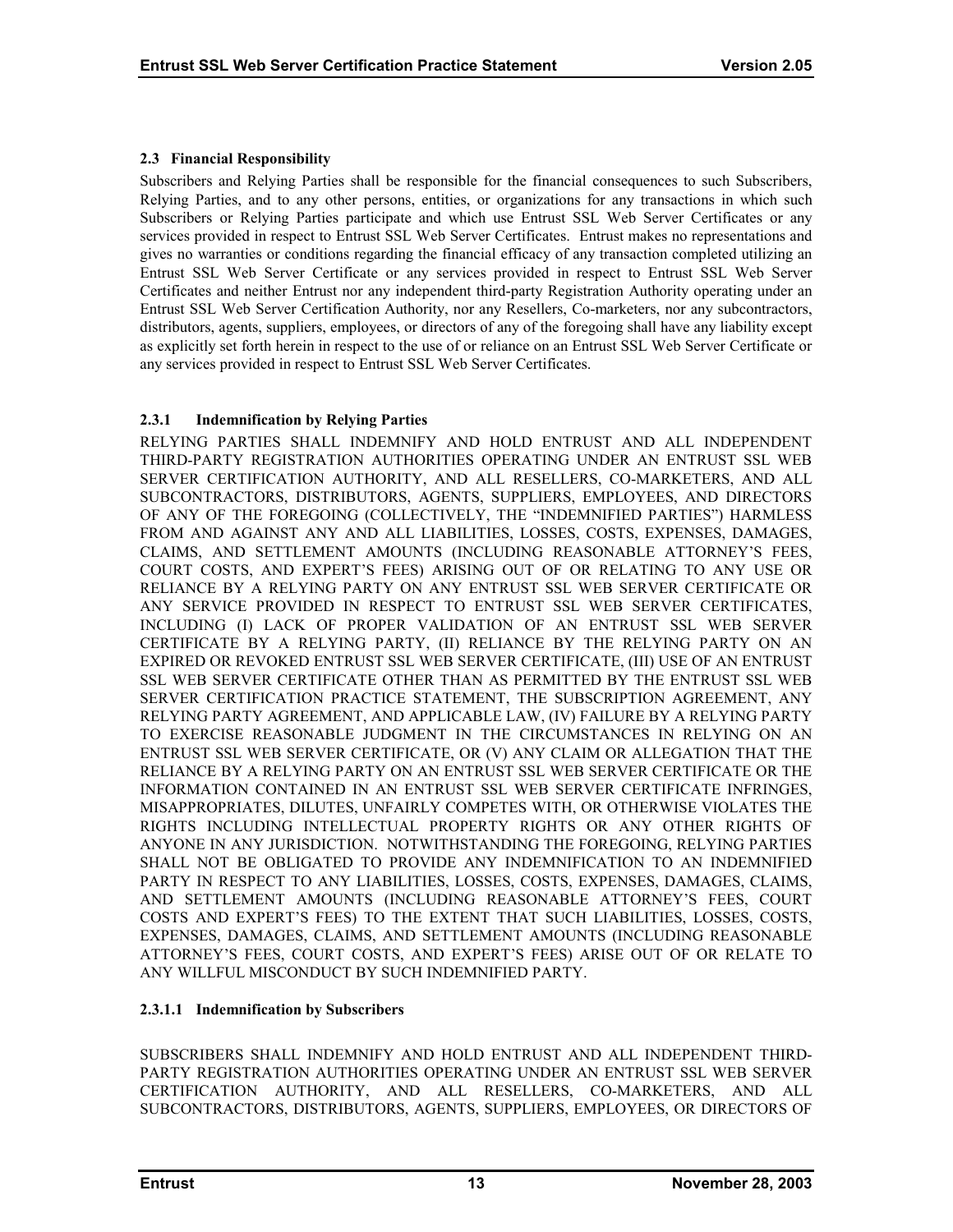### 2.3 Financial Responsibility

Subscribers and Relying Parties shall be responsible for the financial consequences to such Subscribers, Relying Parties, and to any other persons, entities, or organizations for any transactions in which such Subscribers or Relying Parties participate and which use Entrust SSL Web Server Certificates or any services provided in respect to Entrust SSL Web Server Certificates. Entrust makes no representations and gives no warranties or conditions regarding the financial efficacy of any transaction completed utilizing an Entrust SSL Web Server Certificate or any services provided in respect to Entrust SSL Web Server Certificates and neither Entrust nor any independent third-party Registration Authority operating under an Entrust SSL Web Server Certification Authority, nor any Resellers, Co-marketers, nor any subcontractors, distributors, agents, suppliers, employees, or directors of any of the foregoing shall have any liability except as explicitly set forth herein in respect to the use of or reliance on an Entrust SSL Web Server Certificate or any services provided in respect to Entrust SSL Web Server Certificates.

#### 2.3.1 Indemnification by Relying Parties

RELYING PARTIES SHALL INDEMNIFY AND HOLD ENTRUST AND ALL INDEPENDENT THIRD-PARTY REGISTRATION AUTHORITIES OPERATING UNDER AN ENTRUST SSL WEB SERVER CERTIFICATION AUTHORITY, AND ALL RESELLERS, CO-MARKETERS, AND ALL SUBCONTRACTORS, DISTRIBUTORS, AGENTS, SUPPLIERS, EMPLOYEES, AND DIRECTORS OF ANY OF THE FOREGOING (COLLECTIVELY, THE "INDEMNIFIED PARTIES") HARMLESS FROM AND AGAINST ANY AND ALL LIABILITIES, LOSSES, COSTS, EXPENSES, DAMAGES, CLAIMS, AND SETTLEMENT AMOUNTS (INCLUDING REASONABLE ATTORNEY'S FEES, COURT COSTS, AND EXPERT'S FEES) ARISING OUT OF OR RELATING TO ANY USE OR RELIANCE BY A RELYING PARTY ON ANY ENTRUST SSL WEB SERVER CERTIFICATE OR ANY SERVICE PROVIDED IN RESPECT TO ENTRUST SSL WEB SERVER CERTIFICATES, INCLUDING (I) LACK OF PROPER VALIDATION OF AN ENTRUST SSL WEB SERVER CERTIFICATE BY A RELYING PARTY, (II) RELIANCE BY THE RELYING PARTY ON AN EXPIRED OR REVOKED ENTRUST SSL WEB SERVER CERTIFICATE, (III) USE OF AN ENTRUST SSL WEB SERVER CERTIFICATE OTHER THAN AS PERMITTED BY THE ENTRUST SSL WEB SERVER CERTIFICATION PRACTICE STATEMENT, THE SUBSCRIPTION AGREEMENT, ANY RELYING PARTY AGREEMENT, AND APPLICABLE LAW, (IV) FAILURE BY A RELYING PARTY TO EXERCISE REASONABLE JUDGMENT IN THE CIRCUMSTANCES IN RELYING ON AN ENTRUST SSL WEB SERVER CERTIFICATE, OR (V) ANY CLAIM OR ALLEGATION THAT THE RELIANCE BY A RELYING PARTY ON AN ENTRUST SSL WEB SERVER CERTIFICATE OR THE INFORMATION CONTAINED IN AN ENTRUST SSL WEB SERVER CERTIFICATE INFRINGES, MISAPPROPRIATES, DILUTES, UNFAIRLY COMPETES WITH, OR OTHERWISE VIOLATES THE RIGHTS INCLUDING INTELLECTUAL PROPERTY RIGHTS OR ANY OTHER RIGHTS OF ANYONE IN ANY JURISDICTION. NOTWITHSTANDING THE FOREGOING, RELYING PARTIES SHALL NOT BE OBLIGATED TO PROVIDE ANY INDEMNIFICATION TO AN INDEMNIFIED PARTY IN RESPECT TO ANY LIABILITIES, LOSSES, COSTS, EXPENSES, DAMAGES, CLAIMS, AND SETTLEMENT AMOUNTS (INCLUDING REASONABLE ATTORNEY'S FEES, COURT COSTS AND EXPERT'S FEES) TO THE EXTENT THAT SUCH LIABILITIES, LOSSES, COSTS, EXPENSES, DAMAGES, CLAIMS, AND SETTLEMENT AMOUNTS (INCLUDING REASONABLE ATTORNEY'S FEES, COURT COSTS, AND EXPERT'S FEES) ARISE OUT OF OR RELATE TO ANY WILLFUL MISCONDUCT BY SUCH INDEMNIFIED PARTY.

##### 2.3.1.1 Indemnification by Subscribers

SUBSCRIBERS SHALL INDEMNIFY AND HOLD ENTRUST AND ALL INDEPENDENT THIRD-PARTY REGISTRATION AUTHORITIES OPERATING UNDER AN ENTRUST SSL WEB SERVER CERTIFICATION AUTHORITY, AND ALL RESELLERS, CO-MARKETERS, AND ALL SUBCONTRACTORS, DISTRIBUTORS, AGENTS, SUPPLIERS, EMPLOYEES, OR DIRECTORS OF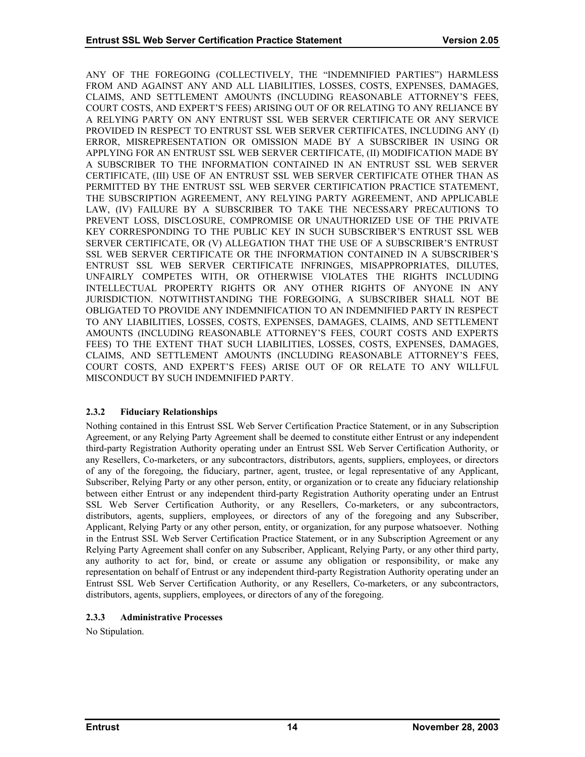ANY OF THE FOREGOING (COLLECTIVELY, THE "INDEMNIFIED PARTIES") HARMLESS FROM AND AGAINST ANY AND ALL LIABILITIES, LOSSES, COSTS, EXPENSES, DAMAGES, CLAIMS, AND SETTLEMENT AMOUNTS (INCLUDING REASONABLE ATTORNEY'S FEES, COURT COSTS, AND EXPERT'S FEES) ARISING OUT OF OR RELATING TO ANY RELIANCE BY A RELYING PARTY ON ANY ENTRUST SSL WEB SERVER CERTIFICATE OR ANY SERVICE PROVIDED IN RESPECT TO ENTRUST SSL WEB SERVER CERTIFICATES, INCLUDING ANY (I) ERROR, MISREPRESENTATION OR OMISSION MADE BY A SUBSCRIBER IN USING OR APPLYING FOR AN ENTRUST SSL WEB SERVER CERTIFICATE, (II) MODIFICATION MADE BY A SUBSCRIBER TO THE INFORMATION CONTAINED IN AN ENTRUST SSL WEB SERVER CERTIFICATE, (III) USE OF AN ENTRUST SSL WEB SERVER CERTIFICATE OTHER THAN AS PERMITTED BY THE ENTRUST SSL WEB SERVER CERTIFICATION PRACTICE STATEMENT, THE SUBSCRIPTION AGREEMENT, ANY RELYING PARTY AGREEMENT, AND APPLICABLE LAW, (IV) FAILURE BY A SUBSCRIBER TO TAKE THE NECESSARY PRECAUTIONS TO PREVENT LOSS, DISCLOSURE, COMPROMISE OR UNAUTHORIZED USE OF THE PRIVATE KEY CORRESPONDING TO THE PUBLIC KEY IN SUCH SUBSCRIBER'S ENTRUST SSL WEB SERVER CERTIFICATE, OR (V) ALLEGATION THAT THE USE OF A SUBSCRIBER'S ENTRUST SSL WEB SERVER CERTIFICATE OR THE INFORMATION CONTAINED IN A SUBSCRIBER'S ENTRUST SSL WEB SERVER CERTIFICATE INFRINGES, MISAPPROPRIATES, DILUTES, UNFAIRLY COMPETES WITH, OR OTHERWISE VIOLATES THE RIGHTS INCLUDING INTELLECTUAL PROPERTY RIGHTS OR ANY OTHER RIGHTS OF ANYONE IN ANY JURISDICTION. NOTWITHSTANDING THE FOREGOING, A SUBSCRIBER SHALL NOT BE OBLIGATED TO PROVIDE ANY INDEMNIFICATION TO AN INDEMNIFIED PARTY IN RESPECT TO ANY LIABILITIES, LOSSES, COSTS, EXPENSES, DAMAGES, CLAIMS, AND SETTLEMENT AMOUNTS (INCLUDING REASONABLE ATTORNEY'S FEES, COURT COSTS AND EXPERTS FEES) TO THE EXTENT THAT SUCH LIABILITIES, LOSSES, COSTS, EXPENSES, DAMAGES, CLAIMS, AND SETTLEMENT AMOUNTS (INCLUDING REASONABLE ATTORNEY'S FEES, COURT COSTS, AND EXPERT'S FEES) ARISE OUT OF OR RELATE TO ANY WILLFUL MISCONDUCT BY SUCH INDEMNIFIED PARTY.

### 2.3.2 Fiduciary Relationships

Nothing contained in this Entrust SSL Web Server Certification Practice Statement, or in any Subscription Agreement, or any Relying Party Agreement shall be deemed to constitute either Entrust or any independent third-party Registration Authority operating under an Entrust SSL Web Server Certification Authority, or any Resellers, Co-marketers, or any subcontractors, distributors, agents, suppliers, employees, or directors of any of the foregoing, the fiduciary, partner, agent, trustee, or legal representative of any Applicant, Subscriber, Relying Party or any other person, entity, or organization or to create any fiduciary relationship between either Entrust or any independent third-party Registration Authority operating under an Entrust SSL Web Server Certification Authority, or any Resellers, Co-marketers, or any subcontractors, distributors, agents, suppliers, employees, or directors of any of the foregoing and any Subscriber, Applicant, Relying Party or any other person, entity, or organization, for any purpose whatsoever. Nothing in the Entrust SSL Web Server Certification Practice Statement, or in any Subscription Agreement or any Relying Party Agreement shall confer on any Subscriber, Applicant, Relying Party, or any other third party, any authority to act for, bind, or create or assume any obligation or responsibility, or make any representation on behalf of Entrust or any independent third-party Registration Authority operating under an Entrust SSL Web Server Certification Authority, or any Resellers, Co-marketers, or any subcontractors, distributors, agents, suppliers, employees, or directors of any of the foregoing.

### 2.3.3 Administrative Processes

No Stipulation.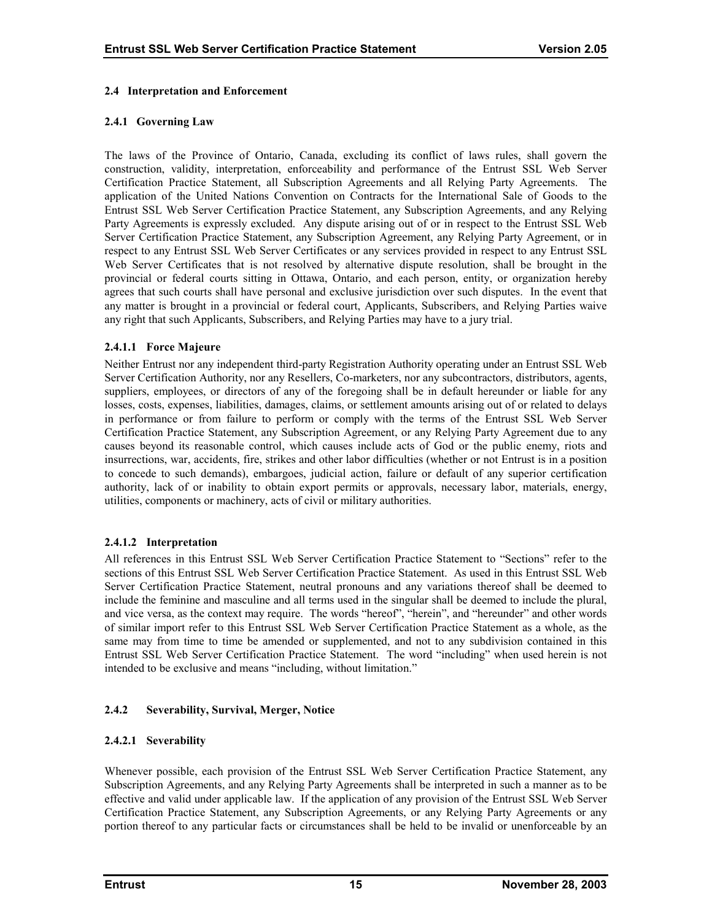### 2.4 Interpretation and Enforcement

#### 2.4.1 Governing Law

The laws of the Province of Ontario, Canada, excluding its conflict of laws rules, shall govern the construction, validity, interpretation, enforceability and performance of the Entrust SSL Web Server Certification Practice Statement, all Subscription Agreements and all Relying Party Agreements. The application of the United Nations Convention on Contracts for the International Sale of Goods to the Entrust SSL Web Server Certification Practice Statement, any Subscription Agreements, and any Relying Party Agreements is expressly excluded. Any dispute arising out of or in respect to the Entrust SSL Web Server Certification Practice Statement, any Subscription Agreement, any Relying Party Agreement, or in respect to any Entrust SSL Web Server Certificates or any services provided in respect to any Entrust SSL Web Server Certificates that is not resolved by alternative dispute resolution, shall be brought in the provincial or federal courts sitting in Ottawa, Ontario, and each person, entity, or organization hereby agrees that such courts shall have personal and exclusive jurisdiction over such disputes. In the event that any matter is brought in a provincial or federal court, Applicants, Subscribers, and Relying Parties waive any right that such Applicants, Subscribers, and Relying Parties may have to a jury trial.

##### 2.4.1.1 Force Majeure

Neither Entrust nor any independent third-party Registration Authority operating under an Entrust SSL Web Server Certification Authority, nor any Resellers, Co-marketers, nor any subcontractors, distributors, agents, suppliers, employees, or directors of any of the foregoing shall be in default hereunder or liable for any losses, costs, expenses, liabilities, damages, claims, or settlement amounts arising out of or related to delays in performance or from failure to perform or comply with the terms of the Entrust SSL Web Server Certification Practice Statement, any Subscription Agreement, or any Relying Party Agreement due to any causes beyond its reasonable control, which causes include acts of God or the public enemy, riots and insurrections, war, accidents, fire, strikes and other labor difficulties (whether or not Entrust is in a position to concede to such demands), embargoes, judicial action, failure or default of any superior certification authority, lack of or inability to obtain export permits or approvals, necessary labor, materials, energy, utilities, components or machinery, acts of civil or military authorities.

##### 2.4.1.2 Interpretation

All references in this Entrust SSL Web Server Certification Practice Statement to "Sections" refer to the sections of this Entrust SSL Web Server Certification Practice Statement. As used in this Entrust SSL Web Server Certification Practice Statement, neutral pronouns and any variations thereof shall be deemed to include the feminine and masculine and all terms used in the singular shall be deemed to include the plural, and vice versa, as the context may require. The words "hereof", "herein", and "hereunder" and other words of similar import refer to this Entrust SSL Web Server Certification Practice Statement as a whole, as the same may from time to time be amended or supplemented, and not to any subdivision contained in this Entrust SSL Web Server Certification Practice Statement. The word "including" when used herein is not intended to be exclusive and means "including, without limitation."

#### 2.4.2 Severability, Survival, Merger, Notice

##### 2.4.2.1 Severability

Whenever possible, each provision of the Entrust SSL Web Server Certification Practice Statement, any Subscription Agreements, and any Relying Party Agreements shall be interpreted in such a manner as to be effective and valid under applicable law. If the application of any provision of the Entrust SSL Web Server Certification Practice Statement, any Subscription Agreements, or any Relying Party Agreements or any portion thereof to any particular facts or circumstances shall be held to be invalid or unenforceable by an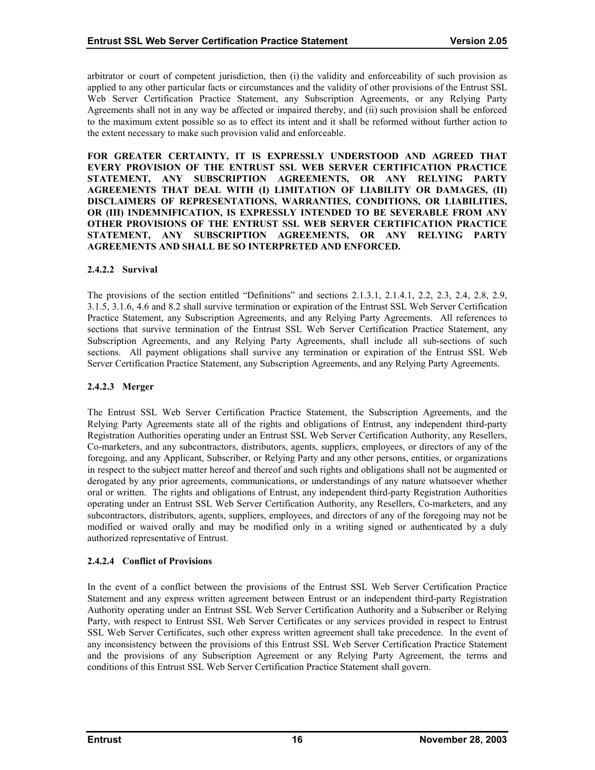arbitrator or court of competent jurisdiction, then (i) the validity and enforceability of such provision as applied to any other particular facts or circumstances and the validity of other provisions of the Entrust SSL Web Server Certification Practice Statement, any Subscription Agreements, or any Relying Party Agreements shall not in any way be affected or impaired thereby, and (ii) such provision shall be enforced to the maximum extent possible so as to effect its intent and it shall be reformed without further action to the extent necessary to make such provision valid and enforceable.

**FOR GREATER CERTAINTY, IT IS EXPRESSLY UNDERSTOOD AND AGREED THAT EVERY PROVISION OF THE ENTRUST SSL WEB SERVER CERTIFICATION PRACTICE STATEMENT, ANY SUBSCRIPTION AGREEMENTS, OR ANY RELYING PARTY AGREEMENTS THAT DEAL WITH (I) LIMITATION OF LIABILITY OR DAMAGES, (II) DISCLAIMERS OF REPRESENTATIONS, WARRANTIES, CONDITIONS, OR LIABILITIES, OR (III) INDEMNIFICATION, IS EXPRESSLY INTENDED TO BE SEVERABLE FROM ANY OTHER PROVISIONS OF THE ENTRUST SSL WEB SERVER CERTIFICATION PRACTICE STATEMENT, ANY SUBSCRIPTION AGREEMENTS, OR ANY RELYING PARTY AGREEMENTS AND SHALL BE SO INTERPRETED AND ENFORCED.**

#### 2.4.2.2 Survival

The provisions of the section entitled "Definitions" and sections 2.1.3.1, 2.1.4.1, 2.2, 2.3, 2.4, 2.8, 2.9, 3.1.5, 3.1.6, 4.6 and 8.2 shall survive termination or expiration of the Entrust SSL Web Server Certification Practice Statement, any Subscription Agreements, and any Relying Party Agreements. All references to sections that survive termination of the Entrust SSL Web Server Certification Practice Statement, any Subscription Agreements, and any Relying Party Agreements, shall include all sub-sections of such sections. All payment obligations shall survive any termination or expiration of the Entrust SSL Web Server Certification Practice Statement, any Subscription Agreements, and any Relying Party Agreements.

#### 2.4.2.3 Merger

The Entrust SSL Web Server Certification Practice Statement, the Subscription Agreements, and the Relying Party Agreements state all of the rights and obligations of Entrust, any independent third-party Registration Authorities operating under an Entrust SSL Web Server Certification Authority, any Resellers, Co-marketers, and any subcontractors, distributors, agents, suppliers, employees, or directors of any of the foregoing, and any Applicant, Subscriber, or Relying Party and any other persons, entities, or organizations in respect to the subject matter hereof and thereof and such rights and obligations shall not be augmented or derogated by any prior agreements, communications, or understandings of any nature whatsoever whether oral or written. The rights and obligations of Entrust, any independent third-party Registration Authorities operating under an Entrust SSL Web Server Certification Authority, any Resellers, Co-marketers, and any subcontractors, distributors, agents, suppliers, employees, and directors of any of the foregoing may not be modified or waived orally and may be modified only in a writing signed or authenticated by a duly authorized representative of Entrust.

#### 2.4.2.4 Conflict of Provisions

In the event of a conflict between the provisions of the Entrust SSL Web Server Certification Practice Statement and any express written agreement between Entrust or an independent third-party Registration Authority operating under an Entrust SSL Web Server Certification Authority and a Subscriber or Relying Party, with respect to Entrust SSL Web Server Certificates or any services provided in respect to Entrust SSL Web Server Certificates, such other express written agreement shall take precedence. In the event of any inconsistency between the provisions of this Entrust SSL Web Server Certification Practice Statement and the provisions of any Subscription Agreement or any Relying Party Agreement, the terms and conditions of this Entrust SSL Web Server Certification Practice Statement shall govern.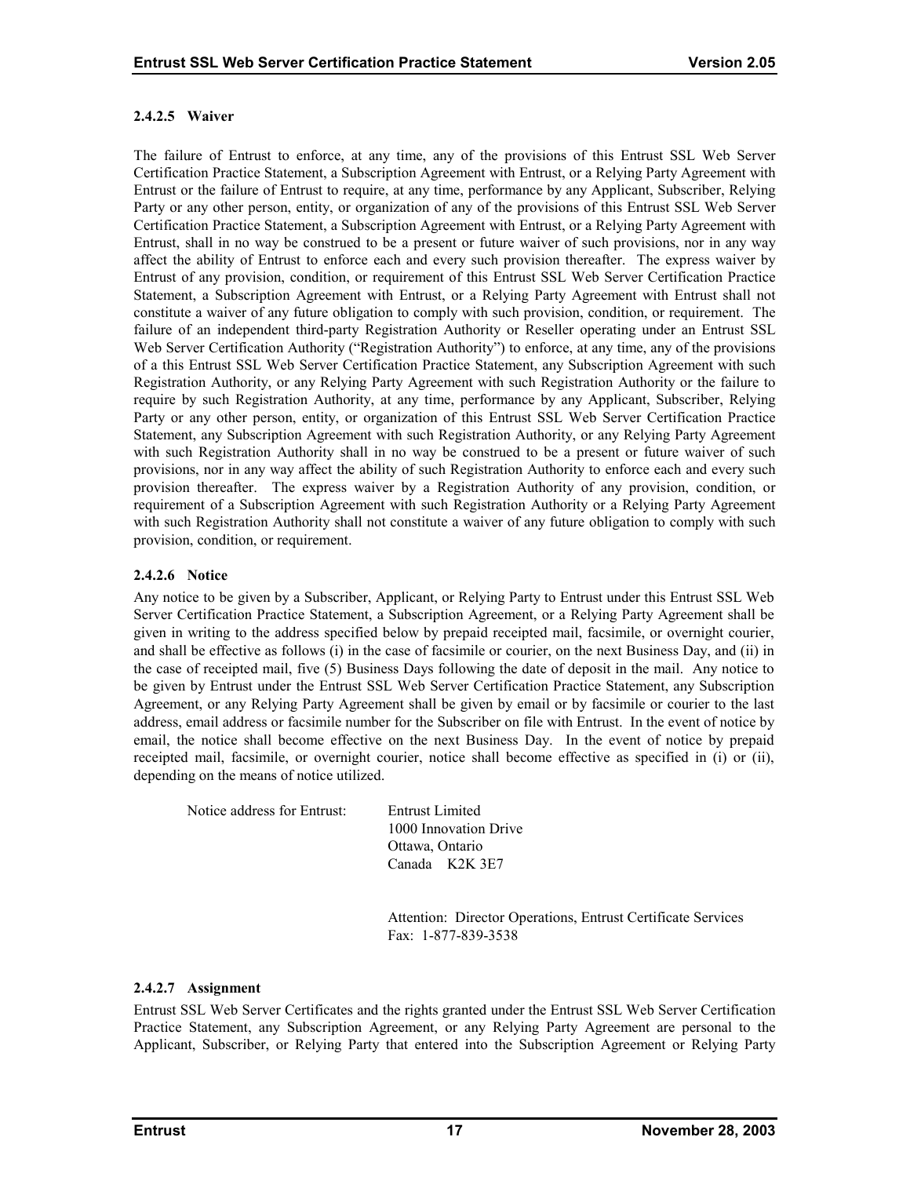#### 2.4.2.5 Waiver

The failure of Entrust to enforce, at any time, any of the provisions of this Entrust SSL Web Server Certification Practice Statement, a Subscription Agreement with Entrust, or a Relying Party Agreement with Entrust or the failure of Entrust to require, at any time, performance by any Applicant, Subscriber, Relying Party or any other person, entity, or organization of any of the provisions of this Entrust SSL Web Server Certification Practice Statement, a Subscription Agreement with Entrust, or a Relying Party Agreement with Entrust, shall in no way be construed to be a present or future waiver of such provisions, nor in any way affect the ability of Entrust to enforce each and every such provision thereafter. The express waiver by Entrust of any provision, condition, or requirement of this Entrust SSL Web Server Certification Practice Statement, a Subscription Agreement with Entrust, or a Relying Party Agreement with Entrust shall not constitute a waiver of any future obligation to comply with such provision, condition, or requirement. The failure of an independent third-party Registration Authority or Reseller operating under an Entrust SSL Web Server Certification Authority ("Registration Authority") to enforce, at any time, any of the provisions of a this Entrust SSL Web Server Certification Practice Statement, any Subscription Agreement with such Registration Authority, or any Relying Party Agreement with such Registration Authority or the failure to require by such Registration Authority, at any time, performance by any Applicant, Subscriber, Relying Party or any other person, entity, or organization of this Entrust SSL Web Server Certification Practice Statement, any Subscription Agreement with such Registration Authority, or any Relying Party Agreement with such Registration Authority shall in no way be construed to be a present or future waiver of such provisions, nor in any way affect the ability of such Registration Authority to enforce each and every such provision thereafter. The express waiver by a Registration Authority of any provision, condition, or requirement of a Subscription Agreement with such Registration Authority or a Relying Party Agreement with such Registration Authority shall not constitute a waiver of any future obligation to comply with such provision, condition, or requirement.

#### 2.4.2.6 Notice

Any notice to be given by a Subscriber, Applicant, or Relying Party to Entrust under this Entrust SSL Web Server Certification Practice Statement, a Subscription Agreement, or a Relying Party Agreement shall be given in writing to the address specified below by prepaid receipted mail, facsimile, or overnight courier, and shall be effective as follows (i) in the case of facsimile or courier, on the next Business Day, and (ii) in the case of receipted mail, five (5) Business Days following the date of deposit in the mail. Any notice to be given by Entrust under the Entrust SSL Web Server Certification Practice Statement, any Subscription Agreement, or any Relying Party Agreement shall be given by email or by facsimile or courier to the last address, email address or facsimile number for the Subscriber on file with Entrust. In the event of notice by email, the notice shall become effective on the next Business Day. In the event of notice by prepaid receipted mail, facsimile, or overnight courier, notice shall become effective as specified in (i) or (ii), depending on the means of notice utilized.

Notice address for Entrust:

Entrust Limited
1000 Innovation Drive
Ottawa, Ontario
Canada K2K 3E7

Attention: Director Operations, Entrust Certificate Services
Fax: 1-877-839-3538

#### 2.4.2.7 Assignment

Entrust SSL Web Server Certificates and the rights granted under the Entrust SSL Web Server Certification Practice Statement, any Subscription Agreement, or any Relying Party Agreement are personal to the Applicant, Subscriber, or Relying Party that entered into the Subscription Agreement or Relying Party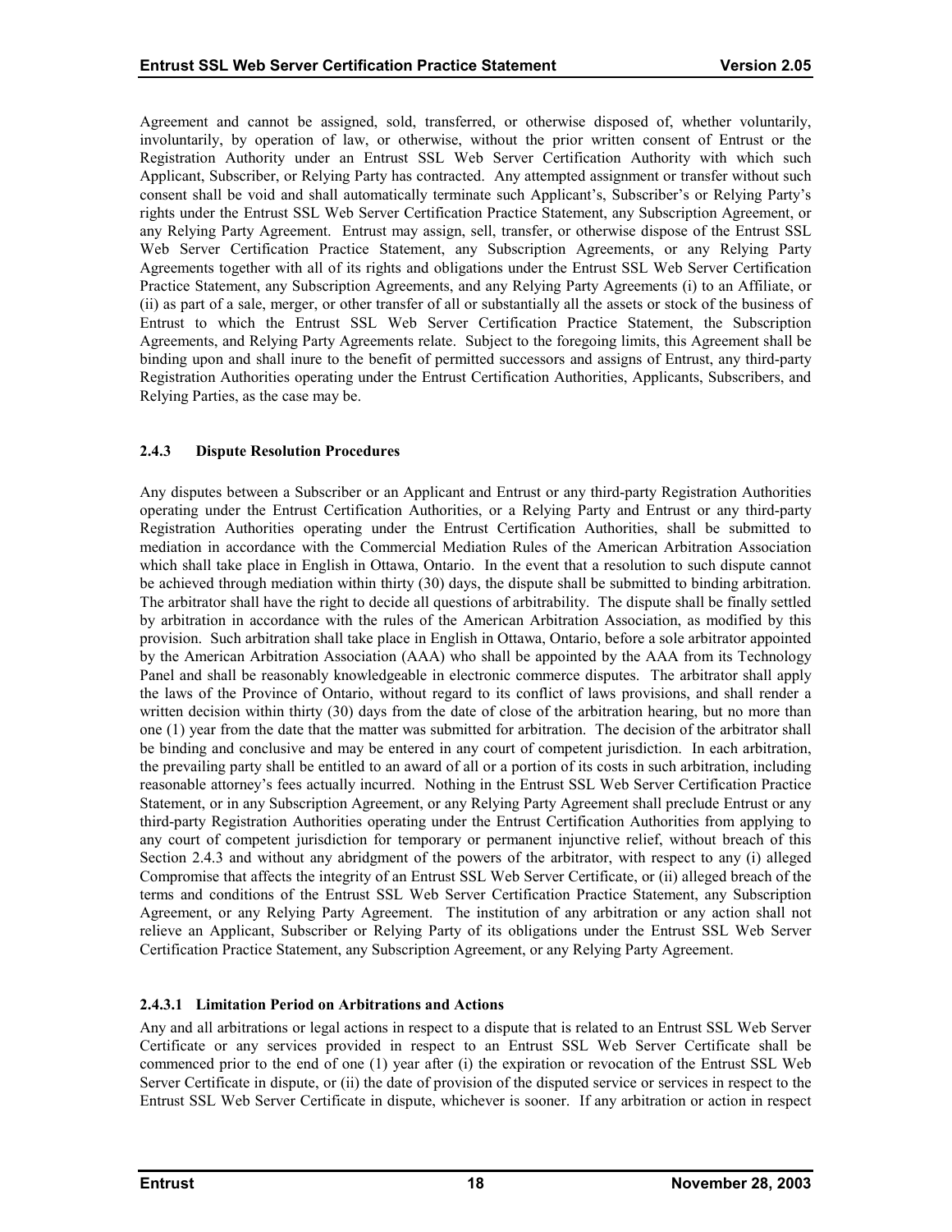Agreement and cannot be assigned, sold, transferred, or otherwise disposed of, whether voluntarily, involuntarily, by operation of law, or otherwise, without the prior written consent of Entrust or the Registration Authority under an Entrust SSL Web Server Certification Authority with which such Applicant, Subscriber, or Relying Party has contracted. Any attempted assignment or transfer without such consent shall be void and shall automatically terminate such Applicant's, Subscriber's or Relying Party's rights under the Entrust SSL Web Server Certification Practice Statement, any Subscription Agreement, or any Relying Party Agreement. Entrust may assign, sell, transfer, or otherwise dispose of the Entrust SSL Web Server Certification Practice Statement, any Subscription Agreements, or any Relying Party Agreements together with all of its rights and obligations under the Entrust SSL Web Server Certification Practice Statement, any Subscription Agreements, and any Relying Party Agreements (i) to an Affiliate, or (ii) as part of a sale, merger, or other transfer of all or substantially all the assets or stock of the business of Entrust to which the Entrust SSL Web Server Certification Practice Statement, the Subscription Agreements, and Relying Party Agreements relate. Subject to the foregoing limits, this Agreement shall be binding upon and shall inure to the benefit of permitted successors and assigns of Entrust, any third-party Registration Authorities operating under the Entrust Certification Authorities, Applicants, Subscribers, and Relying Parties, as the case may be.

### 2.4.3 Dispute Resolution Procedures

Any disputes between a Subscriber or an Applicant and Entrust or any third-party Registration Authorities operating under the Entrust Certification Authorities, or a Relying Party and Entrust or any third-party Registration Authorities operating under the Entrust Certification Authorities, shall be submitted to mediation in accordance with the Commercial Mediation Rules of the American Arbitration Association which shall take place in English in Ottawa, Ontario. In the event that a resolution to such dispute cannot be achieved through mediation within thirty (30) days, the dispute shall be submitted to binding arbitration. The arbitrator shall have the right to decide all questions of arbitrability. The dispute shall be finally settled by arbitration in accordance with the rules of the American Arbitration Association, as modified by this provision. Such arbitration shall take place in English in Ottawa, Ontario, before a sole arbitrator appointed by the American Arbitration Association (AAA) who shall be appointed by the AAA from its Technology Panel and shall be reasonably knowledgeable in electronic commerce disputes. The arbitrator shall apply the laws of the Province of Ontario, without regard to its conflict of laws provisions, and shall render a written decision within thirty (30) days from the date of close of the arbitration hearing, but no more than one (1) year from the date that the matter was submitted for arbitration. The decision of the arbitrator shall be binding and conclusive and may be entered in any court of competent jurisdiction. In each arbitration, the prevailing party shall be entitled to an award of all or a portion of its costs in such arbitration, including reasonable attorney's fees actually incurred. Nothing in the Entrust SSL Web Server Certification Practice Statement, or in any Subscription Agreement, or any Relying Party Agreement shall preclude Entrust or any third-party Registration Authorities operating under the Entrust Certification Authorities from applying to any court of competent jurisdiction for temporary or permanent injunctive relief, without breach of this Section 2.4.3 and without any abridgment of the powers of the arbitrator, with respect to any (i) alleged Compromise that affects the integrity of an Entrust SSL Web Server Certificate, or (ii) alleged breach of the terms and conditions of the Entrust SSL Web Server Certification Practice Statement, any Subscription Agreement, or any Relying Party Agreement. The institution of any arbitration or any action shall not relieve an Applicant, Subscriber or Relying Party of its obligations under the Entrust SSL Web Server Certification Practice Statement, any Subscription Agreement, or any Relying Party Agreement.

#### 2.4.3.1 Limitation Period on Arbitrations and Actions

Any and all arbitrations or legal actions in respect to a dispute that is related to an Entrust SSL Web Server Certificate or any services provided in respect to an Entrust SSL Web Server Certificate shall be commenced prior to the end of one (1) year after (i) the expiration or revocation of the Entrust SSL Web Server Certificate in dispute, or (ii) the date of provision of the disputed service or services in respect to the Entrust SSL Web Server Certificate in dispute, whichever is sooner. If any arbitration or action in respect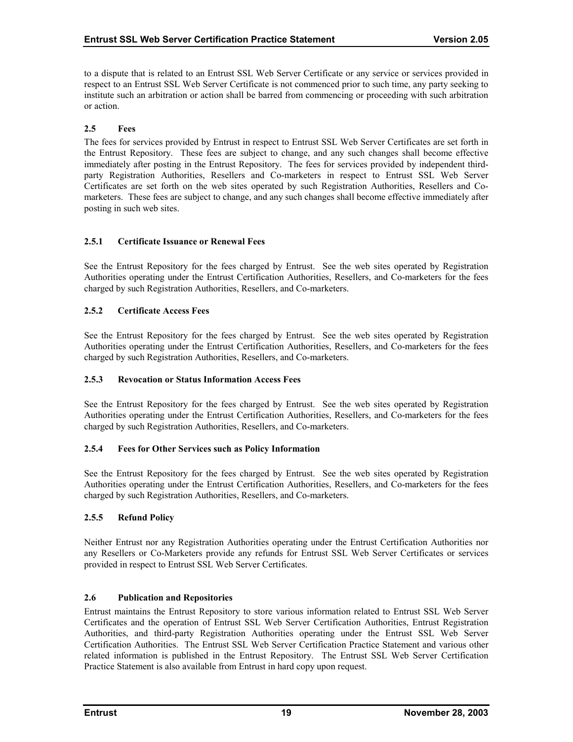to a dispute that is related to an Entrust SSL Web Server Certificate or any service or services provided in respect to an Entrust SSL Web Server Certificate is not commenced prior to such time, any party seeking to institute such an arbitration or action shall be barred from commencing or proceeding with such arbitration or action.

## 2.5 Fees

The fees for services provided by Entrust in respect to Entrust SSL Web Server Certificates are set forth in the Entrust Repository. These fees are subject to change, and any such changes shall become effective immediately after posting in the Entrust Repository. The fees for services provided by independent third-party Registration Authorities, Resellers and Co-marketers in respect to Entrust SSL Web Server Certificates are set forth on the web sites operated by such Registration Authorities, Resellers and Co-marketers. These fees are subject to change, and any such changes shall become effective immediately after posting in such web sites.

### 2.5.1 Certificate Issuance or Renewal Fees

See the Entrust Repository for the fees charged by Entrust. See the web sites operated by Registration Authorities operating under the Entrust Certification Authorities, Resellers, and Co-marketers for the fees charged by such Registration Authorities, Resellers, and Co-marketers.

### 2.5.2 Certificate Access Fees

See the Entrust Repository for the fees charged by Entrust. See the web sites operated by Registration Authorities operating under the Entrust Certification Authorities, Resellers, and Co-marketers for the fees charged by such Registration Authorities, Resellers, and Co-marketers.

### 2.5.3 Revocation or Status Information Access Fees

See the Entrust Repository for the fees charged by Entrust. See the web sites operated by Registration Authorities operating under the Entrust Certification Authorities, Resellers, and Co-marketers for the fees charged by such Registration Authorities, Resellers, and Co-marketers.

### 2.5.4 Fees for Other Services such as Policy Information

See the Entrust Repository for the fees charged by Entrust. See the web sites operated by Registration Authorities operating under the Entrust Certification Authorities, Resellers, and Co-marketers for the fees charged by such Registration Authorities, Resellers, and Co-marketers.

### 2.5.5 Refund Policy

Neither Entrust nor any Registration Authorities operating under the Entrust Certification Authorities nor any Resellers or Co-Marketers provide any refunds for Entrust SSL Web Server Certificates or services provided in respect to Entrust SSL Web Server Certificates.

## 2.6 Publication and Repositories

Entrust maintains the Entrust Repository to store various information related to Entrust SSL Web Server Certificates and the operation of Entrust SSL Web Server Certification Authorities, Entrust Registration Authorities, and third-party Registration Authorities operating under the Entrust SSL Web Server Certification Authorities. The Entrust SSL Web Server Certification Practice Statement and various other related information is published in the Entrust Repository. The Entrust SSL Web Server Certification Practice Statement is also available from Entrust in hard copy upon request.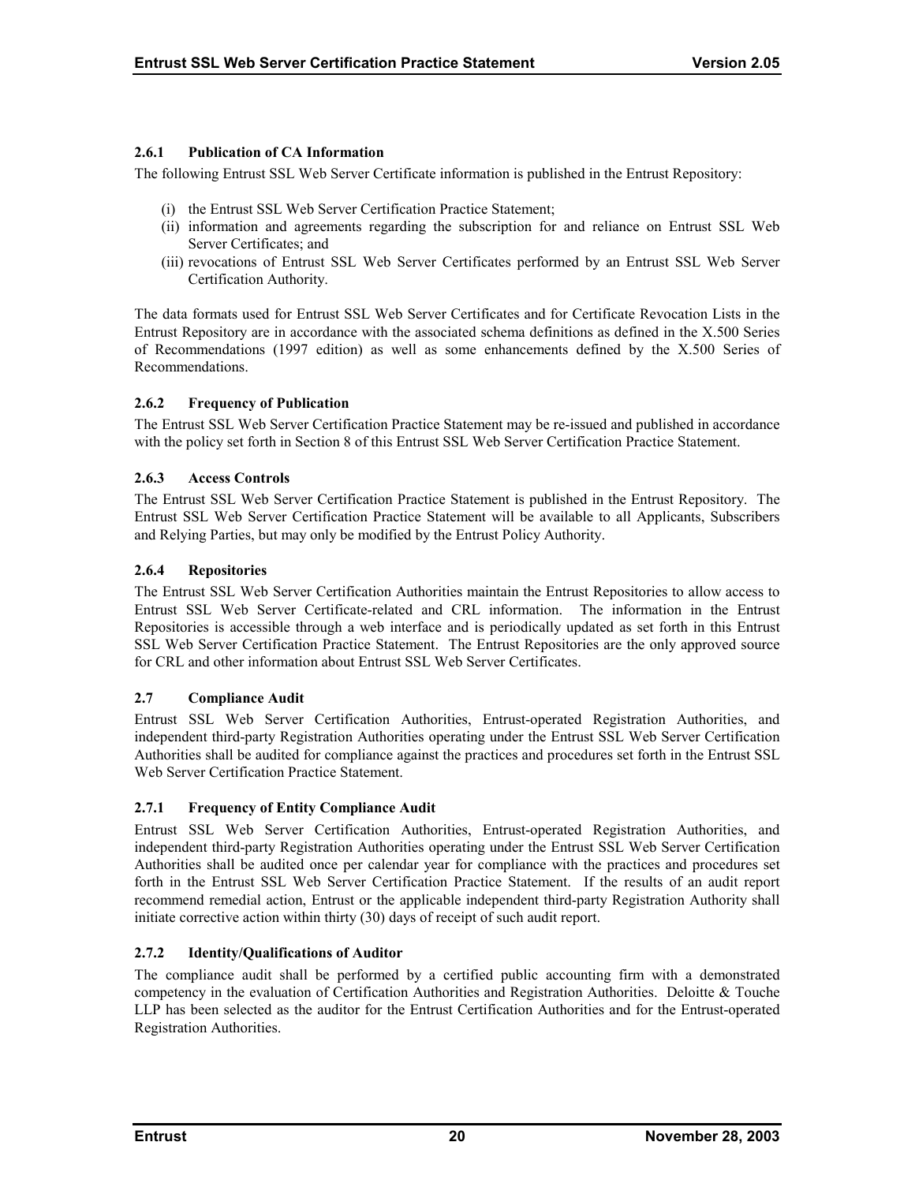#### 2.6.1 Publication of CA Information

The following Entrust SSL Web Server Certificate information is published in the Entrust Repository:

(i) the Entrust SSL Web Server Certification Practice Statement;
(ii) information and agreements regarding the subscription for and reliance on Entrust SSL Web Server Certificates; and
(iii) revocations of Entrust SSL Web Server Certificates performed by an Entrust SSL Web Server Certification Authority.

The data formats used for Entrust SSL Web Server Certificates and for Certificate Revocation Lists in the Entrust Repository are in accordance with the associated schema definitions as defined in the X.500 Series of Recommendations (1997 edition) as well as some enhancements defined by the X.500 Series of Recommendations.

#### 2.6.2 Frequency of Publication

The Entrust SSL Web Server Certification Practice Statement may be re-issued and published in accordance with the policy set forth in Section 8 of this Entrust SSL Web Server Certification Practice Statement.

#### 2.6.3 Access Controls

The Entrust SSL Web Server Certification Practice Statement is published in the Entrust Repository. The Entrust SSL Web Server Certification Practice Statement will be available to all Applicants, Subscribers and Relying Parties, but may only be modified by the Entrust Policy Authority.

#### 2.6.4 Repositories

The Entrust SSL Web Server Certification Authorities maintain the Entrust Repositories to allow access to Entrust SSL Web Server Certificate-related and CRL information. The information in the Entrust Repositories is accessible through a web interface and is periodically updated as set forth in this Entrust SSL Web Server Certification Practice Statement. The Entrust Repositories are the only approved source for CRL and other information about Entrust SSL Web Server Certificates.

### 2.7 Compliance Audit

Entrust SSL Web Server Certification Authorities, Entrust-operated Registration Authorities, and independent third-party Registration Authorities operating under the Entrust SSL Web Server Certification Authorities shall be audited for compliance against the practices and procedures set forth in the Entrust SSL Web Server Certification Practice Statement.

#### 2.7.1 Frequency of Entity Compliance Audit

Entrust SSL Web Server Certification Authorities, Entrust-operated Registration Authorities, and independent third-party Registration Authorities operating under the Entrust SSL Web Server Certification Authorities shall be audited once per calendar year for compliance with the practices and procedures set forth in the Entrust SSL Web Server Certification Practice Statement. If the results of an audit report recommend remedial action, Entrust or the applicable independent third-party Registration Authority shall initiate corrective action within thirty (30) days of receipt of such audit report.

#### 2.7.2 Identity/Qualifications of Auditor

The compliance audit shall be performed by a certified public accounting firm with a demonstrated competency in the evaluation of Certification Authorities and Registration Authorities. Deloitte & Touche LLP has been selected as the auditor for the Entrust Certification Authorities and for the Entrust-operated Registration Authorities.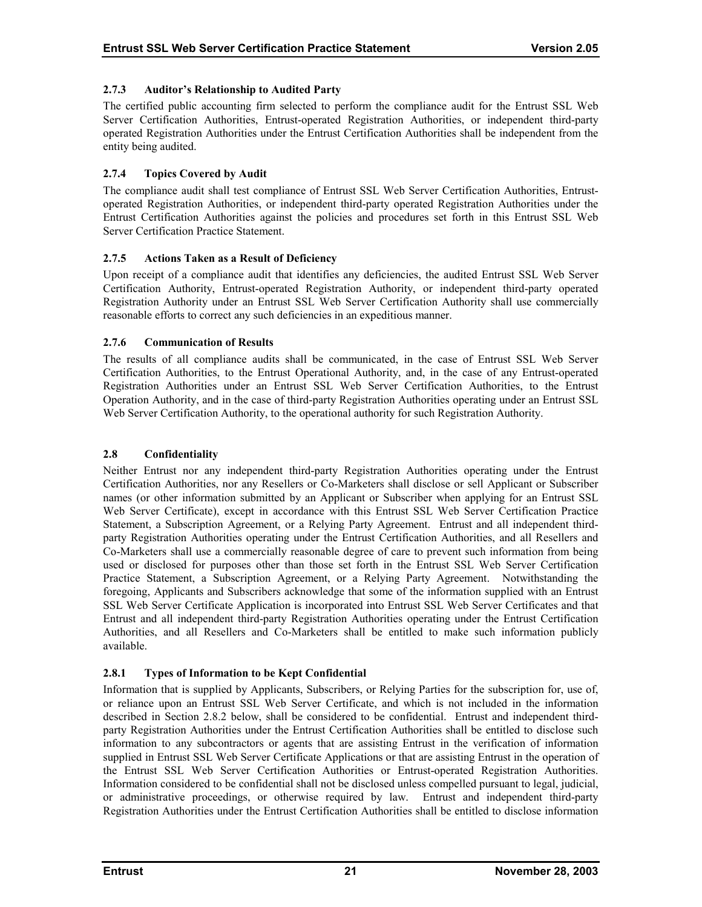### 2.7.3 Auditor's Relationship to Audited Party

The certified public accounting firm selected to perform the compliance audit for the Entrust SSL Web Server Certification Authorities, Entrust-operated Registration Authorities, or independent third-party operated Registration Authorities under the Entrust Certification Authorities shall be independent from the entity being audited.

### 2.7.4 Topics Covered by Audit

The compliance audit shall test compliance of Entrust SSL Web Server Certification Authorities, Entrust-operated Registration Authorities, or independent third-party operated Registration Authorities under the Entrust Certification Authorities against the policies and procedures set forth in this Entrust SSL Web Server Certification Practice Statement.

### 2.7.5 Actions Taken as a Result of Deficiency

Upon receipt of a compliance audit that identifies any deficiencies, the audited Entrust SSL Web Server Certification Authority, Entrust-operated Registration Authority, or independent third-party operated Registration Authority under an Entrust SSL Web Server Certification Authority shall use commercially reasonable efforts to correct any such deficiencies in an expeditious manner.

### 2.7.6 Communication of Results

The results of all compliance audits shall be communicated, in the case of Entrust SSL Web Server Certification Authorities, to the Entrust Operational Authority, and, in the case of any Entrust-operated Registration Authorities under an Entrust SSL Web Server Certification Authorities, to the Entrust Operation Authority, and in the case of third-party Registration Authorities operating under an Entrust SSL Web Server Certification Authority, to the operational authority for such Registration Authority.

## 2.8 Confidentiality

Neither Entrust nor any independent third-party Registration Authorities operating under the Entrust Certification Authorities, nor any Resellers or Co-Marketers shall disclose or sell Applicant or Subscriber names (or other information submitted by an Applicant or Subscriber when applying for an Entrust SSL Web Server Certificate), except in accordance with this Entrust SSL Web Server Certification Practice Statement, a Subscription Agreement, or a Relying Party Agreement. Entrust and all independent third-party Registration Authorities operating under the Entrust Certification Authorities, and all Resellers and Co-Marketers shall use a commercially reasonable degree of care to prevent such information from being used or disclosed for purposes other than those set forth in the Entrust SSL Web Server Certification Practice Statement, a Subscription Agreement, or a Relying Party Agreement. Notwithstanding the foregoing, Applicants and Subscribers acknowledge that some of the information supplied with an Entrust SSL Web Server Certificate Application is incorporated into Entrust SSL Web Server Certificates and that Entrust and all independent third-party Registration Authorities operating under the Entrust Certification Authorities, and all Resellers and Co-Marketers shall be entitled to make such information publicly available.

### 2.8.1 Types of Information to be Kept Confidential

Information that is supplied by Applicants, Subscribers, or Relying Parties for the subscription for, use of, or reliance upon an Entrust SSL Web Server Certificate, and which is not included in the information described in Section 2.8.2 below, shall be considered to be confidential. Entrust and independent third-party Registration Authorities under the Entrust Certification Authorities shall be entitled to disclose such information to any subcontractors or agents that are assisting Entrust in the verification of information supplied in Entrust SSL Web Server Certificate Applications or that are assisting Entrust in the operation of the Entrust SSL Web Server Certification Authorities or Entrust-operated Registration Authorities. Information considered to be confidential shall not be disclosed unless compelled pursuant to legal, judicial, or administrative proceedings, or otherwise required by law. Entrust and independent third-party Registration Authorities under the Entrust Certification Authorities shall be entitled to disclose information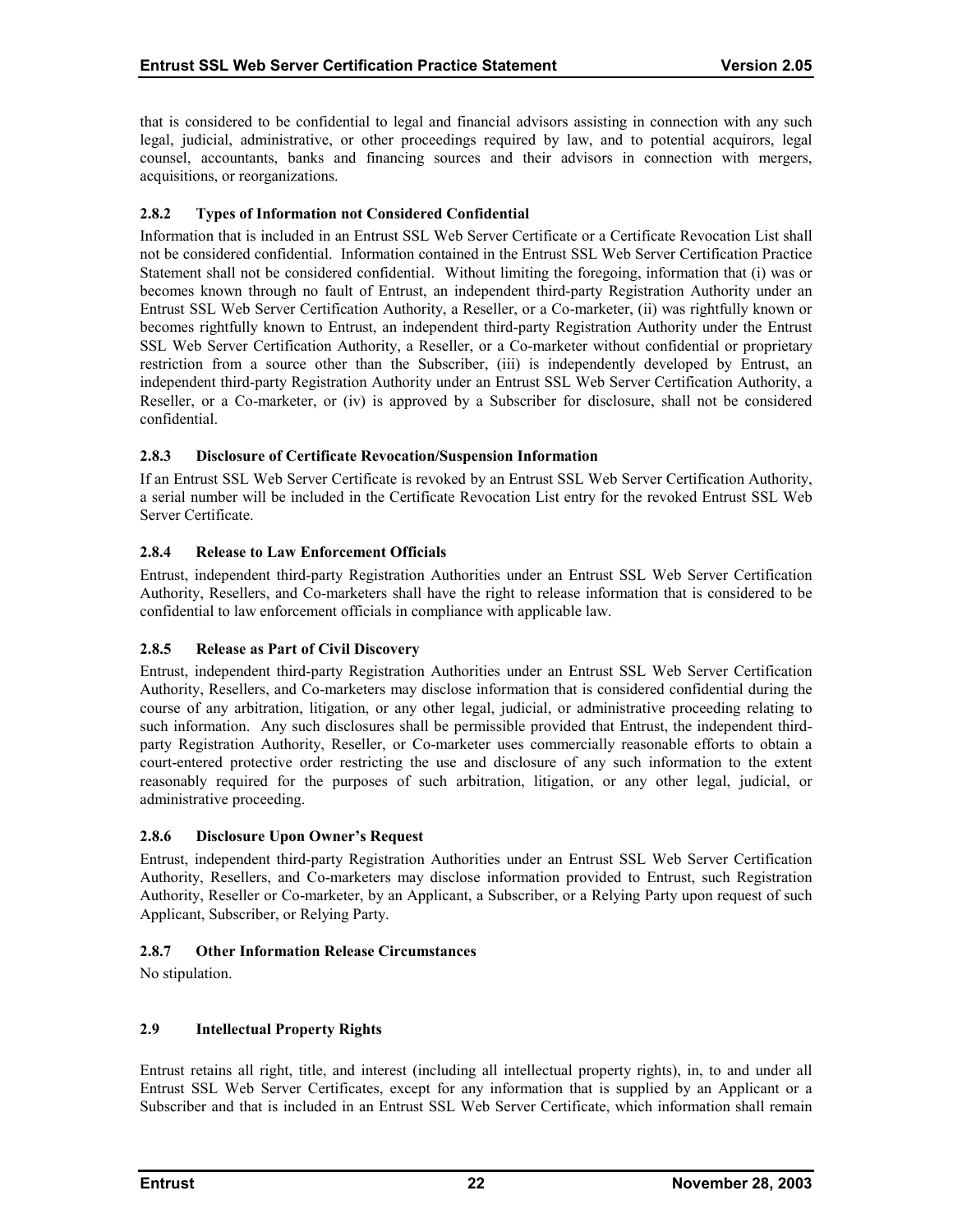that is considered to be confidential to legal and financial advisors assisting in connection with any such legal, judicial, administrative, or other proceedings required by law, and to potential acquirors, legal counsel, accountants, banks and financing sources and their advisors in connection with mergers, acquisitions, or reorganizations.

### 2.8.2 Types of Information not Considered Confidential

Information that is included in an Entrust SSL Web Server Certificate or a Certificate Revocation List shall not be considered confidential. Information contained in the Entrust SSL Web Server Certification Practice Statement shall not be considered confidential. Without limiting the foregoing, information that (i) was or becomes known through no fault of Entrust, an independent third-party Registration Authority under an Entrust SSL Web Server Certification Authority, a Reseller, or a Co-marketer, (ii) was rightfully known or becomes rightfully known to Entrust, an independent third-party Registration Authority under the Entrust SSL Web Server Certification Authority, a Reseller, or a Co-marketer without confidential or proprietary restriction from a source other than the Subscriber, (iii) is independently developed by Entrust, an independent third-party Registration Authority under an Entrust SSL Web Server Certification Authority, a Reseller, or a Co-marketer, or (iv) is approved by a Subscriber for disclosure, shall not be considered confidential.

### 2.8.3 Disclosure of Certificate Revocation/Suspension Information

If an Entrust SSL Web Server Certificate is revoked by an Entrust SSL Web Server Certification Authority, a serial number will be included in the Certificate Revocation List entry for the revoked Entrust SSL Web Server Certificate.

### 2.8.4 Release to Law Enforcement Officials

Entrust, independent third-party Registration Authorities under an Entrust SSL Web Server Certification Authority, Resellers, and Co-marketers shall have the right to release information that is considered to be confidential to law enforcement officials in compliance with applicable law.

### 2.8.5 Release as Part of Civil Discovery

Entrust, independent third-party Registration Authorities under an Entrust SSL Web Server Certification Authority, Resellers, and Co-marketers may disclose information that is considered confidential during the course of any arbitration, litigation, or any other legal, judicial, or administrative proceeding relating to such information. Any such disclosures shall be permissible provided that Entrust, the independent third-party Registration Authority, Reseller, or Co-marketer uses commercially reasonable efforts to obtain a court-entered protective order restricting the use and disclosure of any such information to the extent reasonably required for the purposes of such arbitration, litigation, or any other legal, judicial, or administrative proceeding.

### 2.8.6 Disclosure Upon Owner's Request

Entrust, independent third-party Registration Authorities under an Entrust SSL Web Server Certification Authority, Resellers, and Co-marketers may disclose information provided to Entrust, such Registration Authority, Reseller or Co-marketer, by an Applicant, a Subscriber, or a Relying Party upon request of such Applicant, Subscriber, or Relying Party.

### 2.8.7 Other Information Release Circumstances

No stipulation.

## 2.9 Intellectual Property Rights

Entrust retains all right, title, and interest (including all intellectual property rights), in, to and under all Entrust SSL Web Server Certificates, except for any information that is supplied by an Applicant or a Subscriber and that is included in an Entrust SSL Web Server Certificate, which information shall remain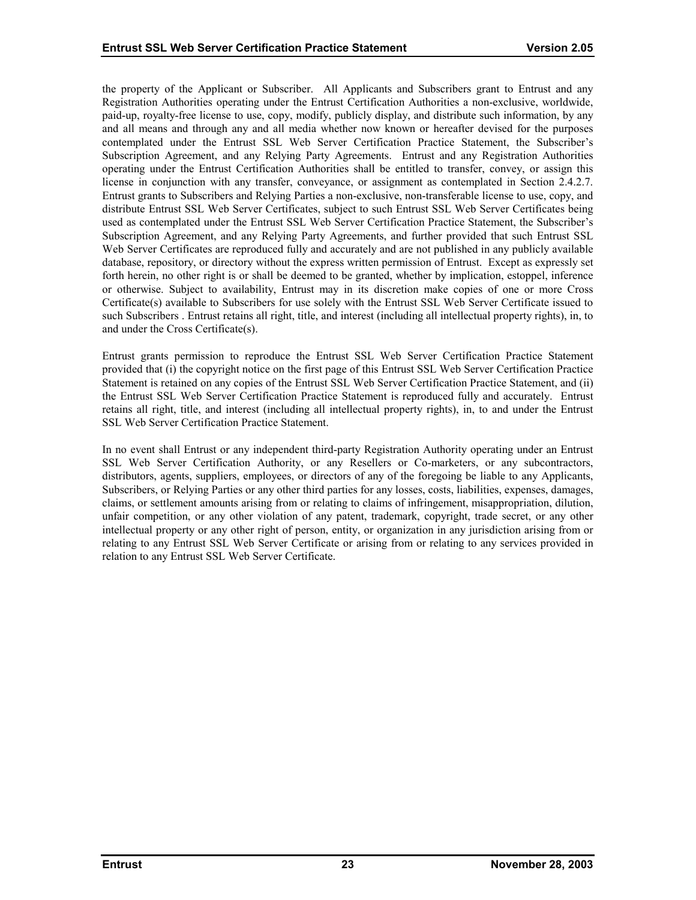the property of the Applicant or Subscriber. All Applicants and Subscribers grant to Entrust and any Registration Authorities operating under the Entrust Certification Authorities a non-exclusive, worldwide, paid-up, royalty-free license to use, copy, modify, publicly display, and distribute such information, by any and all means and through any and all media whether now known or hereafter devised for the purposes contemplated under the Entrust SSL Web Server Certification Practice Statement, the Subscriber's Subscription Agreement, and any Relying Party Agreements. Entrust and any Registration Authorities operating under the Entrust Certification Authorities shall be entitled to transfer, convey, or assign this license in conjunction with any transfer, conveyance, or assignment as contemplated in Section 2.4.2.7. Entrust grants to Subscribers and Relying Parties a non-exclusive, non-transferable license to use, copy, and distribute Entrust SSL Web Server Certificates, subject to such Entrust SSL Web Server Certificates being used as contemplated under the Entrust SSL Web Server Certification Practice Statement, the Subscriber's Subscription Agreement, and any Relying Party Agreements, and further provided that such Entrust SSL Web Server Certificates are reproduced fully and accurately and are not published in any publicly available database, repository, or directory without the express written permission of Entrust. Except as expressly set forth herein, no other right is or shall be deemed to be granted, whether by implication, estoppel, inference or otherwise. Subject to availability, Entrust may in its discretion make copies of one or more Cross Certificate(s) available to Subscribers for use solely with the Entrust SSL Web Server Certificate issued to such Subscribers . Entrust retains all right, title, and interest (including all intellectual property rights), in, to and under the Cross Certificate(s).

Entrust grants permission to reproduce the Entrust SSL Web Server Certification Practice Statement provided that (i) the copyright notice on the first page of this Entrust SSL Web Server Certification Practice Statement is retained on any copies of the Entrust SSL Web Server Certification Practice Statement, and (ii) the Entrust SSL Web Server Certification Practice Statement is reproduced fully and accurately. Entrust retains all right, title, and interest (including all intellectual property rights), in, to and under the Entrust SSL Web Server Certification Practice Statement.

In no event shall Entrust or any independent third-party Registration Authority operating under an Entrust SSL Web Server Certification Authority, or any Resellers or Co-marketers, or any subcontractors, distributors, agents, suppliers, employees, or directors of any of the foregoing be liable to any Applicants, Subscribers, or Relying Parties or any other third parties for any losses, costs, liabilities, expenses, damages, claims, or settlement amounts arising from or relating to claims of infringement, misappropriation, dilution, unfair competition, or any other violation of any patent, trademark, copyright, trade secret, or any other intellectual property or any other right of person, entity, or organization in any jurisdiction arising from or relating to any Entrust SSL Web Server Certificate or arising from or relating to any services provided in relation to any Entrust SSL Web Server Certificate.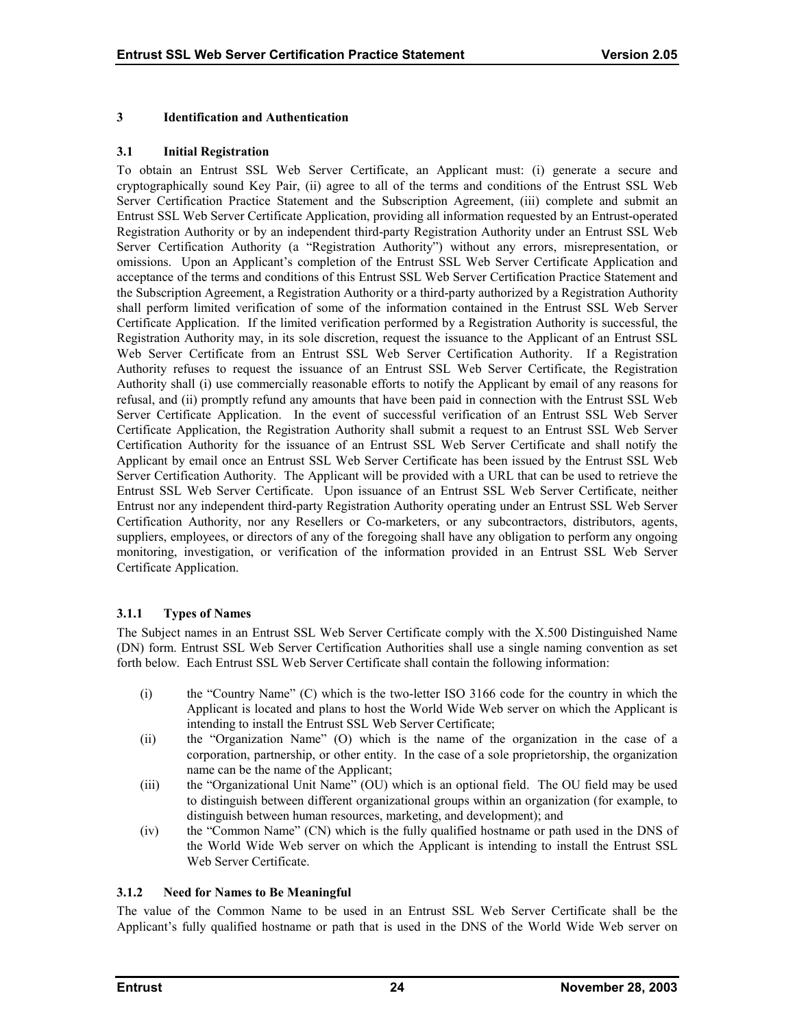# 3 Identification and Authentication

## 3.1 Initial Registration

To obtain an Entrust SSL Web Server Certificate, an Applicant must: (i) generate a secure and cryptographically sound Key Pair, (ii) agree to all of the terms and conditions of the Entrust SSL Web Server Certification Practice Statement and the Subscription Agreement, (iii) complete and submit an Entrust SSL Web Server Certificate Application, providing all information requested by an Entrust-operated Registration Authority or by an independent third-party Registration Authority under an Entrust SSL Web Server Certification Authority (a "Registration Authority") without any errors, misrepresentation, or omissions. Upon an Applicant's completion of the Entrust SSL Web Server Certificate Application and acceptance of the terms and conditions of this Entrust SSL Web Server Certification Practice Statement and the Subscription Agreement, a Registration Authority or a third-party authorized by a Registration Authority shall perform limited verification of some of the information contained in the Entrust SSL Web Server Certificate Application. If the limited verification performed by a Registration Authority is successful, the Registration Authority may, in its sole discretion, request the issuance to the Applicant of an Entrust SSL Web Server Certificate from an Entrust SSL Web Server Certification Authority. If a Registration Authority refuses to request the issuance of an Entrust SSL Web Server Certificate, the Registration Authority shall (i) use commercially reasonable efforts to notify the Applicant by email of any reasons for refusal, and (ii) promptly refund any amounts that have been paid in connection with the Entrust SSL Web Server Certificate Application. In the event of successful verification of an Entrust SSL Web Server Certificate Application, the Registration Authority shall submit a request to an Entrust SSL Web Server Certification Authority for the issuance of an Entrust SSL Web Server Certificate and shall notify the Applicant by email once an Entrust SSL Web Server Certificate has been issued by the Entrust SSL Web Server Certification Authority. The Applicant will be provided with a URL that can be used to retrieve the Entrust SSL Web Server Certificate. Upon issuance of an Entrust SSL Web Server Certificate, neither Entrust nor any independent third-party Registration Authority operating under an Entrust SSL Web Server Certification Authority, nor any Resellers or Co-marketers, or any subcontractors, distributors, agents, suppliers, employees, or directors of any of the foregoing shall have any obligation to perform any ongoing monitoring, investigation, or verification of the information provided in an Entrust SSL Web Server Certificate Application.

### 3.1.1 Types of Names

The Subject names in an Entrust SSL Web Server Certificate comply with the X.500 Distinguished Name (DN) form. Entrust SSL Web Server Certification Authorities shall use a single naming convention as set forth below. Each Entrust SSL Web Server Certificate shall contain the following information:

(i) the "Country Name" (C) which is the two-letter ISO 3166 code for the country in which the Applicant is located and plans to host the World Wide Web server on which the Applicant is intending to install the Entrust SSL Web Server Certificate;

(ii) the "Organization Name" (O) which is the name of the organization in the case of a corporation, partnership, or other entity. In the case of a sole proprietorship, the organization name can be the name of the Applicant;

(iii) the "Organizational Unit Name" (OU) which is an optional field. The OU field may be used to distinguish between different organizational groups within an organization (for example, to distinguish between human resources, marketing, and development); and

(iv) the "Common Name" (CN) which is the fully qualified hostname or path used in the DNS of the World Wide Web server on which the Applicant is intending to install the Entrust SSL Web Server Certificate.

### 3.1.2 Need for Names to Be Meaningful

The value of the Common Name to be used in an Entrust SSL Web Server Certificate shall be the Applicant's fully qualified hostname or path that is used in the DNS of the World Wide Web server on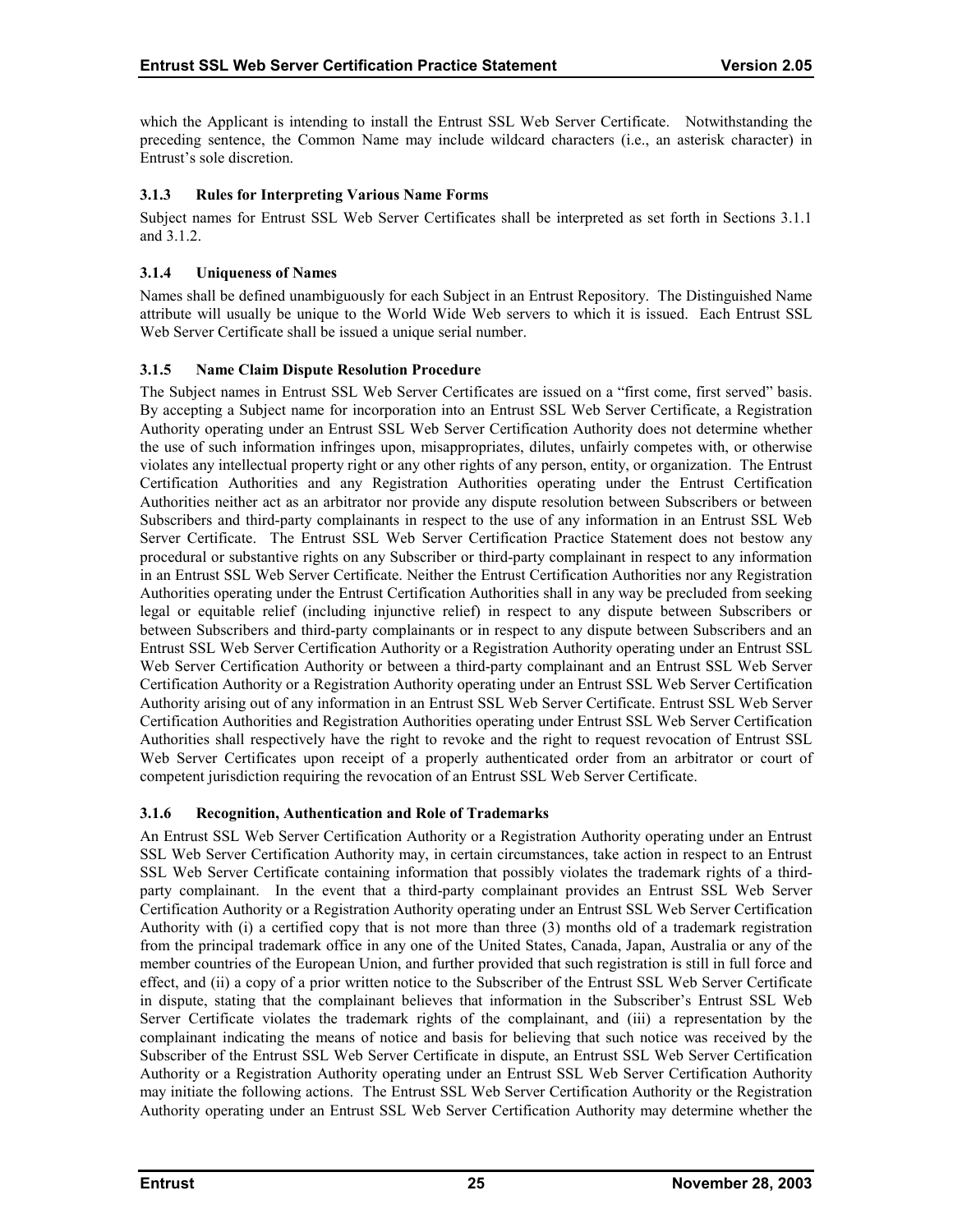which the Applicant is intending to install the Entrust SSL Web Server Certificate. Notwithstanding the preceding sentence, the Common Name may include wildcard characters (i.e., an asterisk character) in Entrust's sole discretion.

### 3.1.3 Rules for Interpreting Various Name Forms

Subject names for Entrust SSL Web Server Certificates shall be interpreted as set forth in Sections 3.1.1 and 3.1.2.

### 3.1.4 Uniqueness of Names

Names shall be defined unambiguously for each Subject in an Entrust Repository. The Distinguished Name attribute will usually be unique to the World Wide Web servers to which it is issued. Each Entrust SSL Web Server Certificate shall be issued a unique serial number.

### 3.1.5 Name Claim Dispute Resolution Procedure

The Subject names in Entrust SSL Web Server Certificates are issued on a "first come, first served" basis. By accepting a Subject name for incorporation into an Entrust SSL Web Server Certificate, a Registration Authority operating under an Entrust SSL Web Server Certification Authority does not determine whether the use of such information infringes upon, misappropriates, dilutes, unfairly competes with, or otherwise violates any intellectual property right or any other rights of any person, entity, or organization. The Entrust Certification Authorities and any Registration Authorities operating under the Entrust Certification Authorities neither act as an arbitrator nor provide any dispute resolution between Subscribers or between Subscribers and third-party complainants in respect to the use of any information in an Entrust SSL Web Server Certificate. The Entrust SSL Web Server Certification Practice Statement does not bestow any procedural or substantive rights on any Subscriber or third-party complainant in respect to any information in an Entrust SSL Web Server Certificate. Neither the Entrust Certification Authorities nor any Registration Authorities operating under the Entrust Certification Authorities shall in any way be precluded from seeking legal or equitable relief (including injunctive relief) in respect to any dispute between Subscribers or between Subscribers and third-party complainants or in respect to any dispute between Subscribers and an Entrust SSL Web Server Certification Authority or a Registration Authority operating under an Entrust SSL Web Server Certification Authority or between a third-party complainant and an Entrust SSL Web Server Certification Authority or a Registration Authority operating under an Entrust SSL Web Server Certification Authority arising out of any information in an Entrust SSL Web Server Certificate. Entrust SSL Web Server Certification Authorities and Registration Authorities operating under Entrust SSL Web Server Certification Authorities shall respectively have the right to revoke and the right to request revocation of Entrust SSL Web Server Certificates upon receipt of a properly authenticated order from an arbitrator or court of competent jurisdiction requiring the revocation of an Entrust SSL Web Server Certificate.

### 3.1.6 Recognition, Authentication and Role of Trademarks

An Entrust SSL Web Server Certification Authority or a Registration Authority operating under an Entrust SSL Web Server Certification Authority may, in certain circumstances, take action in respect to an Entrust SSL Web Server Certificate containing information that possibly violates the trademark rights of a third-party complainant. In the event that a third-party complainant provides an Entrust SSL Web Server Certification Authority or a Registration Authority operating under an Entrust SSL Web Server Certification Authority with (i) a certified copy that is not more than three (3) months old of a trademark registration from the principal trademark office in any one of the United States, Canada, Japan, Australia or any of the member countries of the European Union, and further provided that such registration is still in full force and effect, and (ii) a copy of a prior written notice to the Subscriber of the Entrust SSL Web Server Certificate in dispute, stating that the complainant believes that information in the Subscriber's Entrust SSL Web Server Certificate violates the trademark rights of the complainant, and (iii) a representation by the complainant indicating the means of notice and basis for believing that such notice was received by the Subscriber of the Entrust SSL Web Server Certificate in dispute, an Entrust SSL Web Server Certification Authority or a Registration Authority operating under an Entrust SSL Web Server Certification Authority may initiate the following actions. The Entrust SSL Web Server Certification Authority or the Registration Authority operating under an Entrust SSL Web Server Certification Authority may determine whether the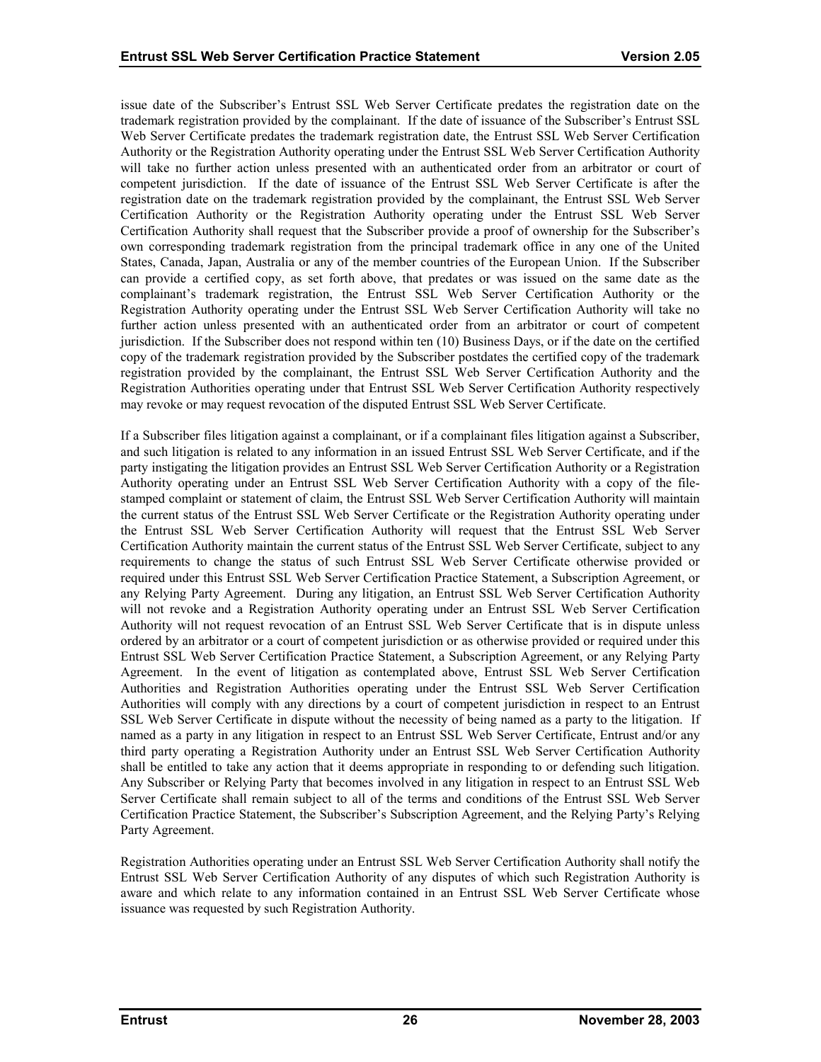issue date of the Subscriber's Entrust SSL Web Server Certificate predates the registration date on the trademark registration provided by the complainant. If the date of issuance of the Subscriber's Entrust SSL Web Server Certificate predates the trademark registration date, the Entrust SSL Web Server Certification Authority or the Registration Authority operating under the Entrust SSL Web Server Certification Authority will take no further action unless presented with an authenticated order from an arbitrator or court of competent jurisdiction. If the date of issuance of the Entrust SSL Web Server Certificate is after the registration date on the trademark registration provided by the complainant, the Entrust SSL Web Server Certification Authority or the Registration Authority operating under the Entrust SSL Web Server Certification Authority shall request that the Subscriber provide a proof of ownership for the Subscriber's own corresponding trademark registration from the principal trademark office in any one of the United States, Canada, Japan, Australia or any of the member countries of the European Union. If the Subscriber can provide a certified copy, as set forth above, that predates or was issued on the same date as the complainant's trademark registration, the Entrust SSL Web Server Certification Authority or the Registration Authority operating under the Entrust SSL Web Server Certification Authority will take no further action unless presented with an authenticated order from an arbitrator or court of competent jurisdiction. If the Subscriber does not respond within ten (10) Business Days, or if the date on the certified copy of the trademark registration provided by the Subscriber postdates the certified copy of the trademark registration provided by the complainant, the Entrust SSL Web Server Certification Authority and the Registration Authorities operating under that Entrust SSL Web Server Certification Authority respectively may revoke or may request revocation of the disputed Entrust SSL Web Server Certificate.

If a Subscriber files litigation against a complainant, or if a complainant files litigation against a Subscriber, and such litigation is related to any information in an issued Entrust SSL Web Server Certificate, and if the party instigating the litigation provides an Entrust SSL Web Server Certification Authority or a Registration Authority operating under an Entrust SSL Web Server Certification Authority with a copy of the file-stamped complaint or statement of claim, the Entrust SSL Web Server Certification Authority will maintain the current status of the Entrust SSL Web Server Certificate or the Registration Authority operating under the Entrust SSL Web Server Certification Authority will request that the Entrust SSL Web Server Certification Authority maintain the current status of the Entrust SSL Web Server Certificate, subject to any requirements to change the status of such Entrust SSL Web Server Certificate otherwise provided or required under this Entrust SSL Web Server Certification Practice Statement, a Subscription Agreement, or any Relying Party Agreement. During any litigation, an Entrust SSL Web Server Certification Authority will not revoke and a Registration Authority operating under an Entrust SSL Web Server Certification Authority will not request revocation of an Entrust SSL Web Server Certificate that is in dispute unless ordered by an arbitrator or a court of competent jurisdiction or as otherwise provided or required under this Entrust SSL Web Server Certification Practice Statement, a Subscription Agreement, or any Relying Party Agreement. In the event of litigation as contemplated above, Entrust SSL Web Server Certification Authorities and Registration Authorities operating under the Entrust SSL Web Server Certification Authorities will comply with any directions by a court of competent jurisdiction in respect to an Entrust SSL Web Server Certificate in dispute without the necessity of being named as a party to the litigation. If named as a party in any litigation in respect to an Entrust SSL Web Server Certificate, Entrust and/or any third party operating a Registration Authority under an Entrust SSL Web Server Certification Authority shall be entitled to take any action that it deems appropriate in responding to or defending such litigation. Any Subscriber or Relying Party that becomes involved in any litigation in respect to an Entrust SSL Web Server Certificate shall remain subject to all of the terms and conditions of the Entrust SSL Web Server Certification Practice Statement, the Subscriber's Subscription Agreement, and the Relying Party's Relying Party Agreement.

Registration Authorities operating under an Entrust SSL Web Server Certification Authority shall notify the Entrust SSL Web Server Certification Authority of any disputes of which such Registration Authority is aware and which relate to any information contained in an Entrust SSL Web Server Certificate whose issuance was requested by such Registration Authority.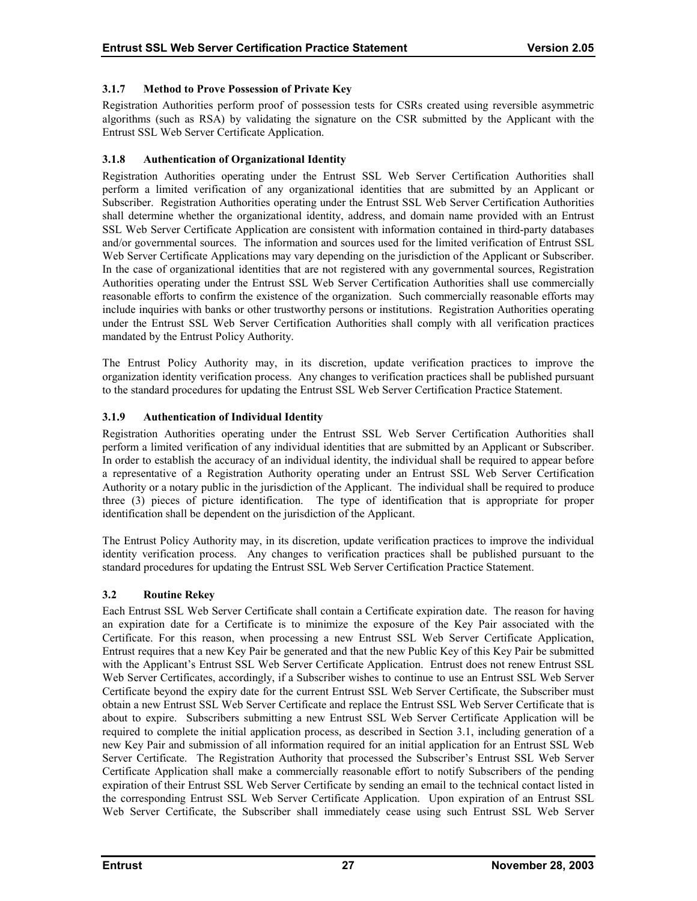### 3.1.7 Method to Prove Possession of Private Key

Registration Authorities perform proof of possession tests for CSRs created using reversible asymmetric algorithms (such as RSA) by validating the signature on the CSR submitted by the Applicant with the Entrust SSL Web Server Certificate Application.

### 3.1.8 Authentication of Organizational Identity

Registration Authorities operating under the Entrust SSL Web Server Certification Authorities shall perform a limited verification of any organizational identities that are submitted by an Applicant or Subscriber. Registration Authorities operating under the Entrust SSL Web Server Certification Authorities shall determine whether the organizational identity, address, and domain name provided with an Entrust SSL Web Server Certificate Application are consistent with information contained in third-party databases and/or governmental sources. The information and sources used for the limited verification of Entrust SSL Web Server Certificate Applications may vary depending on the jurisdiction of the Applicant or Subscriber. In the case of organizational identities that are not registered with any governmental sources, Registration Authorities operating under the Entrust SSL Web Server Certification Authorities shall use commercially reasonable efforts to confirm the existence of the organization. Such commercially reasonable efforts may include inquiries with banks or other trustworthy persons or institutions. Registration Authorities operating under the Entrust SSL Web Server Certification Authorities shall comply with all verification practices mandated by the Entrust Policy Authority.

The Entrust Policy Authority may, in its discretion, update verification practices to improve the organization identity verification process. Any changes to verification practices shall be published pursuant to the standard procedures for updating the Entrust SSL Web Server Certification Practice Statement.

### 3.1.9 Authentication of Individual Identity

Registration Authorities operating under the Entrust SSL Web Server Certification Authorities shall perform a limited verification of any individual identities that are submitted by an Applicant or Subscriber. In order to establish the accuracy of an individual identity, the individual shall be required to appear before a representative of a Registration Authority operating under an Entrust SSL Web Server Certification Authority or a notary public in the jurisdiction of the Applicant. The individual shall be required to produce three (3) pieces of picture identification. The type of identification that is appropriate for proper identification shall be dependent on the jurisdiction of the Applicant.

The Entrust Policy Authority may, in its discretion, update verification practices to improve the individual identity verification process. Any changes to verification practices shall be published pursuant to the standard procedures for updating the Entrust SSL Web Server Certification Practice Statement.

## 3.2 Routine Rekey

Each Entrust SSL Web Server Certificate shall contain a Certificate expiration date. The reason for having an expiration date for a Certificate is to minimize the exposure of the Key Pair associated with the Certificate. For this reason, when processing a new Entrust SSL Web Server Certificate Application, Entrust requires that a new Key Pair be generated and that the new Public Key of this Key Pair be submitted with the Applicant's Entrust SSL Web Server Certificate Application. Entrust does not renew Entrust SSL Web Server Certificates, accordingly, if a Subscriber wishes to continue to use an Entrust SSL Web Server Certificate beyond the expiry date for the current Entrust SSL Web Server Certificate, the Subscriber must obtain a new Entrust SSL Web Server Certificate and replace the Entrust SSL Web Server Certificate that is about to expire. Subscribers submitting a new Entrust SSL Web Server Certificate Application will be required to complete the initial application process, as described in Section 3.1, including generation of a new Key Pair and submission of all information required for an initial application for an Entrust SSL Web Server Certificate. The Registration Authority that processed the Subscriber's Entrust SSL Web Server Certificate Application shall make a commercially reasonable effort to notify Subscribers of the pending expiration of their Entrust SSL Web Server Certificate by sending an email to the technical contact listed in the corresponding Entrust SSL Web Server Certificate Application. Upon expiration of an Entrust SSL Web Server Certificate, the Subscriber shall immediately cease using such Entrust SSL Web Server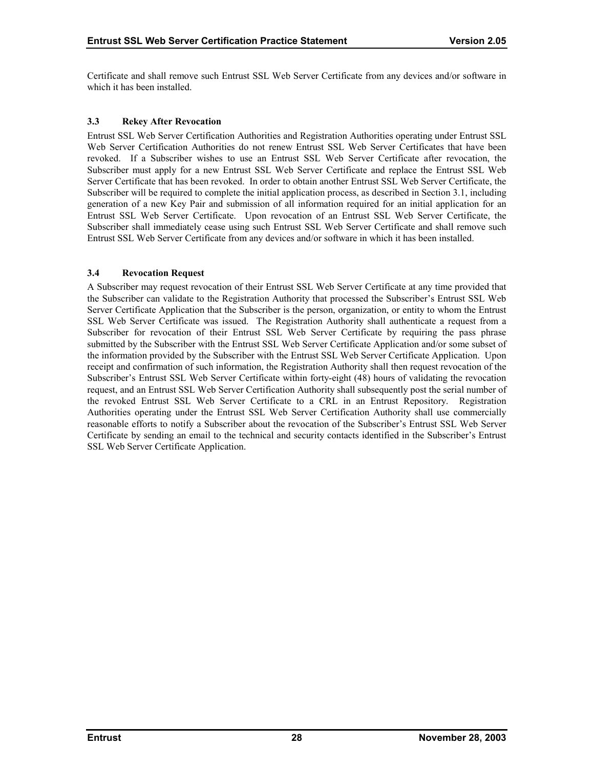Certificate and shall remove such Entrust SSL Web Server Certificate from any devices and/or software in which it has been installed.

### 3.3 Rekey After Revocation

Entrust SSL Web Server Certification Authorities and Registration Authorities operating under Entrust SSL Web Server Certification Authorities do not renew Entrust SSL Web Server Certificates that have been revoked. If a Subscriber wishes to use an Entrust SSL Web Server Certificate after revocation, the Subscriber must apply for a new Entrust SSL Web Server Certificate and replace the Entrust SSL Web Server Certificate that has been revoked. In order to obtain another Entrust SSL Web Server Certificate, the Subscriber will be required to complete the initial application process, as described in Section 3.1, including generation of a new Key Pair and submission of all information required for an initial application for an Entrust SSL Web Server Certificate. Upon revocation of an Entrust SSL Web Server Certificate, the Subscriber shall immediately cease using such Entrust SSL Web Server Certificate and shall remove such Entrust SSL Web Server Certificate from any devices and/or software in which it has been installed.

### 3.4 Revocation Request

A Subscriber may request revocation of their Entrust SSL Web Server Certificate at any time provided that the Subscriber can validate to the Registration Authority that processed the Subscriber's Entrust SSL Web Server Certificate Application that the Subscriber is the person, organization, or entity to whom the Entrust SSL Web Server Certificate was issued. The Registration Authority shall authenticate a request from a Subscriber for revocation of their Entrust SSL Web Server Certificate by requiring the pass phrase submitted by the Subscriber with the Entrust SSL Web Server Certificate Application and/or some subset of the information provided by the Subscriber with the Entrust SSL Web Server Certificate Application. Upon receipt and confirmation of such information, the Registration Authority shall then request revocation of the Subscriber's Entrust SSL Web Server Certificate within forty-eight (48) hours of validating the revocation request, and an Entrust SSL Web Server Certification Authority shall subsequently post the serial number of the revoked Entrust SSL Web Server Certificate to a CRL in an Entrust Repository. Registration Authorities operating under the Entrust SSL Web Server Certification Authority shall use commercially reasonable efforts to notify a Subscriber about the revocation of the Subscriber's Entrust SSL Web Server Certificate by sending an email to the technical and security contacts identified in the Subscriber's Entrust SSL Web Server Certificate Application.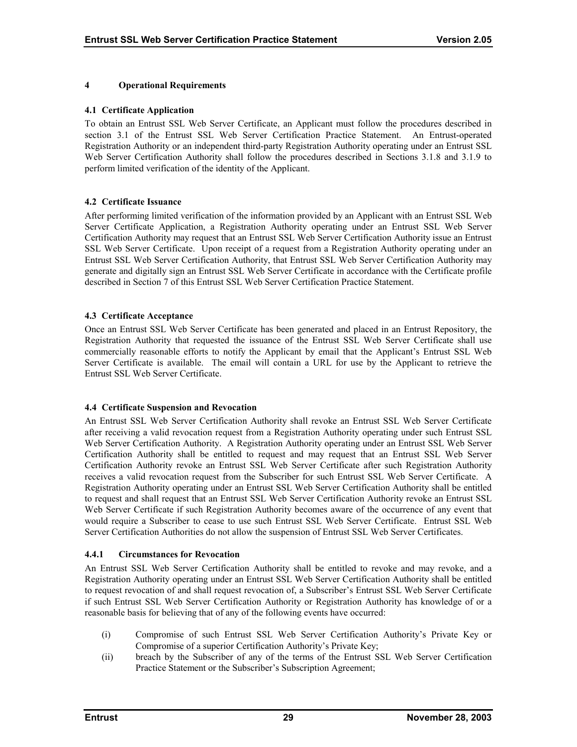# 4 Operational Requirements

## 4.1 Certificate Application

To obtain an Entrust SSL Web Server Certificate, an Applicant must follow the procedures described in section 3.1 of the Entrust SSL Web Server Certification Practice Statement. An Entrust-operated Registration Authority or an independent third-party Registration Authority operating under an Entrust SSL Web Server Certification Authority shall follow the procedures described in Sections 3.1.8 and 3.1.9 to perform limited verification of the identity of the Applicant.

## 4.2 Certificate Issuance

After performing limited verification of the information provided by an Applicant with an Entrust SSL Web Server Certificate Application, a Registration Authority operating under an Entrust SSL Web Server Certification Authority may request that an Entrust SSL Web Server Certification Authority issue an Entrust SSL Web Server Certificate. Upon receipt of a request from a Registration Authority operating under an Entrust SSL Web Server Certification Authority, that Entrust SSL Web Server Certification Authority may generate and digitally sign an Entrust SSL Web Server Certificate in accordance with the Certificate profile described in Section 7 of this Entrust SSL Web Server Certification Practice Statement.

## 4.3 Certificate Acceptance

Once an Entrust SSL Web Server Certificate has been generated and placed in an Entrust Repository, the Registration Authority that requested the issuance of the Entrust SSL Web Server Certificate shall use commercially reasonable efforts to notify the Applicant by email that the Applicant's Entrust SSL Web Server Certificate is available. The email will contain a URL for use by the Applicant to retrieve the Entrust SSL Web Server Certificate.

## 4.4 Certificate Suspension and Revocation

An Entrust SSL Web Server Certification Authority shall revoke an Entrust SSL Web Server Certificate after receiving a valid revocation request from a Registration Authority operating under such Entrust SSL Web Server Certification Authority. A Registration Authority operating under an Entrust SSL Web Server Certification Authority shall be entitled to request and may request that an Entrust SSL Web Server Certification Authority revoke an Entrust SSL Web Server Certificate after such Registration Authority receives a valid revocation request from the Subscriber for such Entrust SSL Web Server Certificate. A Registration Authority operating under an Entrust SSL Web Server Certification Authority shall be entitled to request and shall request that an Entrust SSL Web Server Certification Authority revoke an Entrust SSL Web Server Certificate if such Registration Authority becomes aware of the occurrence of any event that would require a Subscriber to cease to use such Entrust SSL Web Server Certificate. Entrust SSL Web Server Certification Authorities do not allow the suspension of Entrust SSL Web Server Certificates.

### 4.4.1 Circumstances for Revocation

An Entrust SSL Web Server Certification Authority shall be entitled to revoke and may revoke, and a Registration Authority operating under an Entrust SSL Web Server Certification Authority shall be entitled to request revocation of and shall request revocation of, a Subscriber's Entrust SSL Web Server Certificate if such Entrust SSL Web Server Certification Authority or Registration Authority has knowledge of or a reasonable basis for believing that of any of the following events have occurred:

(i) Compromise of such Entrust SSL Web Server Certification Authority's Private Key or Compromise of a superior Certification Authority's Private Key;

(ii) breach by the Subscriber of any of the terms of the Entrust SSL Web Server Certification Practice Statement or the Subscriber's Subscription Agreement;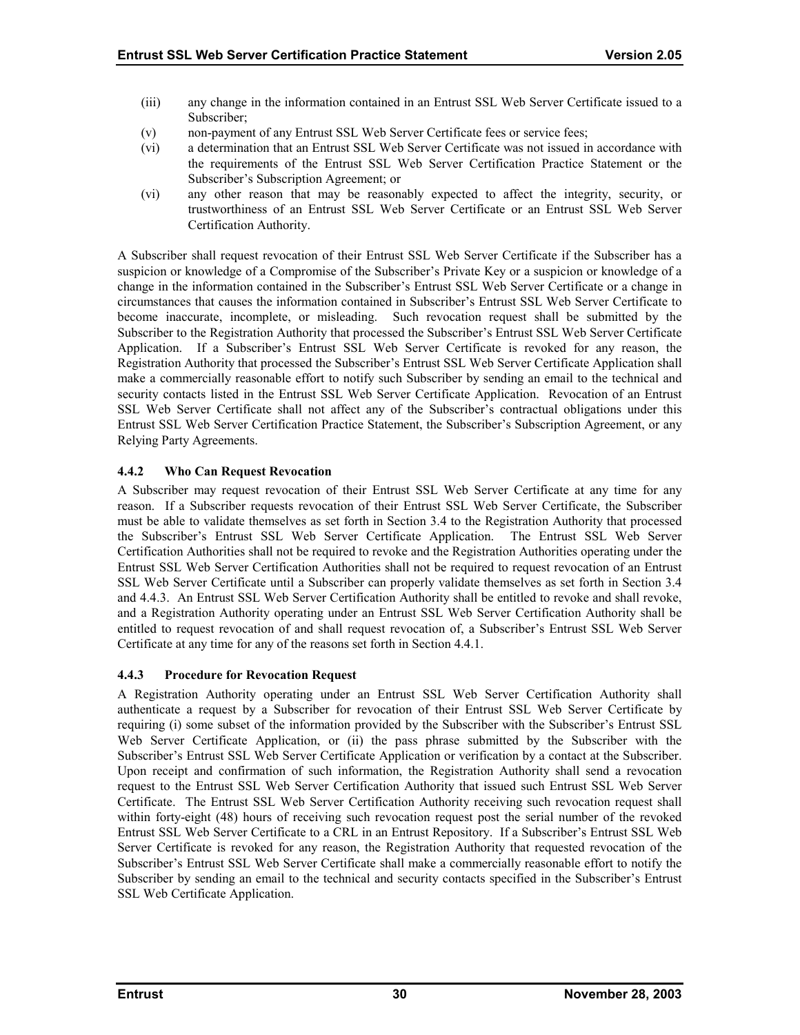(iii) any change in the information contained in an Entrust SSL Web Server Certificate issued to a Subscriber;

(v) non-payment of any Entrust SSL Web Server Certificate fees or service fees;

(vi) a determination that an Entrust SSL Web Server Certificate was not issued in accordance with the requirements of the Entrust SSL Web Server Certification Practice Statement or the Subscriber's Subscription Agreement; or

(vi) any other reason that may be reasonably expected to affect the integrity, security, or trustworthiness of an Entrust SSL Web Server Certificate or an Entrust SSL Web Server Certification Authority.

A Subscriber shall request revocation of their Entrust SSL Web Server Certificate if the Subscriber has a suspicion or knowledge of a Compromise of the Subscriber's Private Key or a suspicion or knowledge of a change in the information contained in the Subscriber's Entrust SSL Web Server Certificate or a change in circumstances that causes the information contained in Subscriber's Entrust SSL Web Server Certificate to become inaccurate, incomplete, or misleading. Such revocation request shall be submitted by the Subscriber to the Registration Authority that processed the Subscriber's Entrust SSL Web Server Certificate Application. If a Subscriber's Entrust SSL Web Server Certificate is revoked for any reason, the Registration Authority that processed the Subscriber's Entrust SSL Web Server Certificate Application shall make a commercially reasonable effort to notify such Subscriber by sending an email to the technical and security contacts listed in the Entrust SSL Web Server Certificate Application. Revocation of an Entrust SSL Web Server Certificate shall not affect any of the Subscriber's contractual obligations under this Entrust SSL Web Server Certification Practice Statement, the Subscriber's Subscription Agreement, or any Relying Party Agreements.

### 4.4.2 Who Can Request Revocation

A Subscriber may request revocation of their Entrust SSL Web Server Certificate at any time for any reason. If a Subscriber requests revocation of their Entrust SSL Web Server Certificate, the Subscriber must be able to validate themselves as set forth in Section 3.4 to the Registration Authority that processed the Subscriber's Entrust SSL Web Server Certificate Application. The Entrust SSL Web Server Certification Authorities shall not be required to revoke and the Registration Authorities operating under the Entrust SSL Web Server Certification Authorities shall not be required to request revocation of an Entrust SSL Web Server Certificate until a Subscriber can properly validate themselves as set forth in Section 3.4 and 4.4.3. An Entrust SSL Web Server Certification Authority shall be entitled to revoke and shall revoke, and a Registration Authority operating under an Entrust SSL Web Server Certification Authority shall be entitled to request revocation of and shall request revocation of, a Subscriber's Entrust SSL Web Server Certificate at any time for any of the reasons set forth in Section 4.4.1.

### 4.4.3 Procedure for Revocation Request

A Registration Authority operating under an Entrust SSL Web Server Certification Authority shall authenticate a request by a Subscriber for revocation of their Entrust SSL Web Server Certificate by requiring (i) some subset of the information provided by the Subscriber with the Subscriber's Entrust SSL Web Server Certificate Application, or (ii) the pass phrase submitted by the Subscriber with the Subscriber's Entrust SSL Web Server Certificate Application or verification by a contact at the Subscriber. Upon receipt and confirmation of such information, the Registration Authority shall send a revocation request to the Entrust SSL Web Server Certification Authority that issued such Entrust SSL Web Server Certificate. The Entrust SSL Web Server Certification Authority receiving such revocation request shall within forty-eight (48) hours of receiving such revocation request post the serial number of the revoked Entrust SSL Web Server Certificate to a CRL in an Entrust Repository. If a Subscriber's Entrust SSL Web Server Certificate is revoked for any reason, the Registration Authority that requested revocation of the Subscriber's Entrust SSL Web Server Certificate shall make a commercially reasonable effort to notify the Subscriber by sending an email to the technical and security contacts specified in the Subscriber's Entrust SSL Web Certificate Application.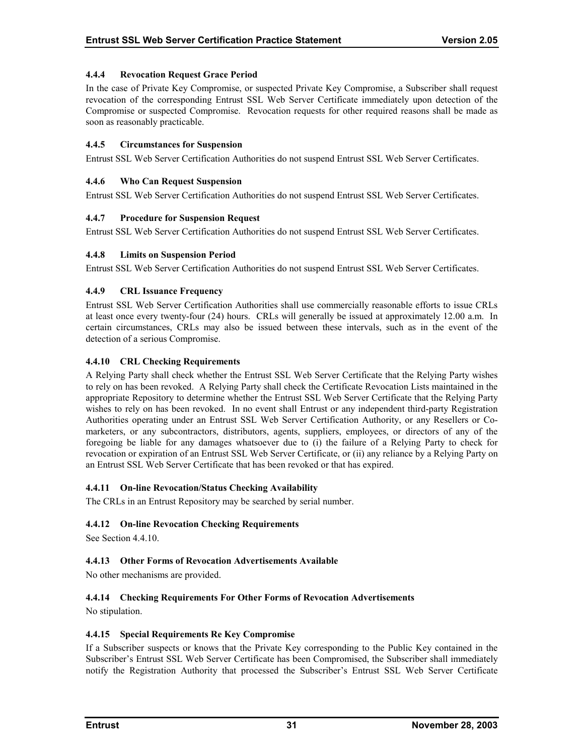#### 4.4.4 Revocation Request Grace Period

In the case of Private Key Compromise, or suspected Private Key Compromise, a Subscriber shall request revocation of the corresponding Entrust SSL Web Server Certificate immediately upon detection of the Compromise or suspected Compromise. Revocation requests for other required reasons shall be made as soon as reasonably practicable.

#### 4.4.5 Circumstances for Suspension

Entrust SSL Web Server Certification Authorities do not suspend Entrust SSL Web Server Certificates.

#### 4.4.6 Who Can Request Suspension

Entrust SSL Web Server Certification Authorities do not suspend Entrust SSL Web Server Certificates.

#### 4.4.7 Procedure for Suspension Request

Entrust SSL Web Server Certification Authorities do not suspend Entrust SSL Web Server Certificates.

#### 4.4.8 Limits on Suspension Period

Entrust SSL Web Server Certification Authorities do not suspend Entrust SSL Web Server Certificates.

#### 4.4.9 CRL Issuance Frequency

Entrust SSL Web Server Certification Authorities shall use commercially reasonable efforts to issue CRLs at least once every twenty-four (24) hours. CRLs will generally be issued at approximately 12.00 a.m. In certain circumstances, CRLs may also be issued between these intervals, such as in the event of the detection of a serious Compromise.

#### 4.4.10 CRL Checking Requirements

A Relying Party shall check whether the Entrust SSL Web Server Certificate that the Relying Party wishes to rely on has been revoked. A Relying Party shall check the Certificate Revocation Lists maintained in the appropriate Repository to determine whether the Entrust SSL Web Server Certificate that the Relying Party wishes to rely on has been revoked. In no event shall Entrust or any independent third-party Registration Authorities operating under an Entrust SSL Web Server Certification Authority, or any Resellers or Co-marketers, or any subcontractors, distributors, agents, suppliers, employees, or directors of any of the foregoing be liable for any damages whatsoever due to (i) the failure of a Relying Party to check for revocation or expiration of an Entrust SSL Web Server Certificate, or (ii) any reliance by a Relying Party on an Entrust SSL Web Server Certificate that has been revoked or that has expired.

#### 4.4.11 On-line Revocation/Status Checking Availability

The CRLs in an Entrust Repository may be searched by serial number.

#### 4.4.12 On-line Revocation Checking Requirements

See Section 4.4.10.

#### 4.4.13 Other Forms of Revocation Advertisements Available

No other mechanisms are provided.

#### 4.4.14 Checking Requirements For Other Forms of Revocation Advertisements

No stipulation.

#### 4.4.15 Special Requirements Re Key Compromise

If a Subscriber suspects or knows that the Private Key corresponding to the Public Key contained in the Subscriber's Entrust SSL Web Server Certificate has been Compromised, the Subscriber shall immediately notify the Registration Authority that processed the Subscriber's Entrust SSL Web Server Certificate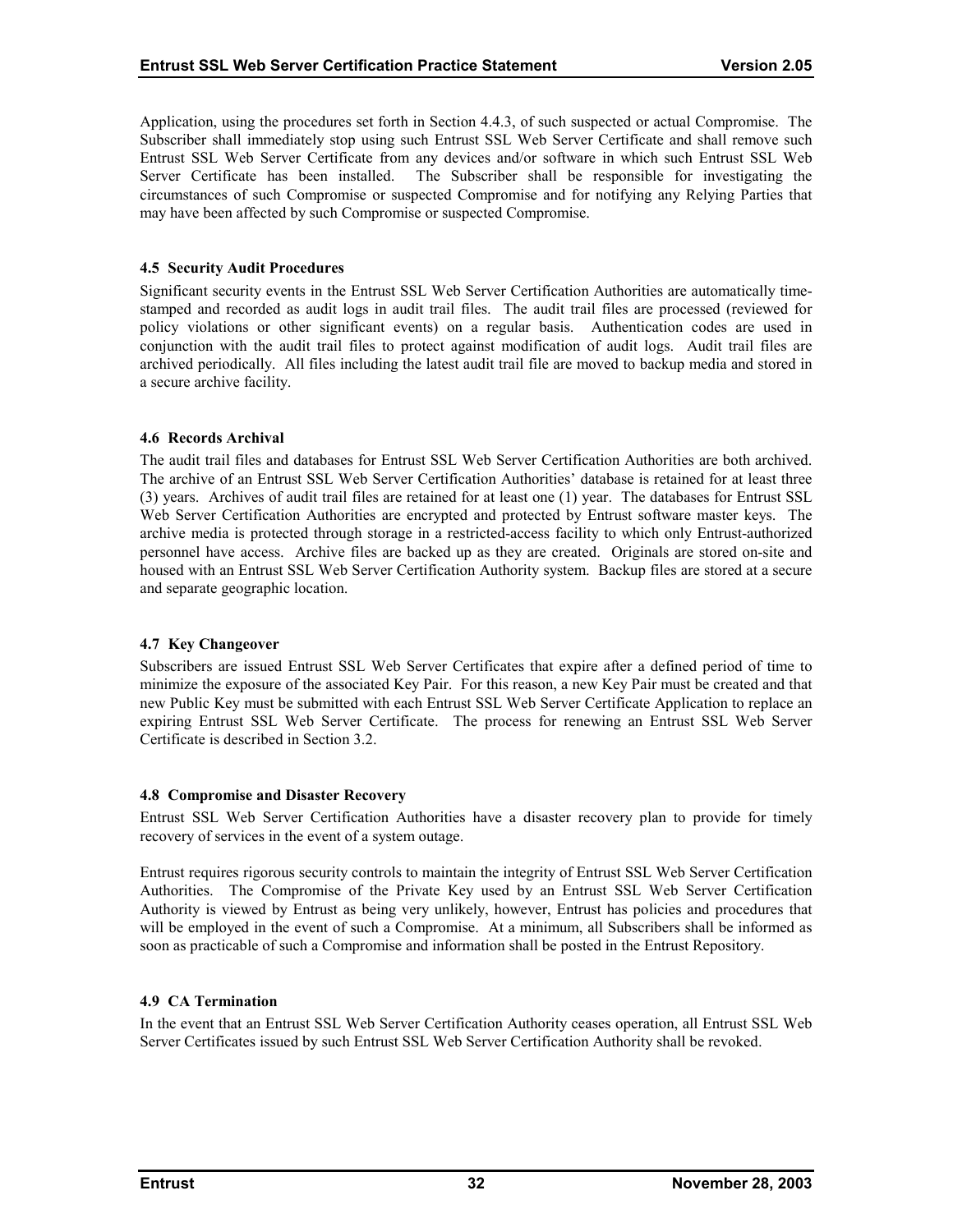Application, using the procedures set forth in Section 4.4.3, of such suspected or actual Compromise. The Subscriber shall immediately stop using such Entrust SSL Web Server Certificate and shall remove such Entrust SSL Web Server Certificate from any devices and/or software in which such Entrust SSL Web Server Certificate has been installed. The Subscriber shall be responsible for investigating the circumstances of such Compromise or suspected Compromise and for notifying any Relying Parties that may have been affected by such Compromise or suspected Compromise.

### 4.5 Security Audit Procedures

Significant security events in the Entrust SSL Web Server Certification Authorities are automatically time-stamped and recorded as audit logs in audit trail files. The audit trail files are processed (reviewed for policy violations or other significant events) on a regular basis. Authentication codes are used in conjunction with the audit trail files to protect against modification of audit logs. Audit trail files are archived periodically. All files including the latest audit trail file are moved to backup media and stored in a secure archive facility.

### 4.6 Records Archival

The audit trail files and databases for Entrust SSL Web Server Certification Authorities are both archived. The archive of an Entrust SSL Web Server Certification Authorities' database is retained for at least three (3) years. Archives of audit trail files are retained for at least one (1) year. The databases for Entrust SSL Web Server Certification Authorities are encrypted and protected by Entrust software master keys. The archive media is protected through storage in a restricted-access facility to which only Entrust-authorized personnel have access. Archive files are backed up as they are created. Originals are stored on-site and housed with an Entrust SSL Web Server Certification Authority system. Backup files are stored at a secure and separate geographic location.

### 4.7 Key Changeover

Subscribers are issued Entrust SSL Web Server Certificates that expire after a defined period of time to minimize the exposure of the associated Key Pair. For this reason, a new Key Pair must be created and that new Public Key must be submitted with each Entrust SSL Web Server Certificate Application to replace an expiring Entrust SSL Web Server Certificate. The process for renewing an Entrust SSL Web Server Certificate is described in Section 3.2.

### 4.8 Compromise and Disaster Recovery

Entrust SSL Web Server Certification Authorities have a disaster recovery plan to provide for timely recovery of services in the event of a system outage.

Entrust requires rigorous security controls to maintain the integrity of Entrust SSL Web Server Certification Authorities. The Compromise of the Private Key used by an Entrust SSL Web Server Certification Authority is viewed by Entrust as being very unlikely, however, Entrust has policies and procedures that will be employed in the event of such a Compromise. At a minimum, all Subscribers shall be informed as soon as practicable of such a Compromise and information shall be posted in the Entrust Repository.

### 4.9 CA Termination

In the event that an Entrust SSL Web Server Certification Authority ceases operation, all Entrust SSL Web Server Certificates issued by such Entrust SSL Web Server Certification Authority shall be revoked.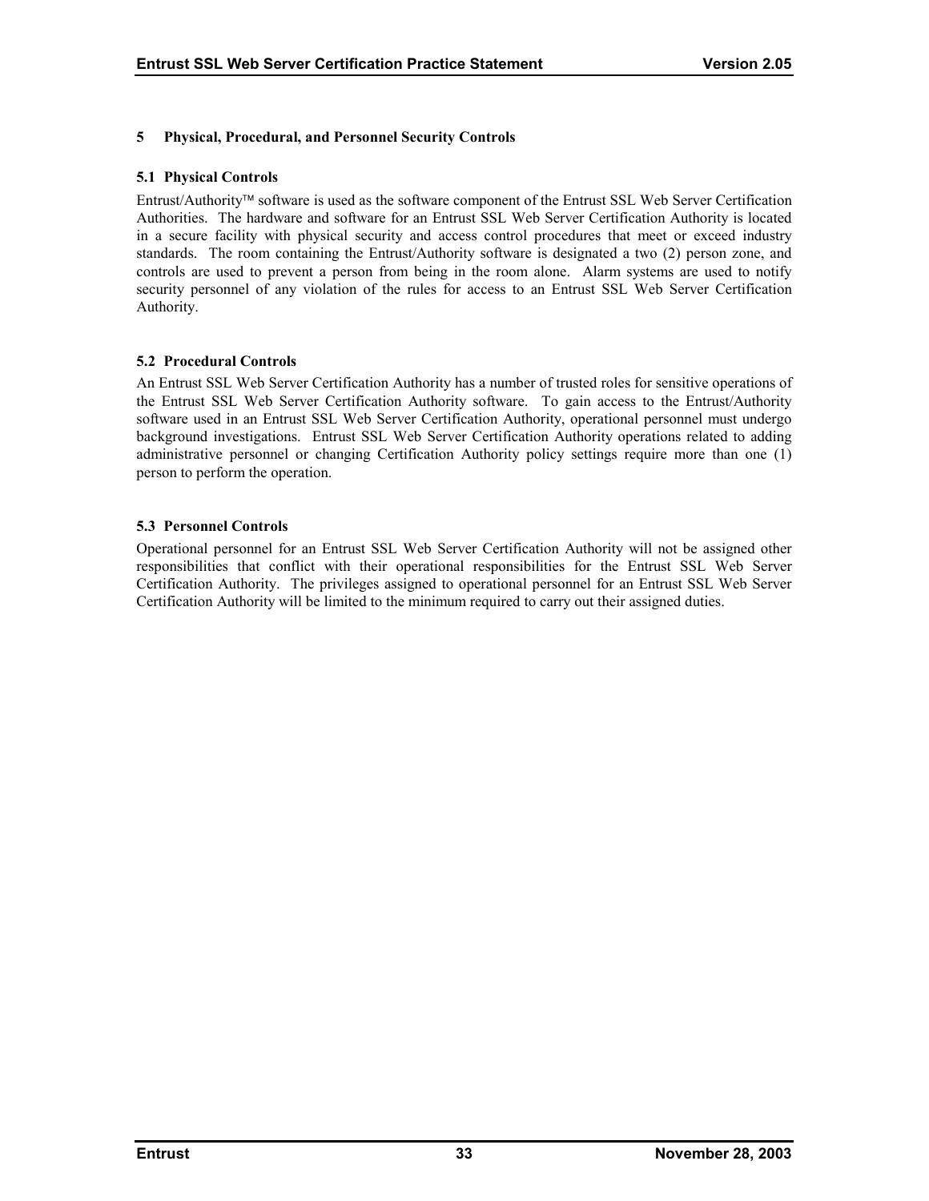# 5 Physical, Procedural, and Personnel Security Controls

## 5.1 Physical Controls

Entrust/Authority™ software is used as the software component of the Entrust SSL Web Server Certification Authorities. The hardware and software for an Entrust SSL Web Server Certification Authority is located in a secure facility with physical security and access control procedures that meet or exceed industry standards. The room containing the Entrust/Authority software is designated a two (2) person zone, and controls are used to prevent a person from being in the room alone. Alarm systems are used to notify security personnel of any violation of the rules for access to an Entrust SSL Web Server Certification Authority.

## 5.2 Procedural Controls

An Entrust SSL Web Server Certification Authority has a number of trusted roles for sensitive operations of the Entrust SSL Web Server Certification Authority software. To gain access to the Entrust/Authority software used in an Entrust SSL Web Server Certification Authority, operational personnel must undergo background investigations. Entrust SSL Web Server Certification Authority operations related to adding administrative personnel or changing Certification Authority policy settings require more than one (1) person to perform the operation.

## 5.3 Personnel Controls

Operational personnel for an Entrust SSL Web Server Certification Authority will not be assigned other responsibilities that conflict with their operational responsibilities for the Entrust SSL Web Server Certification Authority. The privileges assigned to operational personnel for an Entrust SSL Web Server Certification Authority will be limited to the minimum required to carry out their assigned duties.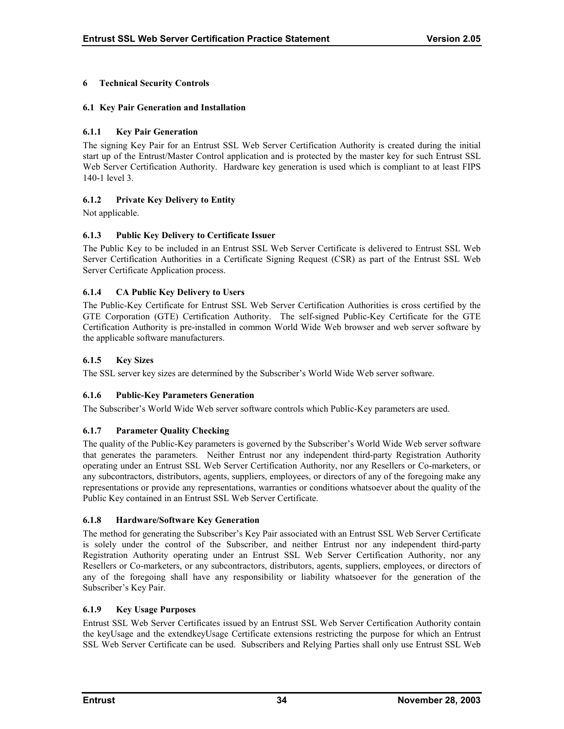# 6 Technical Security Controls

## 6.1 Key Pair Generation and Installation

### 6.1.1 Key Pair Generation

The signing Key Pair for an Entrust SSL Web Server Certification Authority is created during the initial start up of the Entrust/Master Control application and is protected by the master key for such Entrust SSL Web Server Certification Authority. Hardware key generation is used which is compliant to at least FIPS 140-1 level 3.

### 6.1.2 Private Key Delivery to Entity

Not applicable.

### 6.1.3 Public Key Delivery to Certificate Issuer

The Public Key to be included in an Entrust SSL Web Server Certificate is delivered to Entrust SSL Web Server Certification Authorities in a Certificate Signing Request (CSR) as part of the Entrust SSL Web Server Certificate Application process.

### 6.1.4 CA Public Key Delivery to Users

The Public-Key Certificate for Entrust SSL Web Server Certification Authorities is cross certified by the GTE Corporation (GTE) Certification Authority. The self-signed Public-Key Certificate for the GTE Certification Authority is pre-installed in common World Wide Web browser and web server software by the applicable software manufacturers.

### 6.1.5 Key Sizes

The SSL server key sizes are determined by the Subscriber's World Wide Web server software.

### 6.1.6 Public-Key Parameters Generation

The Subscriber's World Wide Web server software controls which Public-Key parameters are used.

### 6.1.7 Parameter Quality Checking

The quality of the Public-Key parameters is governed by the Subscriber's World Wide Web server software that generates the parameters. Neither Entrust nor any independent third-party Registration Authority operating under an Entrust SSL Web Server Certification Authority, nor any Resellers or Co-marketers, or any subcontractors, distributors, agents, suppliers, employees, or directors of any of the foregoing make any representations or provide any representations, warranties or conditions whatsoever about the quality of the Public Key contained in an Entrust SSL Web Server Certificate.

### 6.1.8 Hardware/Software Key Generation

The method for generating the Subscriber's Key Pair associated with an Entrust SSL Web Server Certificate is solely under the control of the Subscriber, and neither Entrust nor any independent third-party Registration Authority operating under an Entrust SSL Web Server Certification Authority, nor any Resellers or Co-marketers, or any subcontractors, distributors, agents, suppliers, employees, or directors of any of the foregoing shall have any responsibility or liability whatsoever for the generation of the Subscriber's Key Pair.

### 6.1.9 Key Usage Purposes

Entrust SSL Web Server Certificates issued by an Entrust SSL Web Server Certification Authority contain the keyUsage and the extendkeyUsage Certificate extensions restricting the purpose for which an Entrust SSL Web Server Certificate can be used. Subscribers and Relying Parties shall only use Entrust SSL Web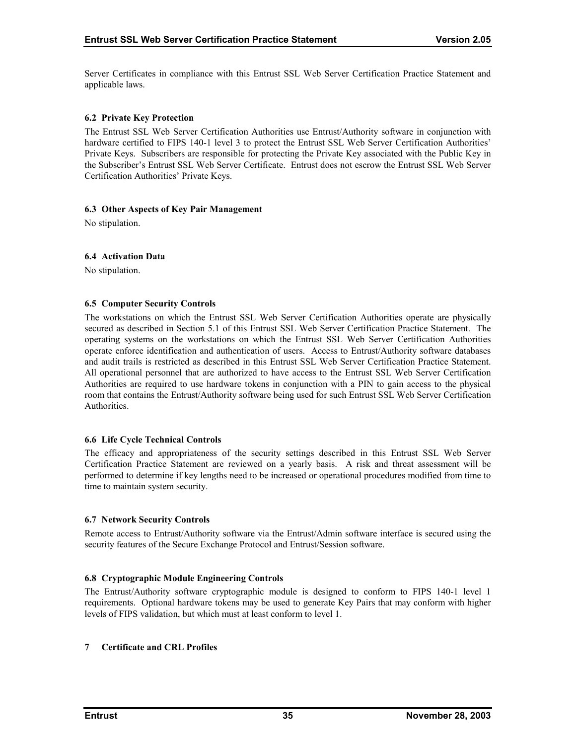Server Certificates in compliance with this Entrust SSL Web Server Certification Practice Statement and applicable laws.

### 6.2 Private Key Protection

The Entrust SSL Web Server Certification Authorities use Entrust/Authority software in conjunction with hardware certified to FIPS 140-1 level 3 to protect the Entrust SSL Web Server Certification Authorities' Private Keys. Subscribers are responsible for protecting the Private Key associated with the Public Key in the Subscriber's Entrust SSL Web Server Certificate. Entrust does not escrow the Entrust SSL Web Server Certification Authorities' Private Keys.

### 6.3 Other Aspects of Key Pair Management

No stipulation.

### 6.4 Activation Data

No stipulation.

### 6.5 Computer Security Controls

The workstations on which the Entrust SSL Web Server Certification Authorities operate are physically secured as described in Section 5.1 of this Entrust SSL Web Server Certification Practice Statement. The operating systems on the workstations on which the Entrust SSL Web Server Certification Authorities operate enforce identification and authentication of users. Access to Entrust/Authority software databases and audit trails is restricted as described in this Entrust SSL Web Server Certification Practice Statement. All operational personnel that are authorized to have access to the Entrust SSL Web Server Certification Authorities are required to use hardware tokens in conjunction with a PIN to gain access to the physical room that contains the Entrust/Authority software being used for such Entrust SSL Web Server Certification Authorities.

### 6.6 Life Cycle Technical Controls

The efficacy and appropriateness of the security settings described in this Entrust SSL Web Server Certification Practice Statement are reviewed on a yearly basis. A risk and threat assessment will be performed to determine if key lengths need to be increased or operational procedures modified from time to time to maintain system security.

### 6.7 Network Security Controls

Remote access to Entrust/Authority software via the Entrust/Admin software interface is secured using the security features of the Secure Exchange Protocol and Entrust/Session software.

### 6.8 Cryptographic Module Engineering Controls

The Entrust/Authority software cryptographic module is designed to conform to FIPS 140-1 level 1 requirements. Optional hardware tokens may be used to generate Key Pairs that may conform with higher levels of FIPS validation, but which must at least conform to level 1.

## 7 Certificate and CRL Profiles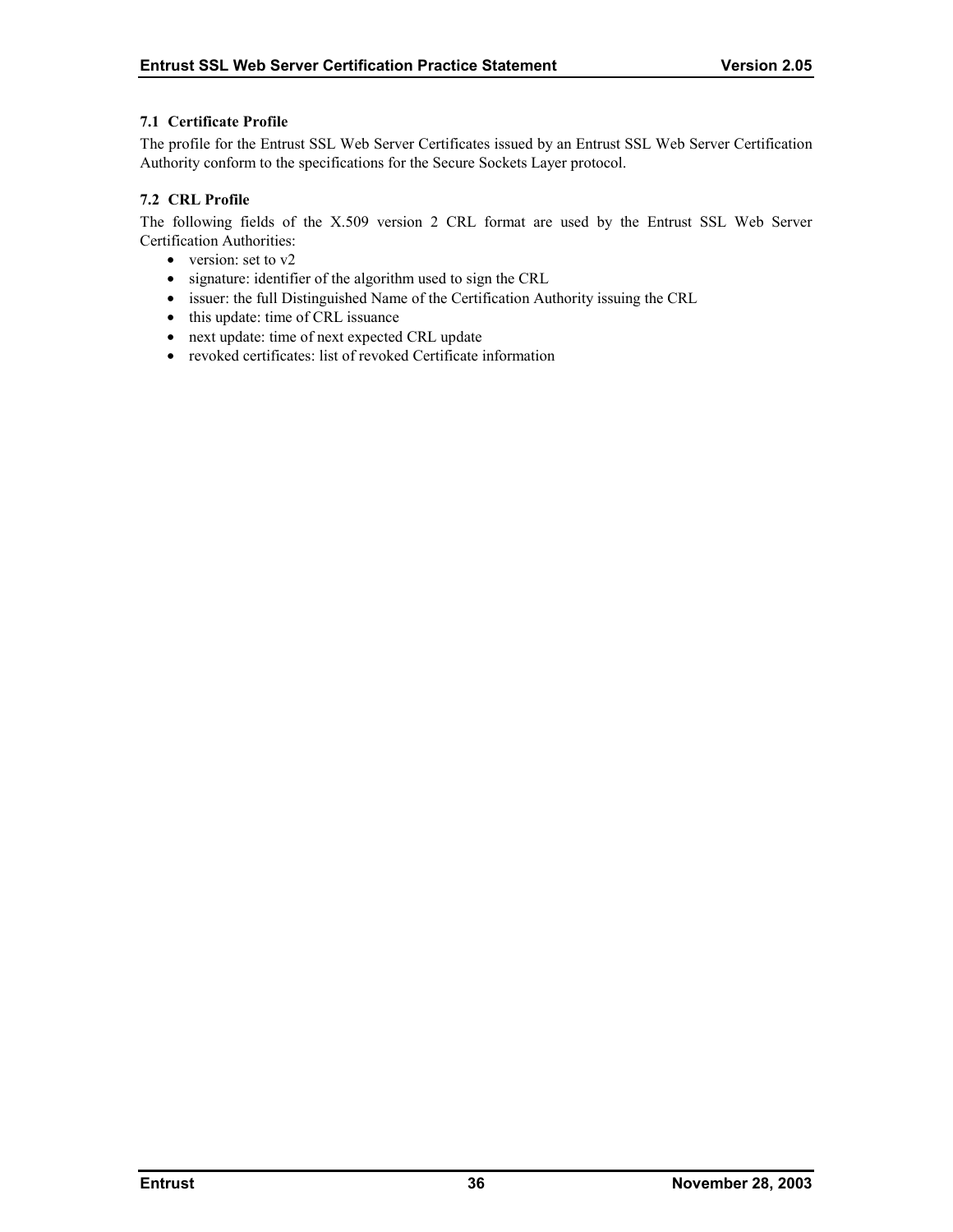### 7.1 Certificate Profile

The profile for the Entrust SSL Web Server Certificates issued by an Entrust SSL Web Server Certification Authority conform to the specifications for the Secure Sockets Layer protocol.

### 7.2 CRL Profile

The following fields of the X.509 version 2 CRL format are used by the Entrust SSL Web Server Certification Authorities:

- version: set to v2
- signature: identifier of the algorithm used to sign the CRL
- issuer: the full Distinguished Name of the Certification Authority issuing the CRL
- this update: time of CRL issuance
- next update: time of next expected CRL update
- revoked certificates: list of revoked Certificate information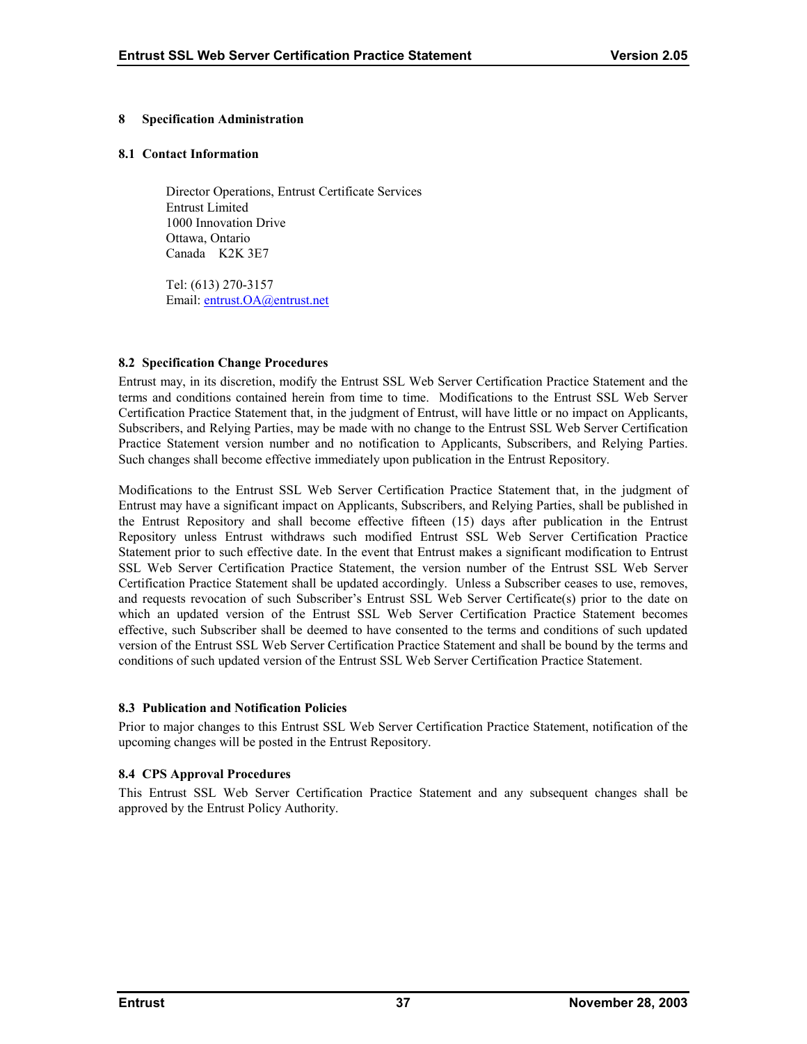# 8 Specification Administration

## 8.1 Contact Information

Director Operations, Entrust Certificate Services
Entrust Limited
1000 Innovation Drive
Ottawa, Ontario
Canada  K2K 3E7

Tel: (613) 270-3157
Email: entrust.OA@entrust.net

## 8.2 Specification Change Procedures

Entrust may, in its discretion, modify the Entrust SSL Web Server Certification Practice Statement and the terms and conditions contained herein from time to time. Modifications to the Entrust SSL Web Server Certification Practice Statement that, in the judgment of Entrust, will have little or no impact on Applicants, Subscribers, and Relying Parties, may be made with no change to the Entrust SSL Web Server Certification Practice Statement version number and no notification to Applicants, Subscribers, and Relying Parties. Such changes shall become effective immediately upon publication in the Entrust Repository.

Modifications to the Entrust SSL Web Server Certification Practice Statement that, in the judgment of Entrust may have a significant impact on Applicants, Subscribers, and Relying Parties, shall be published in the Entrust Repository and shall become effective fifteen (15) days after publication in the Entrust Repository unless Entrust withdraws such modified Entrust SSL Web Server Certification Practice Statement prior to such effective date. In the event that Entrust makes a significant modification to Entrust SSL Web Server Certification Practice Statement, the version number of the Entrust SSL Web Server Certification Practice Statement shall be updated accordingly. Unless a Subscriber ceases to use, removes, and requests revocation of such Subscriber's Entrust SSL Web Server Certificate(s) prior to the date on which an updated version of the Entrust SSL Web Server Certification Practice Statement becomes effective, such Subscriber shall be deemed to have consented to the terms and conditions of such updated version of the Entrust SSL Web Server Certification Practice Statement and shall be bound by the terms and conditions of such updated version of the Entrust SSL Web Server Certification Practice Statement.

## 8.3 Publication and Notification Policies

Prior to major changes to this Entrust SSL Web Server Certification Practice Statement, notification of the upcoming changes will be posted in the Entrust Repository.

## 8.4 CPS Approval Procedures

This Entrust SSL Web Server Certification Practice Statement and any subsequent changes shall be approved by the Entrust Policy Authority.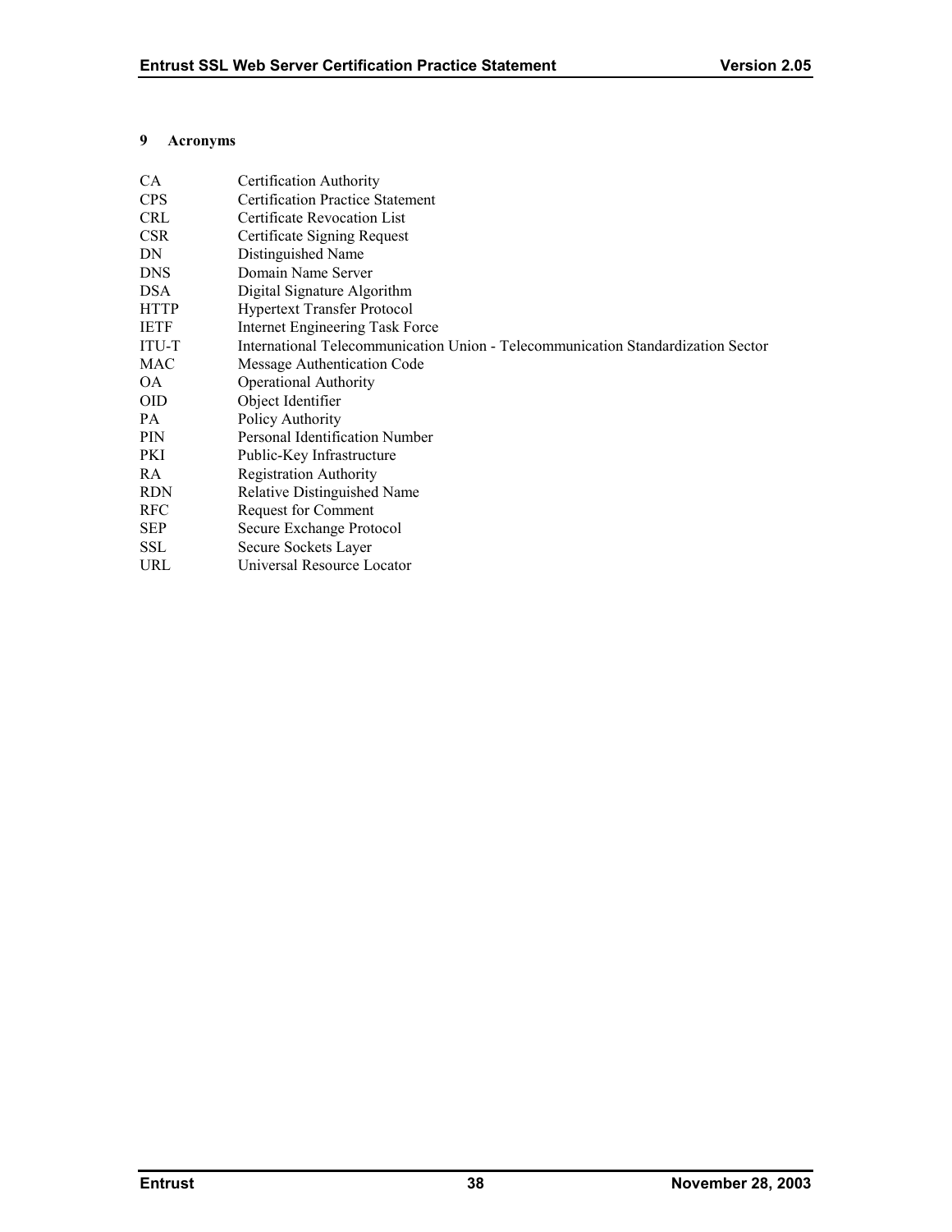# 9 Acronyms

| | |
|---|---|
| CA | Certification Authority |
| CPS | Certification Practice Statement |
| CRL | Certificate Revocation List |
| CSR | Certificate Signing Request |
| DN | Distinguished Name |
| DNS | Domain Name Server |
| DSA | Digital Signature Algorithm |
| HTTP | Hypertext Transfer Protocol |
| IETF | Internet Engineering Task Force |
| ITU-T | International Telecommunication Union - Telecommunication Standardization Sector |
| MAC | Message Authentication Code |
| OA | Operational Authority |
| OID | Object Identifier |
| PA | Policy Authority |
| PIN | Personal Identification Number |
| PKI | Public-Key Infrastructure |
| RA | Registration Authority |
| RDN | Relative Distinguished Name |
| RFC | Request for Comment |
| SEP | Secure Exchange Protocol |
| SSL | Secure Sockets Layer |
| URL | Universal Resource Locator |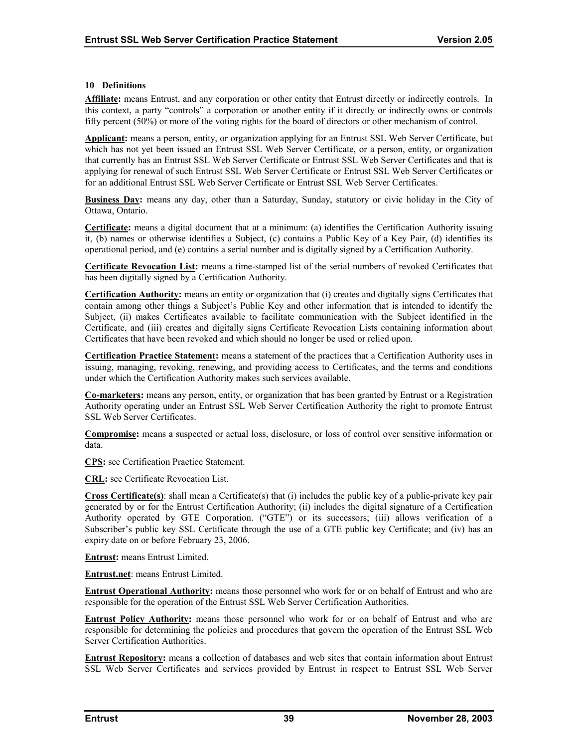## 10 Definitions

**Affiliate:** means Entrust, and any corporation or other entity that Entrust directly or indirectly controls. In this context, a party "controls" a corporation or another entity if it directly or indirectly owns or controls fifty percent (50%) or more of the voting rights for the board of directors or other mechanism of control.

**Applicant:** means a person, entity, or organization applying for an Entrust SSL Web Server Certificate, but which has not yet been issued an Entrust SSL Web Server Certificate, or a person, entity, or organization that currently has an Entrust SSL Web Server Certificate or Entrust SSL Web Server Certificates and that is applying for renewal of such Entrust SSL Web Server Certificate or Entrust SSL Web Server Certificates or for an additional Entrust SSL Web Server Certificate or Entrust SSL Web Server Certificates.

**Business Day:** means any day, other than a Saturday, Sunday, statutory or civic holiday in the City of Ottawa, Ontario.

**Certificate:** means a digital document that at a minimum: (a) identifies the Certification Authority issuing it, (b) names or otherwise identifies a Subject, (c) contains a Public Key of a Key Pair, (d) identifies its operational period, and (e) contains a serial number and is digitally signed by a Certification Authority.

**Certificate Revocation List:** means a time-stamped list of the serial numbers of revoked Certificates that has been digitally signed by a Certification Authority.

**Certification Authority:** means an entity or organization that (i) creates and digitally signs Certificates that contain among other things a Subject's Public Key and other information that is intended to identify the Subject, (ii) makes Certificates available to facilitate communication with the Subject identified in the Certificate, and (iii) creates and digitally signs Certificate Revocation Lists containing information about Certificates that have been revoked and which should no longer be used or relied upon.

**Certification Practice Statement:** means a statement of the practices that a Certification Authority uses in issuing, managing, revoking, renewing, and providing access to Certificates, and the terms and conditions under which the Certification Authority makes such services available.

**Co-marketers:** means any person, entity, or organization that has been granted by Entrust or a Registration Authority operating under an Entrust SSL Web Server Certification Authority the right to promote Entrust SSL Web Server Certificates.

**Compromise:** means a suspected or actual loss, disclosure, or loss of control over sensitive information or data.

**CPS:** see Certification Practice Statement.

**CRL:** see Certificate Revocation List.

**Cross Certificate(s)**: shall mean a Certificate(s) that (i) includes the public key of a public-private key pair generated by or for the Entrust Certification Authority; (ii) includes the digital signature of a Certification Authority operated by GTE Corporation. ("GTE") or its successors; (iii) allows verification of a Subscriber's public key SSL Certificate through the use of a GTE public key Certificate; and (iv) has an expiry date on or before February 23, 2006.

**Entrust:** means Entrust Limited.

**Entrust.net**: means Entrust Limited.

**Entrust Operational Authority:** means those personnel who work for or on behalf of Entrust and who are responsible for the operation of the Entrust SSL Web Server Certification Authorities.

**Entrust Policy Authority:** means those personnel who work for or on behalf of Entrust and who are responsible for determining the policies and procedures that govern the operation of the Entrust SSL Web Server Certification Authorities.

**Entrust Repository:** means a collection of databases and web sites that contain information about Entrust SSL Web Server Certificates and services provided by Entrust in respect to Entrust SSL Web Server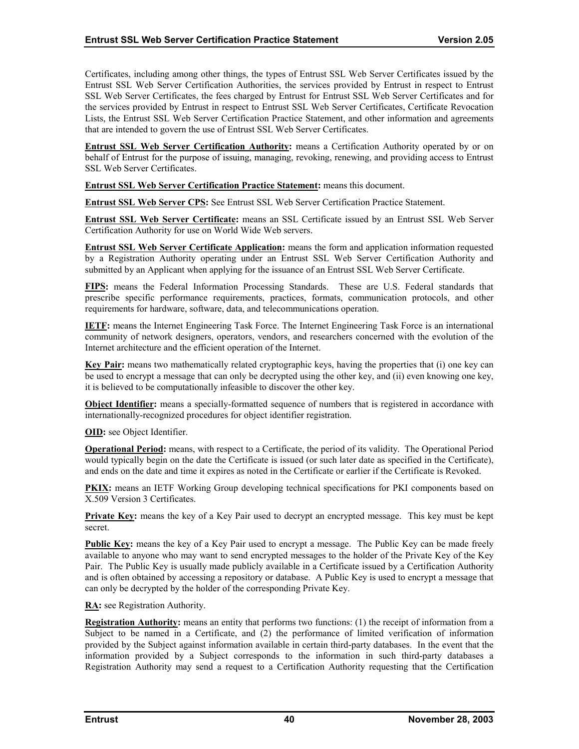Certificates, including among other things, the types of Entrust SSL Web Server Certificates issued by the Entrust SSL Web Server Certification Authorities, the services provided by Entrust in respect to Entrust SSL Web Server Certificates, the fees charged by Entrust for Entrust SSL Web Server Certificates and for the services provided by Entrust in respect to Entrust SSL Web Server Certificates, Certificate Revocation Lists, the Entrust SSL Web Server Certification Practice Statement, and other information and agreements that are intended to govern the use of Entrust SSL Web Server Certificates.

**Entrust SSL Web Server Certification Authority:** means a Certification Authority operated by or on behalf of Entrust for the purpose of issuing, managing, revoking, renewing, and providing access to Entrust SSL Web Server Certificates.

**Entrust SSL Web Server Certification Practice Statement:** means this document.

**Entrust SSL Web Server CPS:** See Entrust SSL Web Server Certification Practice Statement.

**Entrust SSL Web Server Certificate:** means an SSL Certificate issued by an Entrust SSL Web Server Certification Authority for use on World Wide Web servers.

**Entrust SSL Web Server Certificate Application:** means the form and application information requested by a Registration Authority operating under an Entrust SSL Web Server Certification Authority and submitted by an Applicant when applying for the issuance of an Entrust SSL Web Server Certificate.

**FIPS:** means the Federal Information Processing Standards. These are U.S. Federal standards that prescribe specific performance requirements, practices, formats, communication protocols, and other requirements for hardware, software, data, and telecommunications operation.

**IETF:** means the Internet Engineering Task Force. The Internet Engineering Task Force is an international community of network designers, operators, vendors, and researchers concerned with the evolution of the Internet architecture and the efficient operation of the Internet.

**Key Pair:** means two mathematically related cryptographic keys, having the properties that (i) one key can be used to encrypt a message that can only be decrypted using the other key, and (ii) even knowing one key, it is believed to be computationally infeasible to discover the other key.

**Object Identifier:** means a specially-formatted sequence of numbers that is registered in accordance with internationally-recognized procedures for object identifier registration.

**OID:** see Object Identifier.

**Operational Period:** means, with respect to a Certificate, the period of its validity. The Operational Period would typically begin on the date the Certificate is issued (or such later date as specified in the Certificate), and ends on the date and time it expires as noted in the Certificate or earlier if the Certificate is Revoked.

**PKIX:** means an IETF Working Group developing technical specifications for PKI components based on X.509 Version 3 Certificates.

**Private Key:** means the key of a Key Pair used to decrypt an encrypted message. This key must be kept secret.

**Public Key:** means the key of a Key Pair used to encrypt a message. The Public Key can be made freely available to anyone who may want to send encrypted messages to the holder of the Private Key of the Key Pair. The Public Key is usually made publicly available in a Certificate issued by a Certification Authority and is often obtained by accessing a repository or database. A Public Key is used to encrypt a message that can only be decrypted by the holder of the corresponding Private Key.

**RA:** see Registration Authority.

**Registration Authority:** means an entity that performs two functions: (1) the receipt of information from a Subject to be named in a Certificate, and (2) the performance of limited verification of information provided by the Subject against information available in certain third-party databases. In the event that the information provided by a Subject corresponds to the information in such third-party databases a Registration Authority may send a request to a Certification Authority requesting that the Certification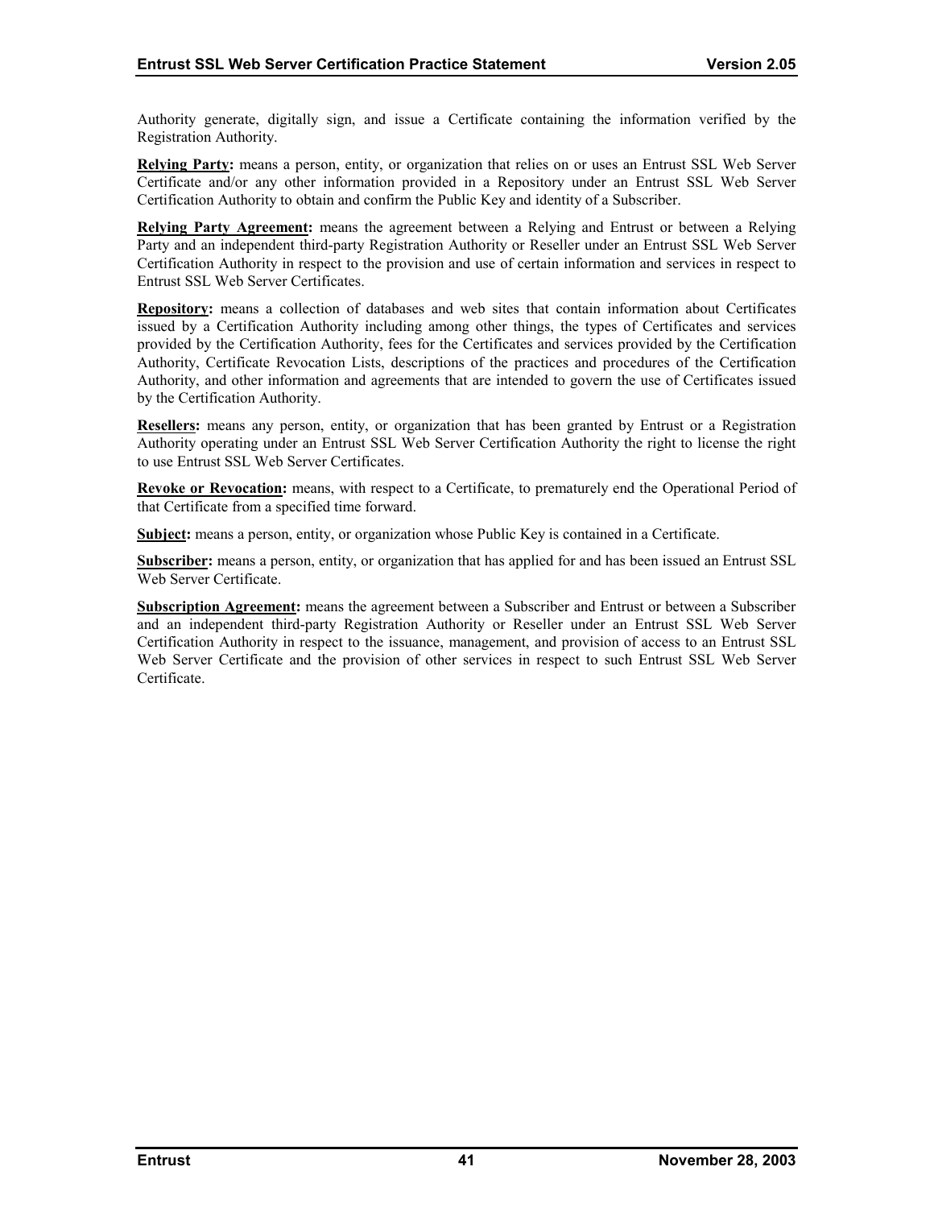Authority generate, digitally sign, and issue a Certificate containing the information verified by the Registration Authority.

**Relying Party:** means a person, entity, or organization that relies on or uses an Entrust SSL Web Server Certificate and/or any other information provided in a Repository under an Entrust SSL Web Server Certification Authority to obtain and confirm the Public Key and identity of a Subscriber.

**Relying Party Agreement:** means the agreement between a Relying and Entrust or between a Relying Party and an independent third-party Registration Authority or Reseller under an Entrust SSL Web Server Certification Authority in respect to the provision and use of certain information and services in respect to Entrust SSL Web Server Certificates.

**Repository:** means a collection of databases and web sites that contain information about Certificates issued by a Certification Authority including among other things, the types of Certificates and services provided by the Certification Authority, fees for the Certificates and services provided by the Certification Authority, Certificate Revocation Lists, descriptions of the practices and procedures of the Certification Authority, and other information and agreements that are intended to govern the use of Certificates issued by the Certification Authority.

**Resellers:** means any person, entity, or organization that has been granted by Entrust or a Registration Authority operating under an Entrust SSL Web Server Certification Authority the right to license the right to use Entrust SSL Web Server Certificates.

**Revoke or Revocation:** means, with respect to a Certificate, to prematurely end the Operational Period of that Certificate from a specified time forward.

**Subject:** means a person, entity, or organization whose Public Key is contained in a Certificate.

**Subscriber:** means a person, entity, or organization that has applied for and has been issued an Entrust SSL Web Server Certificate.

**Subscription Agreement:** means the agreement between a Subscriber and Entrust or between a Subscriber and an independent third-party Registration Authority or Reseller under an Entrust SSL Web Server Certification Authority in respect to the issuance, management, and provision of access to an Entrust SSL Web Server Certificate and the provision of other services in respect to such Entrust SSL Web Server Certificate.